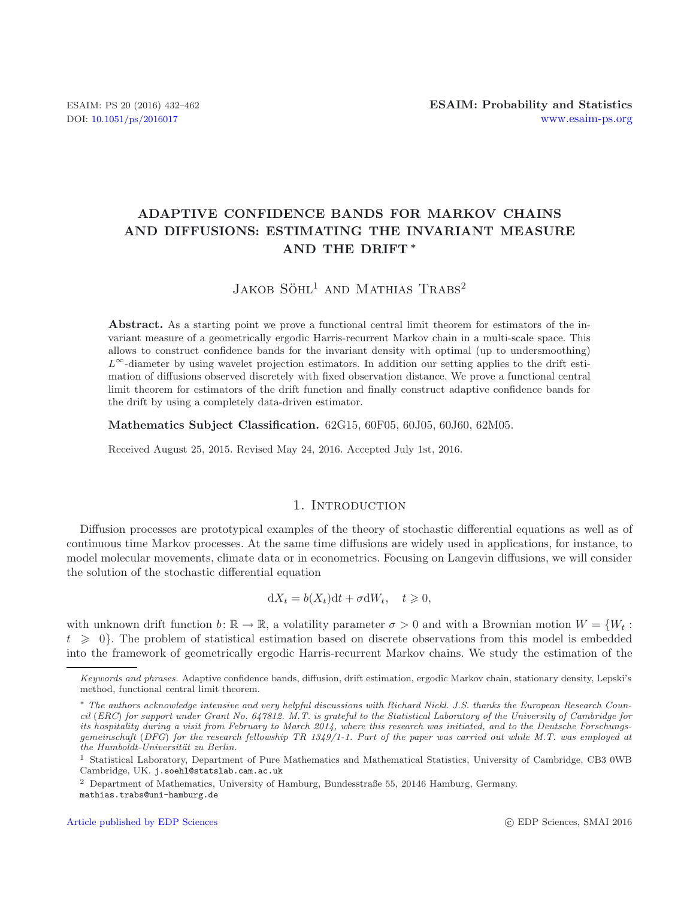# ADAPTIVE CONFIDENCE BANDS FOR MARKOV CHAINS AND DIFFUSIONS: ESTIMATING THE INVARIANT MEASURE AND THE DRIFT [*]

JAKOB SÖHL[1] AND MATHIAS TRABS[2]

**Abstract.** As a starting point we prove a functional central limit theorem for estimators of the invariant measure of a geometrically ergodic Harris-recurrent Markov chain in a multi-scale space. This allows to construct confidence bands for the invariant density with optimal (up to undersmoothing) $L^\infty$-diameter by using wavelet projection estimators. In addition our setting applies to the drift estimation of diffusions observed discretely with fixed observation distance. We prove a functional central limit theorem for estimators of the drift function and finally construct adaptive confidence bands for the drift by using a completely data-driven estimator.

**Mathematics Subject Classification.** 62G15, 60F05, 60J05, 60J60, 62M05.

Received August 25, 2015. Revised May 24, 2016. Accepted July 1st, 2016.

## 1. Introduction

Diffusion processes are prototypical examples of the theory of stochastic differential equations as well as of continuous time Markov processes. At the same time diffusions are widely used in applications, for instance, to model molecular movements, climate data or in econometrics. Focusing on Langevin diffusions, we will consider the solution of the stochastic differential equation

$$\mathrm{d}X_t = b(X_t)\mathrm{d}t + \sigma \mathrm{d}W_t, \quad t \geqslant 0,$$

with unknown drift function $b\colon \mathbb{R} \to \mathbb{R}$, a volatility parameter $\sigma > 0$ and with a Brownian motion $W = \{W_t : t \geqslant 0\}$. The problem of statistical estimation based on discrete observations from this model is embedded into the framework of geometrically ergodic Harris-recurrent Markov chains. We study the estimation of the

*Keywords and phrases.* Adaptive confidence bands, diffusion, drift estimation, ergodic Markov chain, stationary density, Lepski's method, functional central limit theorem.

[*] *The authors acknowledge intensive and very helpful discussions with Richard Nickl. J.S. thanks the European Research Council (ERC) for support under Grant No. 647812. M.T. is grateful to the Statistical Laboratory of the University of Cambridge for its hospitality during a visit from February to March 2014, where this research was initiated, and to the Deutsche Forschungsgemeinschaft (DFG) for the research fellowship TR 1349/1-1. Part of the paper was carried out while M.T. was employed at the Humboldt-Universität zu Berlin.*

[1] Statistical Laboratory, Department of Pure Mathematics and Mathematical Statistics, University of Cambridge, CB3 0WB Cambridge, UK. j.soehl@statslab.cam.ac.uk

[2] Department of Mathematics, University of Hamburg, Bundesstraße 55, 20146 Hamburg, Germany. mathias.trabs@uni-hamburg.de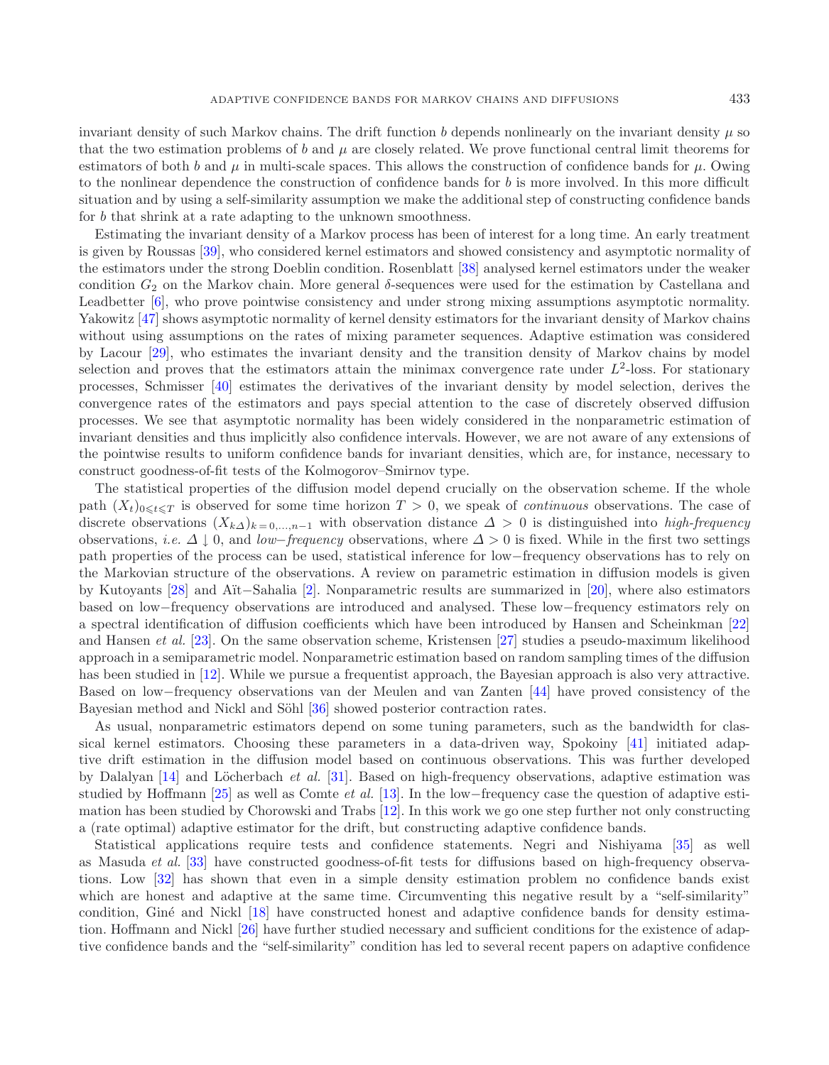invariant density of such Markov chains. The drift function $b$ depends nonlinearly on the invariant density $\mu$ so that the two estimation problems of $b$ and $\mu$ are closely related. We prove functional central limit theorems for estimators of both $b$ and $\mu$ in multi-scale spaces. This allows the construction of confidence bands for $\mu$. Owing to the nonlinear dependence the construction of confidence bands for $b$ is more involved. In this more difficult situation and by using a self-similarity assumption we make the additional step of constructing confidence bands for $b$ that shrink at a rate adapting to the unknown smoothness.

Estimating the invariant density of a Markov process has been of interest for a long time. An early treatment is given by Roussas [39], who considered kernel estimators and showed consistency and asymptotic normality of the estimators under the strong Doeblin condition. Rosenblatt [38] analysed kernel estimators under the weaker condition $G_2$ on the Markov chain. More general $\delta$-sequences were used for the estimation by Castellana and Leadbetter [6], who prove pointwise consistency and under strong mixing assumptions asymptotic normality. Yakowitz [47] shows asymptotic normality of kernel density estimators for the invariant density of Markov chains without using assumptions on the rates of mixing parameter sequences. Adaptive estimation was considered by Lacour [29], who estimates the invariant density and the transition density of Markov chains by model selection and proves that the estimators attain the minimax convergence rate under $L^2$-loss. For stationary processes, Schmisser [40] estimates the derivatives of the invariant density by model selection, derives the convergence rates of the estimators and pays special attention to the case of discretely observed diffusion processes. We see that asymptotic normality has been widely considered in the nonparametric estimation of invariant densities and thus implicitly also confidence intervals. However, we are not aware of any extensions of the pointwise results to uniform confidence bands for invariant densities, which are, for instance, necessary to construct goodness-of-fit tests of the Kolmogorov–Smirnov type.

The statistical properties of the diffusion model depend crucially on the observation scheme. If the whole path $(X_t)_{0\leqslant t\leqslant T}$ is observed for some time horizon $T > 0$, we speak of *continuous* observations. The case of discrete observations $(X_{k\Delta})_{k=0,\dots,n-1}$ with observation distance $\Delta > 0$ is distinguished into *high-frequency* observations, *i.e.* $\Delta \downarrow 0$, and *low−frequency* observations, where $\Delta > 0$ is fixed. While in the first two settings path properties of the process can be used, statistical inference for low−frequency observations has to rely on the Markovian structure of the observations. A review on parametric estimation in diffusion models is given by Kutoyants [28] and Aït−Sahalia [2]. Nonparametric results are summarized in [20], where also estimators based on low−frequency observations are introduced and analysed. These low−frequency estimators rely on a spectral identification of diffusion coefficients which have been introduced by Hansen and Scheinkman [22] and Hansen *et al.* [23]. On the same observation scheme, Kristensen [27] studies a pseudo-maximum likelihood approach in a semiparametric model. Nonparametric estimation based on random sampling times of the diffusion has been studied in [12]. While we pursue a frequentist approach, the Bayesian approach is also very attractive. Based on low−frequency observations van der Meulen and van Zanten [44] have proved consistency of the Bayesian method and Nickl and Söhl [36] showed posterior contraction rates.

As usual, nonparametric estimators depend on some tuning parameters, such as the bandwidth for classical kernel estimators. Choosing these parameters in a data-driven way, Spokoiny [41] initiated adaptive drift estimation in the diffusion model based on continuous observations. This was further developed by Dalalyan [14] and Löcherbach *et al.* [31]. Based on high-frequency observations, adaptive estimation was studied by Hoffmann [25] as well as Comte *et al.* [13]. In the low−frequency case the question of adaptive estimation has been studied by Chorowski and Trabs [12]. In this work we go one step further not only constructing a (rate optimal) adaptive estimator for the drift, but constructing adaptive confidence bands.

Statistical applications require tests and confidence statements. Negri and Nishiyama [35] as well as Masuda *et al.* [33] have constructed goodness-of-fit tests for diffusions based on high-frequency observations. Low [32] has shown that even in a simple density estimation problem no confidence bands exist which are honest and adaptive at the same time. Circumventing this negative result by a "self-similarity" condition, Giné and Nickl [18] have constructed honest and adaptive confidence bands for density estimation. Hoffmann and Nickl [26] have further studied necessary and sufficient conditions for the existence of adaptive confidence bands and the "self-similarity" condition has led to several recent papers on adaptive confidence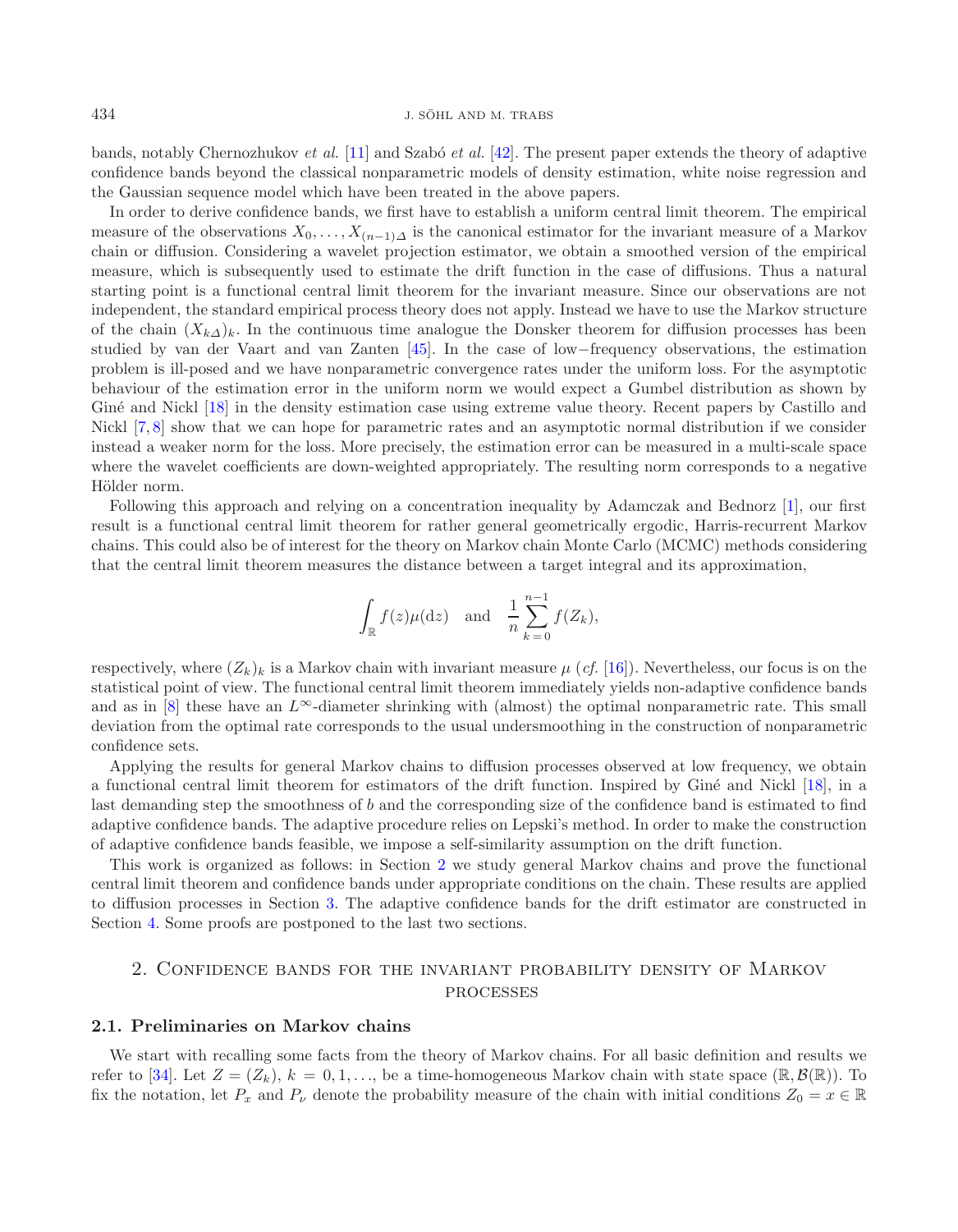bands, notably Chernozhukov *et al.* [11] and Szabó *et al.* [42]. The present paper extends the theory of adaptive confidence bands beyond the classical nonparametric models of density estimation, white noise regression and the Gaussian sequence model which have been treated in the above papers.

In order to derive confidence bands, we first have to establish a uniform central limit theorem. The empirical measure of the observations $X_0, \dots, X_{(n-1)\Delta}$ is the canonical estimator for the invariant measure of a Markov chain or diffusion. Considering a wavelet projection estimator, we obtain a smoothed version of the empirical measure, which is subsequently used to estimate the drift function in the case of diffusions. Thus a natural starting point is a functional central limit theorem for the invariant measure. Since our observations are not independent, the standard empirical process theory does not apply. Instead we have to use the Markov structure of the chain $(X_{k\Delta})_k$. In the continuous time analogue the Donsker theorem for diffusion processes has been studied by van der Vaart and van Zanten [45]. In the case of low−frequency observations, the estimation problem is ill-posed and we have nonparametric convergence rates under the uniform loss. For the asymptotic behaviour of the estimation error in the uniform norm we would expect a Gumbel distribution as shown by Giné and Nickl [18] in the density estimation case using extreme value theory. Recent papers by Castillo and Nickl [7, 8] show that we can hope for parametric rates and an asymptotic normal distribution if we consider instead a weaker norm for the loss. More precisely, the estimation error can be measured in a multi-scale space where the wavelet coefficients are down-weighted appropriately. The resulting norm corresponds to a negative Hölder norm.

Following this approach and relying on a concentration inequality by Adamczak and Bednorz [1], our first result is a functional central limit theorem for rather general geometrically ergodic, Harris-recurrent Markov chains. This could also be of interest for the theory on Markov chain Monte Carlo (MCMC) methods considering that the central limit theorem measures the distance between a target integral and its approximation,

$$\int_{\mathbb{R}} f(z)\mu(\mathrm{d}z) \quad \text{and} \quad \frac{1}{n}\sum_{k=0}^{n-1} f(Z_k),$$

respectively, where $(Z_k)_k$ is a Markov chain with invariant measure $\mu$ (*cf.* [16]). Nevertheless, our focus is on the statistical point of view. The functional central limit theorem immediately yields non-adaptive confidence bands and as in [8] these have an $L^\infty$-diameter shrinking with (almost) the optimal nonparametric rate. This small deviation from the optimal rate corresponds to the usual undersmoothing in the construction of nonparametric confidence sets.

Applying the results for general Markov chains to diffusion processes observed at low frequency, we obtain a functional central limit theorem for estimators of the drift function. Inspired by Giné and Nickl [18], in a last demanding step the smoothness of $b$ and the corresponding size of the confidence band is estimated to find adaptive confidence bands. The adaptive procedure relies on Lepski's method. In order to make the construction of adaptive confidence bands feasible, we impose a self-similarity assumption on the drift function.

This work is organized as follows: in Section 2 we study general Markov chains and prove the functional central limit theorem and confidence bands under appropriate conditions on the chain. These results are applied to diffusion processes in Section 3. The adaptive confidence bands for the drift estimator are constructed in Section 4. Some proofs are postponed to the last two sections.

## 2. Confidence bands for the invariant probability density of Markov processes

### 2.1. Preliminaries on Markov chains

We start with recalling some facts from the theory of Markov chains. For all basic definition and results we refer to [34]. Let $Z = (Z_k)$, $k = 0, 1, \dots$, be a time-homogeneous Markov chain with state space $(\mathbb{R}, \mathcal{B}(\mathbb{R}))$. To fix the notation, let $P_x$ and $P_\nu$ denote the probability measure of the chain with initial conditions $Z_0 = x \in \mathbb{R}$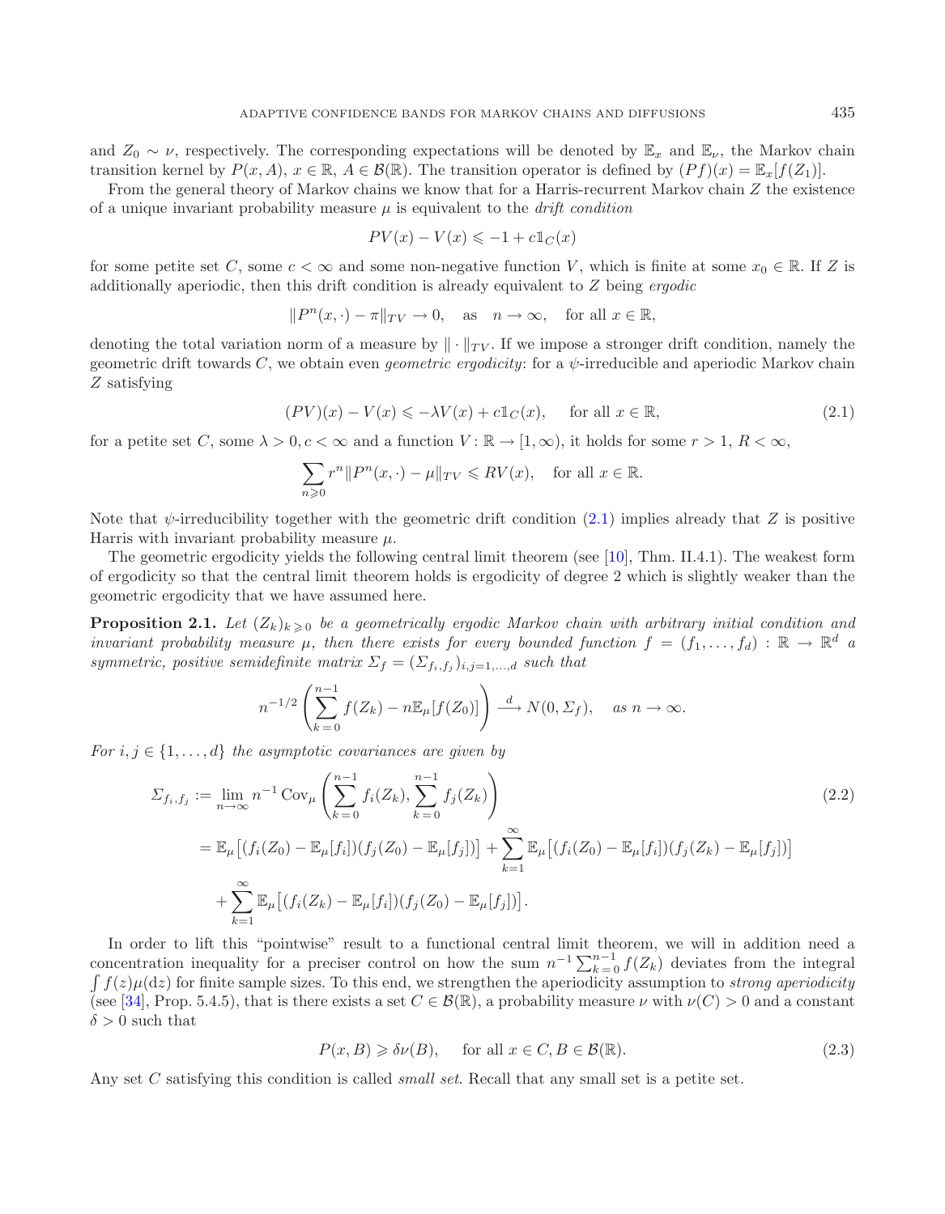and $Z_0 \sim \nu$, respectively. The corresponding expectations will be denoted by $\mathbb{E}_x$ and $\mathbb{E}_\nu$, the Markov chain transition kernel by $P(x, A)$, $x \in \mathbb{R}$, $A \in \mathcal{B}(\mathbb{R})$. The transition operator is defined by $(Pf)(x) = \mathbb{E}_x[f(Z_1)]$.

From the general theory of Markov chains we know that for a Harris-recurrent Markov chain $Z$ the existence of a unique invariant probability measure $\mu$ is equivalent to the *drift condition*

$$PV(x) - V(x) \leqslant -1 + c\mathbb{1}_C(x)$$

for some petite set $C$, some $c < \infty$ and some non-negative function $V$, which is finite at some $x_0 \in \mathbb{R}$. If $Z$ is additionally aperiodic, then this drift condition is already equivalent to $Z$ being *ergodic*

$$\|P^n(x, \cdot) - \pi\|_{TV} \to 0, \quad \text{as} \quad n \to \infty, \quad \text{for all } x \in \mathbb{R},$$

denoting the total variation norm of a measure by $\|\cdot\|_{TV}$. If we impose a stronger drift condition, namely the geometric drift towards $C$, we obtain even *geometric ergodicity*: for a $\psi$-irreducible and aperiodic Markov chain $Z$ satisfying

$$(PV)(x) - V(x) \leqslant -\lambda V(x) + c\mathbb{1}_C(x), \quad \text{for all } x \in \mathbb{R}, \tag{2.1}$$

for a petite set $C$, some $\lambda > 0, c < \infty$ and a function $V : \mathbb{R} \to [1, \infty)$, it holds for some $r > 1$, $R < \infty$,

$$\sum_{n \geqslant 0} r^n \|P^n(x, \cdot) - \mu\|_{TV} \leqslant RV(x), \quad \text{for all } x \in \mathbb{R}.$$

Note that $\psi$-irreducibility together with the geometric drift condition (2.1) implies already that $Z$ is positive Harris with invariant probability measure $\mu$.

The geometric ergodicity yields the following central limit theorem (see [10], Thm. II.4.1). The weakest form of ergodicity so that the central limit theorem holds is ergodicity of degree 2 which is slightly weaker than the geometric ergodicity that we have assumed here.

**Proposition 2.1.** *Let $(Z_k)_{k \geqslant 0}$ be a geometrically ergodic Markov chain with arbitrary initial condition and invariant probability measure $\mu$, then there exists for every bounded function $f = (f_1, \ldots, f_d) : \mathbb{R} \to \mathbb{R}^d$ a symmetric, positive semidefinite matrix $\Sigma_f = (\Sigma_{f_i, f_j})_{i,j=1,\ldots,d}$ such that*

$$n^{-1/2} \left( \sum_{k=0}^{n-1} f(Z_k) - n\mathbb{E}_\mu[f(Z_0)] \right) \xrightarrow{d} N(0, \Sigma_f), \quad \text{as } n \to \infty.$$

*For $i, j \in \{1, \ldots, d\}$ the asymptotic covariances are given by*

$$\begin{aligned}
\Sigma_{f_i, f_j} &:= \lim_{n \to \infty} n^{-1} \operatorname{Cov}_\mu \left( \sum_{k=0}^{n-1} f_i(Z_k), \sum_{k=0}^{n-1} f_j(Z_k) \right) \\
&= \mathbb{E}_\mu\big[(f_i(Z_0) - \mathbb{E}_\mu[f_i])(f_j(Z_0) - \mathbb{E}_\mu[f_j])\big] + \sum_{k=1}^{\infty} \mathbb{E}_\mu\big[(f_i(Z_0) - \mathbb{E}_\mu[f_i])(f_j(Z_k) - \mathbb{E}_\mu[f_j])\big] \\
&\quad + \sum_{k=1}^{\infty} \mathbb{E}_\mu\big[(f_i(Z_k) - \mathbb{E}_\mu[f_i])(f_j(Z_0) - \mathbb{E}_\mu[f_j])\big].
\end{aligned} \tag{2.2}$$

In order to lift this "pointwise" result to a functional central limit theorem, we will in addition need a concentration inequality for a preciser control on how the sum $n^{-1} \sum_{k=0}^{n-1} f(Z_k)$ deviates from the integral $\int f(z)\mu(\mathrm{d}z)$ for finite sample sizes. To this end, we strengthen the aperiodicity assumption to *strong aperiodicity* (see [34], Prop. 5.4.5), that is there exists a set $C \in \mathcal{B}(\mathbb{R})$, a probability measure $\nu$ with $\nu(C) > 0$ and a constant $\delta > 0$ such that

$$P(x, B) \geqslant \delta\nu(B), \quad \text{for all } x \in C, B \in \mathcal{B}(\mathbb{R}). \tag{2.3}$$

Any set $C$ satisfying this condition is called *small set*. Recall that any small set is a petite set.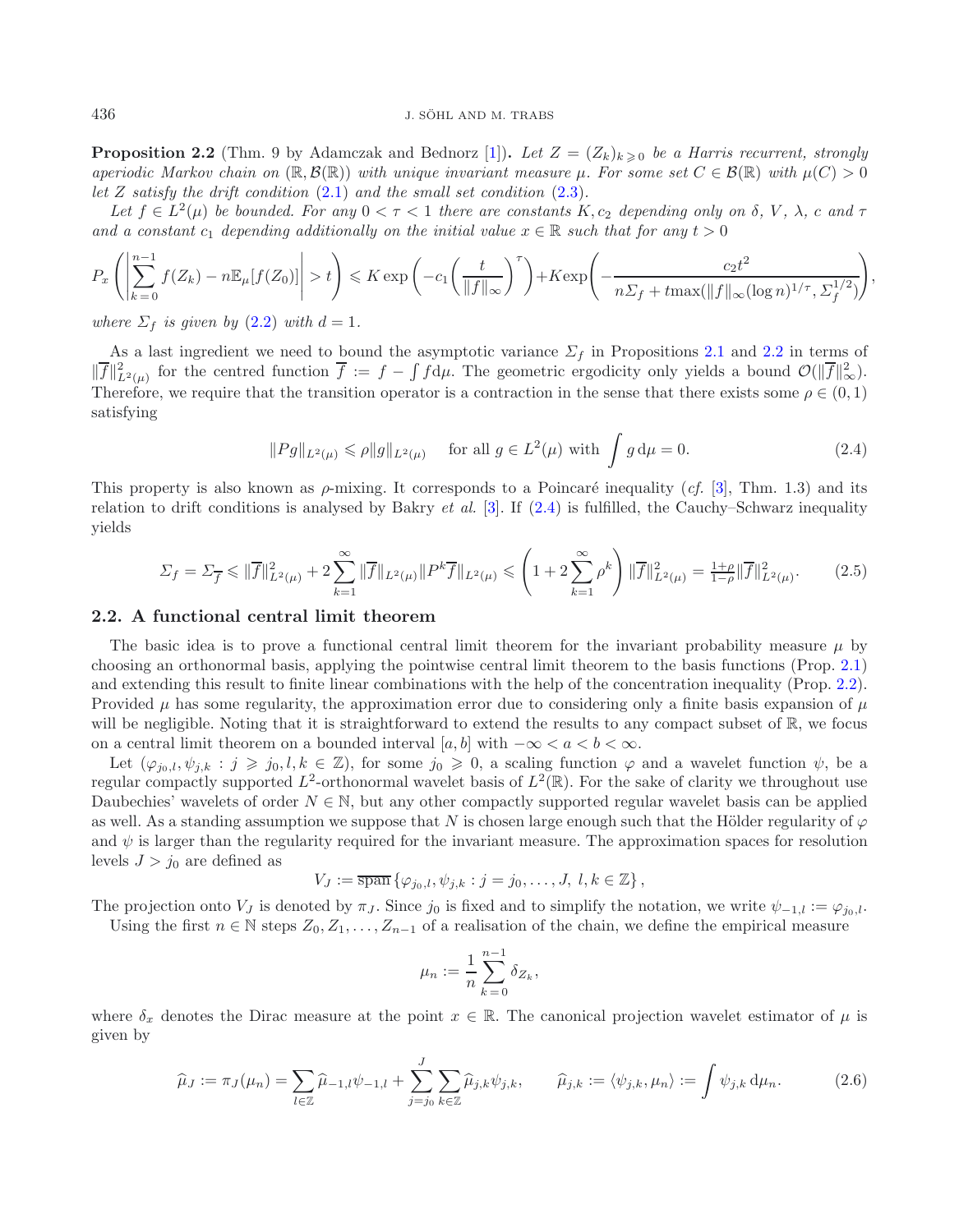**Proposition 2.2** (Thm. 9 by Adamczak and Bednorz [1]). *Let $Z = (Z_k)_{k\geqslant 0}$ be a Harris recurrent, strongly aperiodic Markov chain on $(\mathbb{R}, \mathcal{B}(\mathbb{R}))$ with unique invariant measure $\mu$. For some set $C \in \mathcal{B}(\mathbb{R})$ with $\mu(C) > 0$ let $Z$ satisfy the drift condition (2.1) and the small set condition (2.3).*

*Let $f \in L^2(\mu)$ be bounded. For any $0 < \tau < 1$ there are constants $K, c_2$ depending only on $\delta$, $V$, $\lambda$, $c$ and $\tau$ and a constant $c_1$ depending additionally on the initial value $x \in \mathbb{R}$ such that for any $t > 0$*

$$P_x\left(\left|\sum_{k=0}^{n-1} f(Z_k) - n\mathbb{E}_\mu[f(Z_0)]\right| > t\right) \leqslant K\exp\left(-c_1\left(\frac{t}{\|f\|_\infty}\right)^\tau\right) + K\exp\left(-\frac{c_2 t^2}{n\Sigma_f + t\max(\|f\|_\infty(\log n)^{1/\tau}, \Sigma_f^{1/2})}\right),$$

*where $\Sigma_f$ is given by (2.2) with $d = 1$.*

As a last ingredient we need to bound the asymptotic variance $\Sigma_f$ in Propositions 2.1 and 2.2 in terms of $\|\overline{f}\|^2_{L^2(\mu)}$ for the centred function $\overline{f} := f - \int f \mathrm{d}\mu$. The geometric ergodicity only yields a bound $\mathcal{O}(\|\overline{f}\|^2_\infty)$. Therefore, we require that the transition operator is a contraction in the sense that there exists some $\rho \in (0, 1)$ satisfying

$$\|Pg\|_{L^2(\mu)} \leqslant \rho\|g\|_{L^2(\mu)} \quad \text{for all } g \in L^2(\mu) \text{ with } \int g\,\mathrm{d}\mu = 0. \tag{2.4}$$

This property is also known as $\rho$-mixing. It corresponds to a Poincaré inequality (*cf.* [3], Thm. 1.3) and its relation to drift conditions is analysed by Bakry *et al.* [3]. If (2.4) is fulfilled, the Cauchy–Schwarz inequality yields

$$\Sigma_f = \Sigma_{\overline{f}} \leqslant \|\overline{f}\|^2_{L^2(\mu)} + 2\sum_{k=1}^\infty \|\overline{f}\|_{L^2(\mu)}\|P^k\overline{f}\|_{L^2(\mu)} \leqslant \left(1 + 2\sum_{k=1}^\infty \rho^k\right)\|\overline{f}\|^2_{L^2(\mu)} = \tfrac{1+\rho}{1-\rho}\|\overline{f}\|^2_{L^2(\mu)}. \tag{2.5}$$

## 2.2. A functional central limit theorem

The basic idea is to prove a functional central limit theorem for the invariant probability measure $\mu$ by choosing an orthonormal basis, applying the pointwise central limit theorem to the basis functions (Prop. 2.1) and extending this result to finite linear combinations with the help of the concentration inequality (Prop. 2.2). Provided $\mu$ has some regularity, the approximation error due to considering only a finite basis expansion of $\mu$ will be negligible. Noting that it is straightforward to extend the results to any compact subset of $\mathbb{R}$, we focus on a central limit theorem on a bounded interval $[a, b]$ with $-\infty < a < b < \infty$.

Let $(\varphi_{j_0,l}, \psi_{j,k} : j \geqslant j_0, l, k \in \mathbb{Z})$, for some $j_0 \geqslant 0$, a scaling function $\varphi$ and a wavelet function $\psi$, be a regular compactly supported $L^2$-orthonormal wavelet basis of $L^2(\mathbb{R})$. For the sake of clarity we throughout use Daubechies' wavelets of order $N \in \mathbb{N}$, but any other compactly supported regular wavelet basis can be applied as well. As a standing assumption we suppose that $N$ is chosen large enough such that the Hölder regularity of $\varphi$ and $\psi$ is larger than the regularity required for the invariant measure. The approximation spaces for resolution levels $J > j_0$ are defined as

$$V_J := \overline{\operatorname{span}}\{\varphi_{j_0,l}, \psi_{j,k} : j = j_0, \ldots, J,\ l, k \in \mathbb{Z}\},$$

The projection onto $V_J$ is denoted by $\pi_J$. Since $j_0$ is fixed and to simplify the notation, we write $\psi_{-1,l} := \varphi_{j_0,l}$.

Using the first $n \in \mathbb{N}$ steps $Z_0, Z_1, \ldots, Z_{n-1}$ of a realisation of the chain, we define the empirical measure

$$\mu_n := \frac{1}{n}\sum_{k=0}^{n-1} \delta_{Z_k},$$

where $\delta_x$ denotes the Dirac measure at the point $x \in \mathbb{R}$. The canonical projection wavelet estimator of $\mu$ is given by

$$\widehat{\mu}_J := \pi_J(\mu_n) = \sum_{l\in\mathbb{Z}} \widehat{\mu}_{-1,l}\psi_{-1,l} + \sum_{j=j_0}^J \sum_{k\in\mathbb{Z}} \widehat{\mu}_{j,k}\psi_{j,k}, \qquad \widehat{\mu}_{j,k} := \langle \psi_{j,k}, \mu_n\rangle := \int \psi_{j,k}\,\mathrm{d}\mu_n. \tag{2.6}$$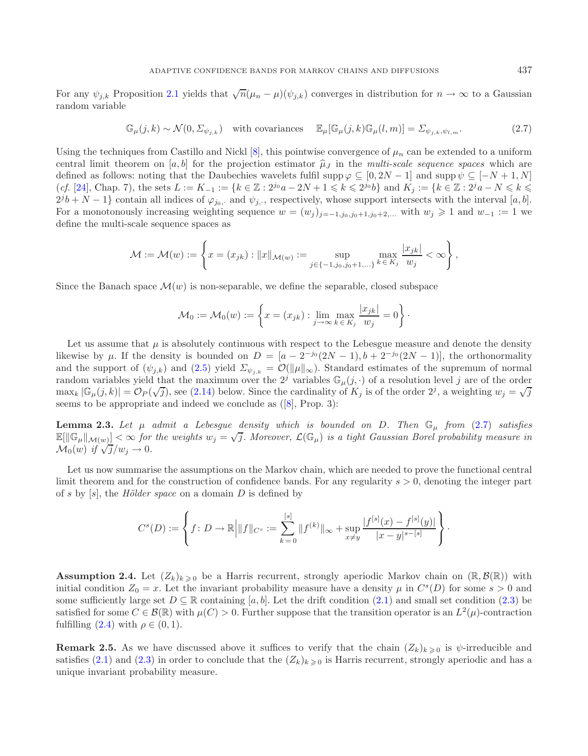For any $\psi_{j,k}$ Proposition 2.1 yields that $\sqrt{n}(\mu_n - \mu)(\psi_{j,k})$ converges in distribution for $n \to \infty$ to a Gaussian random variable

$$\mathbb{G}_\mu(j,k) \sim \mathcal{N}(0, \Sigma_{\psi_{j,k}}) \quad \text{with covariances} \quad \mathbb{E}_\mu[\mathbb{G}_\mu(j,k)\mathbb{G}_\mu(l,m)] = \Sigma_{\psi_{j,k},\psi_{l,m}}. \tag{2.7}$$

Using the techniques from Castillo and Nickl [8], this pointwise convergence of $\mu_n$ can be extended to a uniform central limit theorem on $[a,b]$ for the projection estimator $\widehat{\mu}_J$ in the *multi-scale sequence spaces* which are defined as follows: noting that the Daubechies wavelets fulfil $\operatorname{supp}\varphi \subseteq [0, 2N-1]$ and $\operatorname{supp}\psi \subseteq [-N+1, N]$ (*cf.* [24], Chap. 7), the sets $L := K_{-1} := \{k \in \mathbb{Z} : 2^{j_0}a - 2N + 1 \leqslant k \leqslant 2^{j_0}b\}$ and $K_j := \{k \in \mathbb{Z} : 2^j a - N \leqslant k \leqslant 2^j b + N - 1\}$ contain all indices of $\varphi_{j_0,\cdot}$ and $\psi_{j,\cdot}$, respectively, whose support intersects with the interval $[a,b]$. For a monotonously increasing weighting sequence $w = (w_j)_{j=-1,j_0,j_0+1,j_0+2,\ldots}$ with $w_j \geqslant 1$ and $w_{-1} := 1$ we define the multi-scale sequence spaces as

$$\mathcal{M} := \mathcal{M}(w) := \left\{ x = (x_{jk}) : \|x\|_{\mathcal{M}(w)} := \sup_{j \in \{-1, j_0, j_0+1, \ldots\}} \max_{k \in K_j} \frac{|x_{jk}|}{w_j} < \infty \right\},$$

Since the Banach space $\mathcal{M}(w)$ is non-separable, we define the separable, closed subspace

$$\mathcal{M}_0 := \mathcal{M}_0(w) := \left\{ x = (x_{jk}) : \lim_{j \to \infty} \max_{k \in K_j} \frac{|x_{jk}|}{w_j} = 0 \right\}.$$

Let us assume that $\mu$ is absolutely continuous with respect to the Lebesgue measure and denote the density likewise by $\mu$. If the density is bounded on $D = [a - 2^{-j_0}(2N-1), b + 2^{-j_0}(2N-1)]$, the orthonormality and the support of $(\psi_{j,k})$ and (2.5) yield $\Sigma_{\psi_{j,k}} = \mathcal{O}(\|\mu\|_\infty)$. Standard estimates of the supremum of normal random variables yield that the maximum over the $2^j$ variables $\mathbb{G}_\mu(j,\cdot)$ of a resolution level $j$ are of the order $\max_k |\mathbb{G}_\mu(j,k)| = \mathcal{O}_P(\sqrt{j})$, see (2.14) below. Since the cardinality of $K_j$ is of the order $2^j$, a weighting $w_j = \sqrt{j}$ seems to be appropriate and indeed we conclude as ([8], Prop. 3):

**Lemma 2.3.** *Let $\mu$ admit a Lebesgue density which is bounded on $D$. Then $\mathbb{G}_\mu$ from (2.7) satisfies $\mathbb{E}[\|\mathbb{G}_\mu\|_{\mathcal{M}(w)}] < \infty$ for the weights $w_j = \sqrt{j}$. Moreover, $\mathcal{L}(\mathbb{G}_\mu)$ is a tight Gaussian Borel probability measure in $\mathcal{M}_0(w)$ if $\sqrt{j}/w_j \to 0$.*

Let us now summarise the assumptions on the Markov chain, which are needed to prove the functional central limit theorem and for the construction of confidence bands. For any regularity $s > 0$, denoting the integer part of $s$ by $[s]$, the *Hölder space* on a domain $D$ is defined by

$$C^s(D) := \left\{ f \colon D \to \mathbb{R} \,\middle|\, \|f\|_{C^s} := \sum_{k=0}^{[s]} \|f^{(k)}\|_\infty + \sup_{x \neq y} \frac{|f^{[s]}(x) - f^{[s]}(y)|}{|x-y|^{s-[s]}} \right\}.$$

**Assumption 2.4.** Let $(Z_k)_{k \geqslant 0}$ be a Harris recurrent, strongly aperiodic Markov chain on $(\mathbb{R}, \mathcal{B}(\mathbb{R}))$ with initial condition $Z_0 = x$. Let the invariant probability measure have a density $\mu$ in $C^s(D)$ for some $s > 0$ and some sufficiently large set $D \subseteq \mathbb{R}$ containing $[a,b]$. Let the drift condition (2.1) and small set condition (2.3) be satisfied for some $C \in \mathcal{B}(\mathbb{R})$ with $\mu(C) > 0$. Further suppose that the transition operator is an $L^2(\mu)$-contraction fulfilling (2.4) with $\rho \in (0,1)$.

**Remark 2.5.** As we have discussed above it suffices to verify that the chain $(Z_k)_{k \geqslant 0}$ is $\psi$-irreducible and satisfies (2.1) and (2.3) in order to conclude that the $(Z_k)_{k \geqslant 0}$ is Harris recurrent, strongly aperiodic and has a unique invariant probability measure.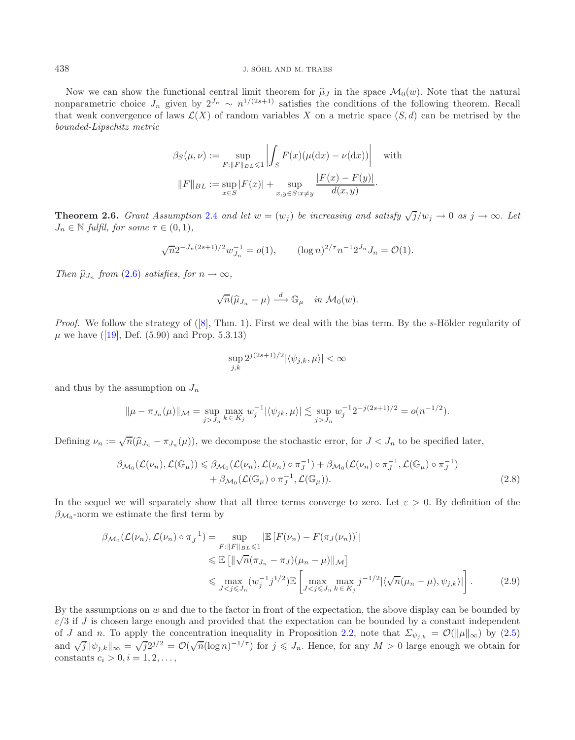Now we can show the functional central limit theorem for $\widehat{\mu}_J$ in the space $\mathcal{M}_0(w)$. Note that the natural nonparametric choice $J_n$ given by $2^{J_n} \sim n^{1/(2s+1)}$ satisfies the conditions of the following theorem. Recall that weak convergence of laws $\mathcal{L}(X)$ of random variables $X$ on a metric space $(S,d)$ can be metrised by the *bounded-Lipschitz metric*

$$\beta_S(\mu,\nu) := \sup_{F:\|F\|_{BL}\leqslant 1}\left|\int_S F(x)(\mu(\mathrm{d}x)-\nu(\mathrm{d}x))\right| \quad \text{with}$$

$$\|F\|_{BL} := \sup_{x\in S}|F(x)| + \sup_{x,y\in S:x\neq y}\frac{|F(x)-F(y)|}{d(x,y)}.$$

**Theorem 2.6.** *Grant Assumption 2.4 and let $w=(w_j)$ be increasing and satisfy $\sqrt{j}/w_j \to 0$ as $j\to\infty$. Let $J_n\in\mathbb{N}$ fulfil, for some $\tau\in(0,1)$,*

$$\sqrt{n}2^{-J_n(2s+1)/2}w_{J_n}^{-1} = o(1), \qquad (\log n)^{2/\tau}n^{-1}2^{J_n}J_n = \mathcal{O}(1).$$

*Then $\widehat{\mu}_{J_n}$ from (2.6) satisfies, for $n\to\infty$,*

$$\sqrt{n}(\widehat{\mu}_{J_n}-\mu) \xrightarrow{d} \mathbb{G}_\mu \quad \text{in } \mathcal{M}_0(w).$$

*Proof.* We follow the strategy of ([8], Thm. 1). First we deal with the bias term. By the $s$-Hölder regularity of $\mu$ we have ([19], Def. (5.90) and Prop. 5.3.13)

$$\sup_{j,k} 2^{j(2s+1)/2}|\langle\psi_{j,k},\mu\rangle| < \infty$$

and thus by the assumption on $J_n$

$$\|\mu-\pi_{J_n}(\mu)\|_{\mathcal{M}} = \sup_{j>J_n}\max_{k\in K_j} w_j^{-1}|\langle\psi_{jk},\mu\rangle| \lesssim \sup_{j>J_n} w_j^{-1}2^{-j(2s+1)/2} = o(n^{-1/2}).$$

Defining $\nu_n := \sqrt{n}(\widehat{\mu}_{J_n}-\pi_{J_n}(\mu))$, we decompose the stochastic error, for $J<J_n$ to be specified later,

$$\begin{aligned}\beta_{\mathcal{M}_0}(\mathcal{L}(\nu_n),\mathcal{L}(\mathbb{G}_\mu)) \leqslant{}& \beta_{\mathcal{M}_0}(\mathcal{L}(\nu_n),\mathcal{L}(\nu_n)\circ\pi_J^{-1}) + \beta_{\mathcal{M}_0}(\mathcal{L}(\nu_n)\circ\pi_J^{-1},\mathcal{L}(\mathbb{G}_\mu)\circ\pi_J^{-1})\\ &+ \beta_{\mathcal{M}_0}(\mathcal{L}(\mathbb{G}_\mu)\circ\pi_J^{-1},\mathcal{L}(\mathbb{G}_\mu)).\end{aligned} \tag{2.8}$$

In the sequel we will separately show that all three terms converge to zero. Let $\varepsilon>0$. By definition of the $\beta_{\mathcal{M}_0}$-norm we estimate the first term by

$$\begin{aligned}\beta_{\mathcal{M}_0}(\mathcal{L}(\nu_n),\mathcal{L}(\nu_n)\circ\pi_J^{-1}) &= \sup_{F:\|F\|_{BL}\leqslant 1}|\mathbb{E}\left[F(\nu_n)-F(\pi_J(\nu_n))\right]|\\ &\leqslant \mathbb{E}\left[\|\sqrt{n}(\pi_{J_n}-\pi_J)(\mu_n-\mu)\|_{\mathcal{M}}\right]\\ &\leqslant \max_{J<j\leqslant J_n}(w_j^{-1}j^{1/2})\mathbb{E}\left[\max_{J<j\leqslant J_n}\max_{k\in K_j} j^{-1/2}|\langle\sqrt{n}(\mu_n-\mu),\psi_{j,k}\rangle|\right].\end{aligned} \tag{2.9}$$

By the assumptions on $w$ and due to the factor in front of the expectation, the above display can be bounded by $\varepsilon/3$ if $J$ is chosen large enough and provided that the expectation can be bounded by a constant independent of $J$ and $n$. To apply the concentration inequality in Proposition 2.2, note that $\Sigma_{\psi_{j,k}} = \mathcal{O}(\|\mu\|_\infty)$ by (2.5) and $\sqrt{j}\|\psi_{j,k}\|_\infty = \sqrt{j}2^{j/2} = \mathcal{O}(\sqrt{n}(\log n)^{-1/\tau})$ for $j\leqslant J_n$. Hence, for any $M>0$ large enough we obtain for constants $c_i>0, i=1,2,\ldots,$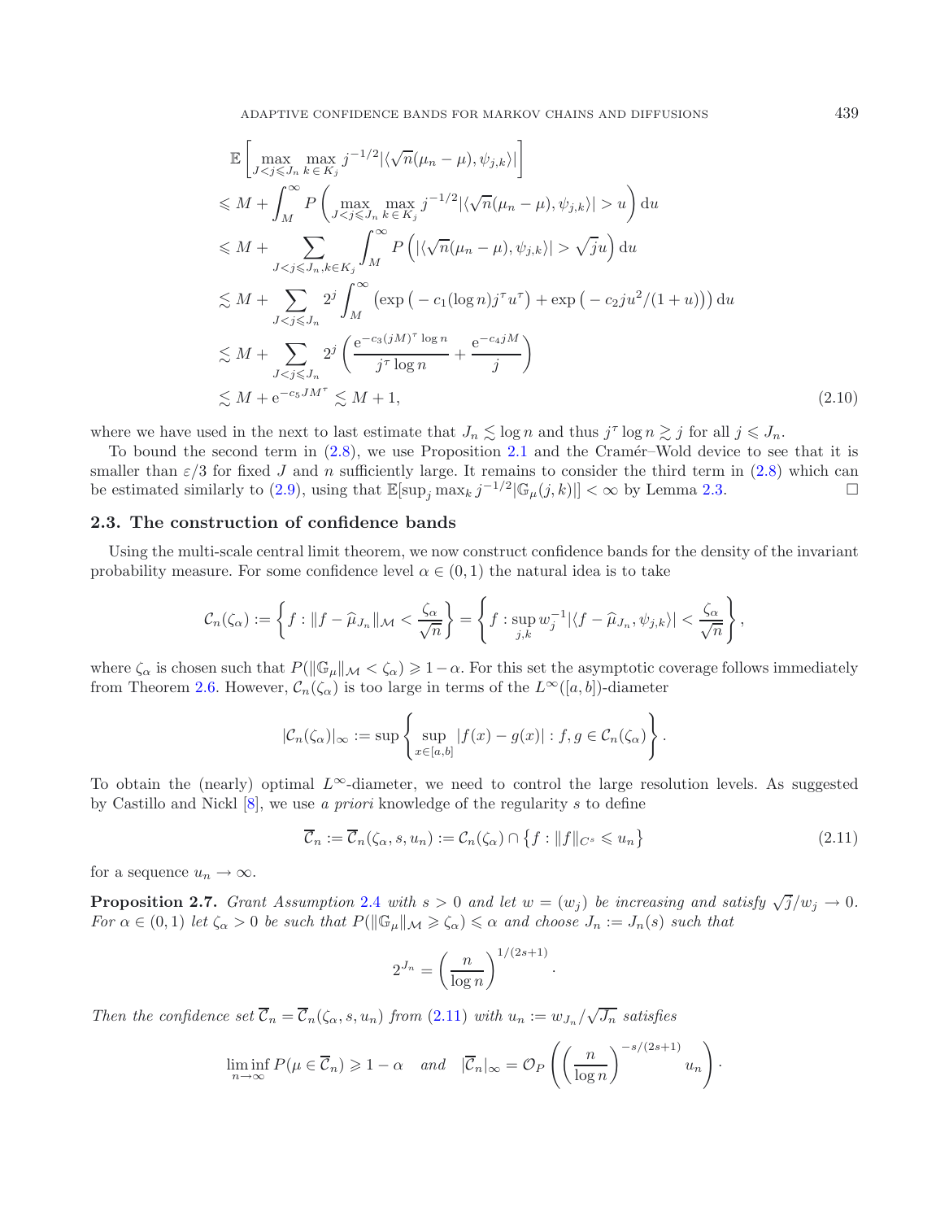$$
\begin{aligned}
&\mathbb{E}\left[\max_{J<j\leqslant J_n}\max_{k\in K_j} j^{-1/2}|\langle\sqrt{n}(\mu_n-\mu),\psi_{j,k}\rangle|\right]\\
&\leqslant M+\int_M^\infty P\left(\max_{J<j\leqslant J_n}\max_{k\in K_j} j^{-1/2}|\langle\sqrt{n}(\mu_n-\mu),\psi_{j,k}\rangle|>u\right)\mathrm{d}u\\
&\leqslant M+\sum_{J<j\leqslant J_n,k\in K_j}\int_M^\infty P\left(|\langle\sqrt{n}(\mu_n-\mu),\psi_{j,k}\rangle|>\sqrt{j}u\right)\mathrm{d}u\\
&\lesssim M+\sum_{J<j\leqslant J_n}2^j\int_M^\infty\left(\exp\left(-c_1(\log n)j^\tau u^\tau\right)+\exp\left(-c_2 ju^2/(1+u)\right)\right)\mathrm{d}u\\
&\lesssim M+\sum_{J<j\leqslant J_n}2^j\left(\frac{\mathrm{e}^{-c_3(jM)^\tau\log n}}{j^\tau\log n}+\frac{\mathrm{e}^{-c_4 jM}}{j}\right)\\
&\lesssim M+\mathrm{e}^{-c_5 JM^\tau}\lesssim M+1,
\end{aligned}
\tag{2.10}
$$

where we have used in the next to last estimate that $J_n\lesssim\log n$ and thus $j^\tau\log n\gtrsim j$ for all $j\leqslant J_n$.

To bound the second term in (2.8), we use Proposition 2.1 and the Cramér–Wold device to see that it is smaller than $\varepsilon/3$ for fixed $J$ and $n$ sufficiently large. It remains to consider the third term in (2.8) which can be estimated similarly to (2.9), using that $\mathbb{E}[\sup_j\max_k j^{-1/2}|\mathbb{G}_\mu(j,k)|]<\infty$ by Lemma 2.3. $\square$

## 2.3. The construction of confidence bands

Using the multi-scale central limit theorem, we now construct confidence bands for the density of the invariant probability measure. For some confidence level $\alpha\in(0,1)$ the natural idea is to take

$$
\mathcal{C}_n(\zeta_\alpha):=\left\{f:\|f-\widehat{\mu}_{J_n}\|_{\mathcal{M}}<\frac{\zeta_\alpha}{\sqrt{n}}\right\}=\left\{f:\sup_{j,k}w_j^{-1}|\langle f-\widehat{\mu}_{J_n},\psi_{j,k}\rangle|<\frac{\zeta_\alpha}{\sqrt{n}}\right\},
$$

where $\zeta_\alpha$ is chosen such that $P(\|\mathbb{G}_\mu\|_{\mathcal{M}}<\zeta_\alpha)\geqslant 1-\alpha$. For this set the asymptotic coverage follows immediately from Theorem 2.6. However, $\mathcal{C}_n(\zeta_\alpha)$ is too large in terms of the $L^\infty([a,b])$-diameter

$$
|\mathcal{C}_n(\zeta_\alpha)|_\infty:=\sup\left\{\sup_{x\in[a,b]}|f(x)-g(x)|:f,g\in\mathcal{C}_n(\zeta_\alpha)\right\}.
$$

To obtain the (nearly) optimal $L^\infty$-diameter, we need to control the large resolution levels. As suggested by Castillo and Nickl [8], we use *a priori* knowledge of the regularity $s$ to define

$$
\overline{\mathcal{C}}_n:=\overline{\mathcal{C}}_n(\zeta_\alpha,s,u_n):=\mathcal{C}_n(\zeta_\alpha)\cap\left\{f:\|f\|_{C^s}\leqslant u_n\right\}
\tag{2.11}
$$

for a sequence $u_n\to\infty$.

**Proposition 2.7.** *Grant Assumption 2.4 with $s>0$ and let $w=(w_j)$ be increasing and satisfy $\sqrt{j}/w_j\to 0$. For $\alpha\in(0,1)$ let $\zeta_\alpha>0$ be such that $P(\|\mathbb{G}_\mu\|_{\mathcal{M}}\geqslant\zeta_\alpha)\leqslant\alpha$ and choose $J_n:=J_n(s)$ such that*

$$
2^{J_n}=\left(\frac{n}{\log n}\right)^{1/(2s+1)}.
$$

*Then the confidence set $\overline{\mathcal{C}}_n=\overline{\mathcal{C}}_n(\zeta_\alpha,s,u_n)$ from (2.11) with $u_n:=w_{J_n}/\sqrt{J_n}$ satisfies*

$$
\liminf_{n\to\infty}P(\mu\in\overline{\mathcal{C}}_n)\geqslant 1-\alpha\quad\textit{and}\quad|\overline{\mathcal{C}}_n|_\infty=\mathcal{O}_P\left(\left(\frac{n}{\log n}\right)^{-s/(2s+1)}u_n\right).
$$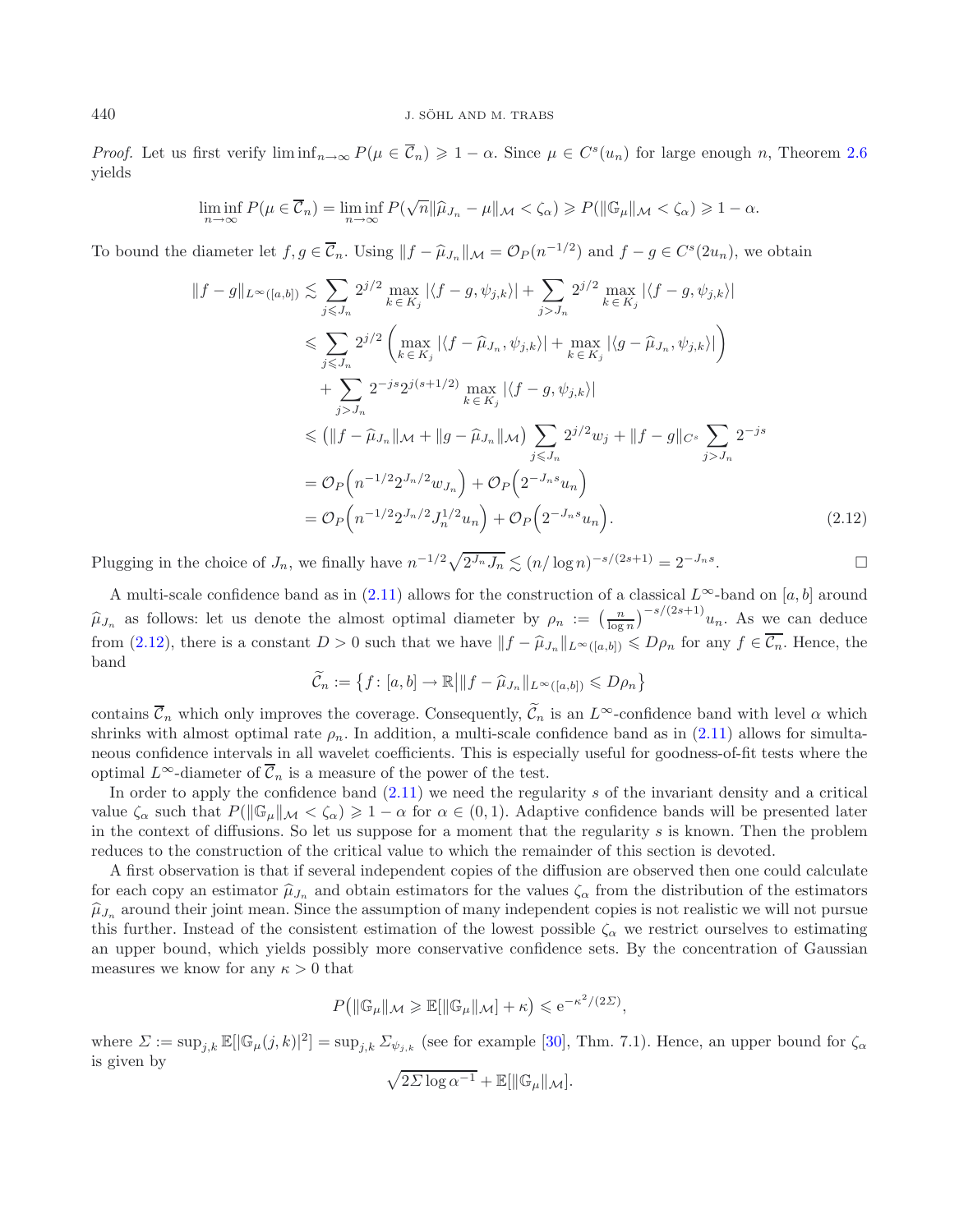*Proof.* Let us first verify $\liminf_{n\to\infty} P(\mu \in \overline{\mathcal{C}}_n) \geqslant 1-\alpha$. Since $\mu \in C^s(u_n)$ for large enough $n$, Theorem 2.6 yields

$$\liminf_{n\to\infty} P(\mu \in \overline{\mathcal{C}}_n) = \liminf_{n\to\infty} P(\sqrt{n}\|\widehat{\mu}_{J_n} - \mu\|_{\mathcal{M}} < \zeta_\alpha) \geqslant P(\|\mathbb{G}_\mu\|_{\mathcal{M}} < \zeta_\alpha) \geqslant 1-\alpha.$$

To bound the diameter let $f, g \in \overline{\mathcal{C}}_n$. Using $\|f - \widehat{\mu}_{J_n}\|_{\mathcal{M}} = \mathcal{O}_P(n^{-1/2})$ and $f - g \in C^s(2u_n)$, we obtain

$$\begin{aligned}
\|f-g\|_{L^\infty([a,b])} &\lesssim \sum_{j\leqslant J_n} 2^{j/2} \max_{k\in K_j} |\langle f-g, \psi_{j,k}\rangle| + \sum_{j> J_n} 2^{j/2} \max_{k\in K_j} |\langle f-g, \psi_{j,k}\rangle| \\
&\leqslant \sum_{j\leqslant J_n} 2^{j/2} \left( \max_{k\in K_j} |\langle f-\widehat{\mu}_{J_n}, \psi_{j,k}\rangle| + \max_{k\in K_j} |\langle g-\widehat{\mu}_{J_n}, \psi_{j,k}\rangle| \right) \\
&\quad + \sum_{j> J_n} 2^{-js} 2^{j(s+1/2)} \max_{k\in K_j} |\langle f-g, \psi_{j,k}\rangle| \\
&\leqslant \left( \|f-\widehat{\mu}_{J_n}\|_{\mathcal{M}} + \|g-\widehat{\mu}_{J_n}\|_{\mathcal{M}} \right) \sum_{j\leqslant J_n} 2^{j/2} w_j + \|f-g\|_{C^s} \sum_{j>J_n} 2^{-js} \\
&= \mathcal{O}_P\Big(n^{-1/2} 2^{J_n/2} w_{J_n}\Big) + \mathcal{O}_P\Big(2^{-J_n s} u_n\Big) \\
&= \mathcal{O}_P\Big(n^{-1/2} 2^{J_n/2} J_n^{1/2} u_n\Big) + \mathcal{O}_P\Big(2^{-J_n s} u_n\Big). \qquad (2.12)
\end{aligned}$$

Plugging in the choice of $J_n$, we finally have $n^{-1/2}\sqrt{2^{J_n} J_n} \lesssim (n/\log n)^{-s/(2s+1)} = 2^{-J_n s}$. $\square$

A multi-scale confidence band as in (2.11) allows for the construction of a classical $L^\infty$-band on $[a,b]$ around $\widehat{\mu}_{J_n}$ as follows: let us denote the almost optimal diameter by $\rho_n := \big(\frac{n}{\log n}\big)^{-s/(2s+1)} u_n$. As we can deduce from (2.12), there is a constant $D > 0$ such that we have $\|f - \widehat{\mu}_{J_n}\|_{L^\infty([a,b])} \leqslant D\rho_n$ for any $f \in \overline{\mathcal{C}_n}$. Hence, the band

$$\widetilde{\mathcal{C}}_n := \big\{ f\colon [a,b] \to \mathbb{R} \big| \|f - \widehat{\mu}_{J_n}\|_{L^\infty([a,b])} \leqslant D\rho_n \big\}$$

contains $\overline{\mathcal{C}}_n$ which only improves the coverage. Consequently, $\widetilde{\mathcal{C}}_n$ is an $L^\infty$-confidence band with level $\alpha$ which shrinks with almost optimal rate $\rho_n$. In addition, a multi-scale confidence band as in (2.11) allows for simultaneous confidence intervals in all wavelet coefficients. This is especially useful for goodness-of-fit tests where the optimal $L^\infty$-diameter of $\overline{\mathcal{C}}_n$ is a measure of the power of the test.

In order to apply the confidence band (2.11) we need the regularity $s$ of the invariant density and a critical value $\zeta_\alpha$ such that $P(\|\mathbb{G}_\mu\|_{\mathcal{M}} < \zeta_\alpha) \geqslant 1-\alpha$ for $\alpha \in (0,1)$. Adaptive confidence bands will be presented later in the context of diffusions. So let us suppose for a moment that the regularity $s$ is known. Then the problem reduces to the construction of the critical value to which the remainder of this section is devoted.

A first observation is that if several independent copies of the diffusion are observed then one could calculate for each copy an estimator $\widehat{\mu}_{J_n}$ and obtain estimators for the values $\zeta_\alpha$ from the distribution of the estimators $\widehat{\mu}_{J_n}$ around their joint mean. Since the assumption of many independent copies is not realistic we will not pursue this further. Instead of the consistent estimation of the lowest possible $\zeta_\alpha$ we restrict ourselves to estimating an upper bound, which yields possibly more conservative confidence sets. By the concentration of Gaussian measures we know for any $\kappa > 0$ that

$$P\big(\|\mathbb{G}_\mu\|_{\mathcal{M}} \geqslant \mathbb{E}[\|\mathbb{G}_\mu\|_{\mathcal{M}}] + \kappa\big) \leqslant \mathrm{e}^{-\kappa^2/(2\Sigma)},$$

where $\Sigma := \sup_{j,k} \mathbb{E}[|\mathbb{G}_\mu(j,k)|^2] = \sup_{j,k} \Sigma_{\psi_{j,k}}$ (see for example [30], Thm. 7.1). Hence, an upper bound for $\zeta_\alpha$ is given by

$$\sqrt{2\Sigma \log \alpha^{-1}} + \mathbb{E}[\|\mathbb{G}_\mu\|_{\mathcal{M}}].$$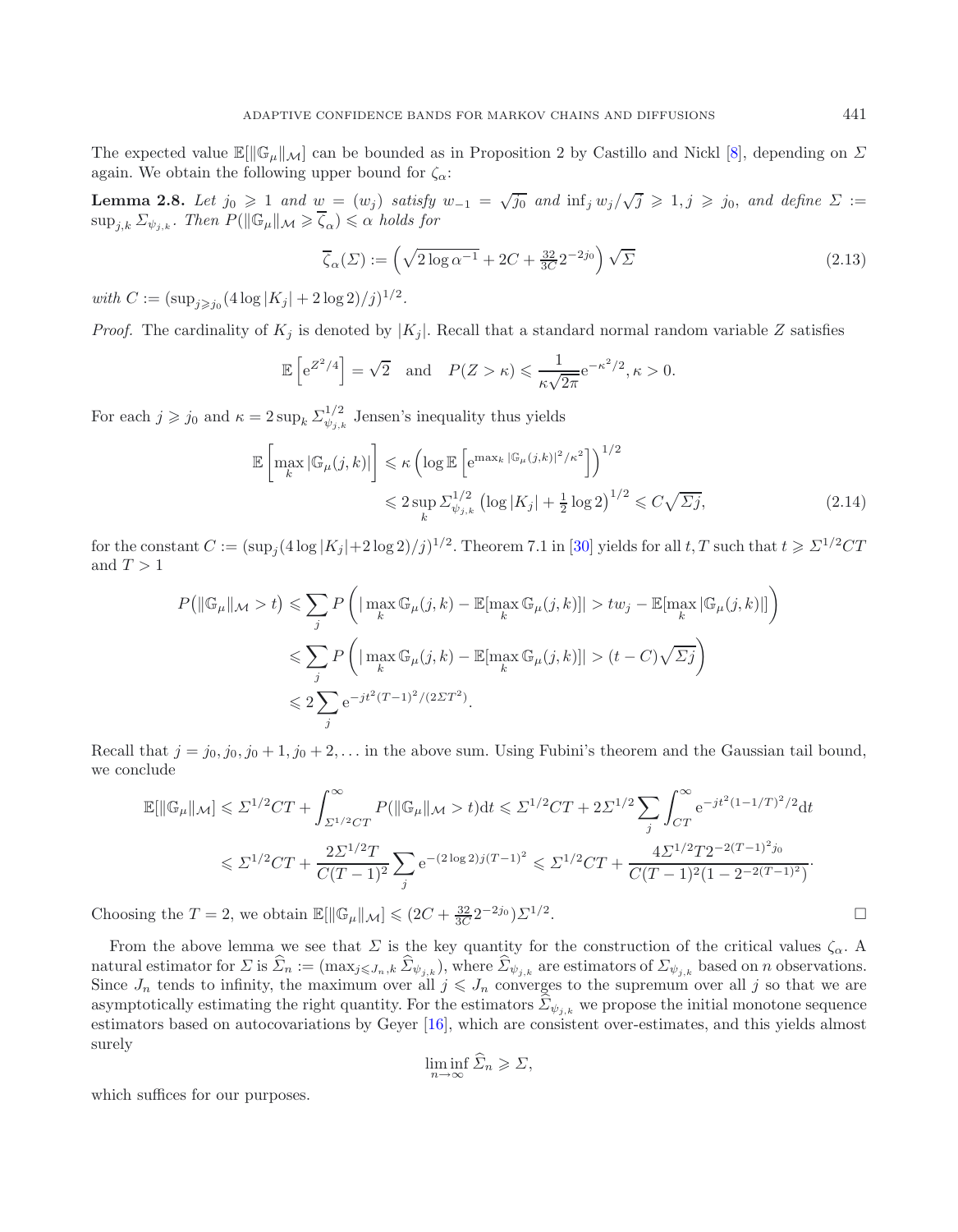The expected value $\mathbb{E}[\|\mathbb{G}_\mu\|_{\mathcal{M}}]$ can be bounded as in Proposition 2 by Castillo and Nickl [8], depending on $\Sigma$ again. We obtain the following upper bound for $\zeta_\alpha$:

**Lemma 2.8.** *Let $j_0 \geqslant 1$ and $w = (w_j)$ satisfy $w_{-1} = \sqrt{j_0}$ and $\inf_j w_j/\sqrt{j} \geqslant 1, j \geqslant j_0$, and define $\Sigma := \sup_{j,k} \Sigma_{\psi_{j,k}}$. Then $P(\|\mathbb{G}_\mu\|_{\mathcal{M}} \geqslant \overline{\zeta}_\alpha) \leqslant \alpha$ holds for*

$$\overline{\zeta}_\alpha(\Sigma) := \left(\sqrt{2\log\alpha^{-1}} + 2C + \tfrac{32}{3C}2^{-2j_0}\right)\sqrt{\Sigma} \tag{2.13}$$

*with $C := (\sup_{j\geqslant j_0}(4\log|K_j| + 2\log 2)/j)^{1/2}$.*

*Proof.* The cardinality of $K_j$ is denoted by $|K_j|$. Recall that a standard normal random variable $Z$ satisfies

$$\mathbb{E}\left[\mathrm{e}^{Z^2/4}\right] = \sqrt{2} \quad \text{and} \quad P(Z > \kappa) \leqslant \frac{1}{\kappa\sqrt{2\pi}}\mathrm{e}^{-\kappa^2/2}, \kappa > 0.$$

For each $j \geqslant j_0$ and $\kappa = 2\sup_k \Sigma_{\psi_{j,k}}^{1/2}$ Jensen's inequality thus yields

$$\begin{aligned}
\mathbb{E}\left[\max_k |\mathbb{G}_\mu(j,k)|\right] &\leqslant \kappa\left(\log\mathbb{E}\left[\mathrm{e}^{\max_k|\mathbb{G}_\mu(j,k)|^2/\kappa^2}\right]\right)^{1/2} \\
&\leqslant 2\sup_k \Sigma_{\psi_{j,k}}^{1/2}\left(\log|K_j| + \tfrac{1}{2}\log 2\right)^{1/2} \leqslant C\sqrt{\Sigma j},
\end{aligned} \tag{2.14}$$

for the constant $C := (\sup_j(4\log|K_j|+2\log 2)/j)^{1/2}$. Theorem 7.1 in [30] yields for all $t, T$ such that $t \geqslant \Sigma^{1/2}CT$ and $T > 1$

$$\begin{aligned}
P\big(\|\mathbb{G}_\mu\|_{\mathcal{M}} > t\big) &\leqslant \sum_j P\left(|\max_k \mathbb{G}_\mu(j,k) - \mathbb{E}[\max_k \mathbb{G}_\mu(j,k)]| > tw_j - \mathbb{E}[\max_k|\mathbb{G}_\mu(j,k)|]\right) \\
&\leqslant \sum_j P\left(|\max_k \mathbb{G}_\mu(j,k) - \mathbb{E}[\max_k \mathbb{G}_\mu(j,k)]| > (t - C)\sqrt{\Sigma j}\right) \\
&\leqslant 2\sum_j \mathrm{e}^{-jt^2(T-1)^2/(2\Sigma T^2)}.
\end{aligned}$$

Recall that $j = j_0, j_0, j_0+1, j_0+2, \ldots$ in the above sum. Using Fubini's theorem and the Gaussian tail bound, we conclude

$$\begin{aligned}
\mathbb{E}[\|\mathbb{G}_\mu\|_{\mathcal{M}}] &\leqslant \Sigma^{1/2}CT + \int_{\Sigma^{1/2}CT}^\infty P(\|\mathbb{G}_\mu\|_{\mathcal{M}} > t)\mathrm{d}t \leqslant \Sigma^{1/2}CT + 2\Sigma^{1/2}\sum_j\int_{CT}^\infty \mathrm{e}^{-jt^2(1-1/T)^2/2}\mathrm{d}t \\
&\leqslant \Sigma^{1/2}CT + \frac{2\Sigma^{1/2}T}{C(T-1)^2}\sum_j \mathrm{e}^{-(2\log 2)j(T-1)^2} \leqslant \Sigma^{1/2}CT + \frac{4\Sigma^{1/2}T2^{-2(T-1)^2 j_0}}{C(T-1)^2(1-2^{-2(T-1)^2})}.
\end{aligned}$$

Choosing the $T = 2$, we obtain $\mathbb{E}[\|\mathbb{G}_\mu\|_{\mathcal{M}}] \leqslant (2C + \frac{32}{3C}2^{-2j_0})\Sigma^{1/2}$. $\square$

From the above lemma we see that $\Sigma$ is the key quantity for the construction of the critical values $\zeta_\alpha$. A natural estimator for $\Sigma$ is $\widehat{\Sigma}_n := (\max_{j\leqslant J_n,k}\widehat{\Sigma}_{\psi_{j,k}})$, where $\widehat{\Sigma}_{\psi_{j,k}}$ are estimators of $\Sigma_{\psi_{j,k}}$ based on $n$ observations. Since $J_n$ tends to infinity, the maximum over all $j \leqslant J_n$ converges to the supremum over all $j$ so that we are asymptotically estimating the right quantity. For the estimators $\widehat{\Sigma}_{\psi_{j,k}}$ we propose the initial monotone sequence estimators based on autocovariations by Geyer [16], which are consistent over-estimates, and this yields almost surely

$$\liminf_{n\to\infty}\widehat{\Sigma}_n \geqslant \Sigma,$$

which suffices for our purposes.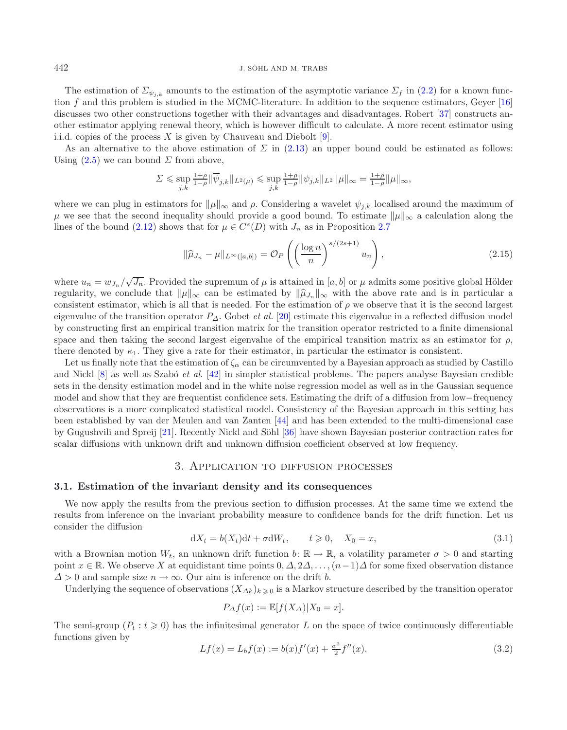The estimation of $\Sigma_{\psi_{j,k}}$ amounts to the estimation of the asymptotic variance $\Sigma_f$ in (2.2) for a known function $f$ and this problem is studied in the MCMC-literature. In addition to the sequence estimators, Geyer [16] discusses two other constructions together with their advantages and disadvantages. Robert [37] constructs another estimator applying renewal theory, which is however difficult to calculate. A more recent estimator using i.i.d. copies of the process $X$ is given by Chauveau and Diebolt [9].

As an alternative to the above estimation of $\Sigma$ in (2.13) an upper bound could be estimated as follows: Using (2.5) we can bound $\Sigma$ from above,

$$\Sigma \leqslant \sup_{j,k} \tfrac{1+\rho}{1-\rho} \|\overline{\psi}_{j,k}\|_{L^2(\mu)} \leqslant \sup_{j,k} \tfrac{1+\rho}{1-\rho} \|\psi_{j,k}\|_{L^2} \|\mu\|_\infty = \tfrac{1+\rho}{1-\rho} \|\mu\|_\infty,$$

where we can plug in estimators for $\|\mu\|_\infty$ and $\rho$. Considering a wavelet $\psi_{j,k}$ localised around the maximum of $\mu$ we see that the second inequality should provide a good bound. To estimate $\|\mu\|_\infty$ a calculation along the lines of the bound (2.12) shows that for $\mu \in C^s(D)$ with $J_n$ as in Proposition 2.7

$$\|\widehat{\mu}_{J_n} - \mu\|_{L^\infty([a,b])} = \mathcal{O}_P\left(\left(\frac{\log n}{n}\right)^{s/(2s+1)} u_n\right), \tag{2.15}$$

where $u_n = w_{J_n}/\sqrt{J_n}$. Provided the supremum of $\mu$ is attained in $[a,b]$ or $\mu$ admits some positive global Hölder regularity, we conclude that $\|\mu\|_\infty$ can be estimated by $\|\widehat{\mu}_{J_n}\|_\infty$ with the above rate and is in particular a consistent estimator, which is all that is needed. For the estimation of $\rho$ we observe that it is the second largest eigenvalue of the transition operator $P_\Delta$. Gobet *et al.* [20] estimate this eigenvalue in a reflected diffusion model by constructing first an empirical transition matrix for the transition operator restricted to a finite dimensional space and then taking the second largest eigenvalue of the empirical transition matrix as an estimator for $\rho$, there denoted by $\kappa_1$. They give a rate for their estimator, in particular the estimator is consistent.

Let us finally note that the estimation of $\zeta_\alpha$ can be circumvented by a Bayesian approach as studied by Castillo and Nickl [8] as well as Szabó *et al.* [42] in simpler statistical problems. The papers analyse Bayesian credible sets in the density estimation model and in the white noise regression model as well as in the Gaussian sequence model and show that they are frequentist confidence sets. Estimating the drift of a diffusion from low−frequency observations is a more complicated statistical model. Consistency of the Bayesian approach in this setting has been established by van der Meulen and van Zanten [44] and has been extended to the multi-dimensional case by Gugushvili and Spreij [21]. Recently Nickl and Söhl [36] have shown Bayesian posterior contraction rates for scalar diffusions with unknown drift and unknown diffusion coefficient observed at low frequency.

## 3. Application to diffusion processes

### 3.1. Estimation of the invariant density and its consequences

We now apply the results from the previous section to diffusion processes. At the same time we extend the results from inference on the invariant probability measure to confidence bands for the drift function. Let us consider the diffusion

$$\mathrm{d}X_t = b(X_t)\mathrm{d}t + \sigma \mathrm{d}W_t, \qquad t \geqslant 0, \quad X_0 = x, \tag{3.1}$$

with a Brownian motion $W_t$, an unknown drift function $b\colon \mathbb{R} \to \mathbb{R}$, a volatility parameter $\sigma > 0$ and starting point $x \in \mathbb{R}$. We observe $X$ at equidistant time points $0, \Delta, 2\Delta, \ldots, (n-1)\Delta$ for some fixed observation distance $\Delta > 0$ and sample size $n \to \infty$. Our aim is inference on the drift $b$.

Underlying the sequence of observations $(X_{\Delta k})_{k \geqslant 0}$ is a Markov structure described by the transition operator

$$P_\Delta f(x) := \mathbb{E}[f(X_\Delta)|X_0 = x].$$

The semi-group $(P_t : t \geqslant 0)$ has the infinitesimal generator $L$ on the space of twice continuously differentiable functions given by

$$Lf(x) = L_b f(x) := b(x) f'(x) + \tfrac{\sigma^2}{2} f''(x). \tag{3.2}$$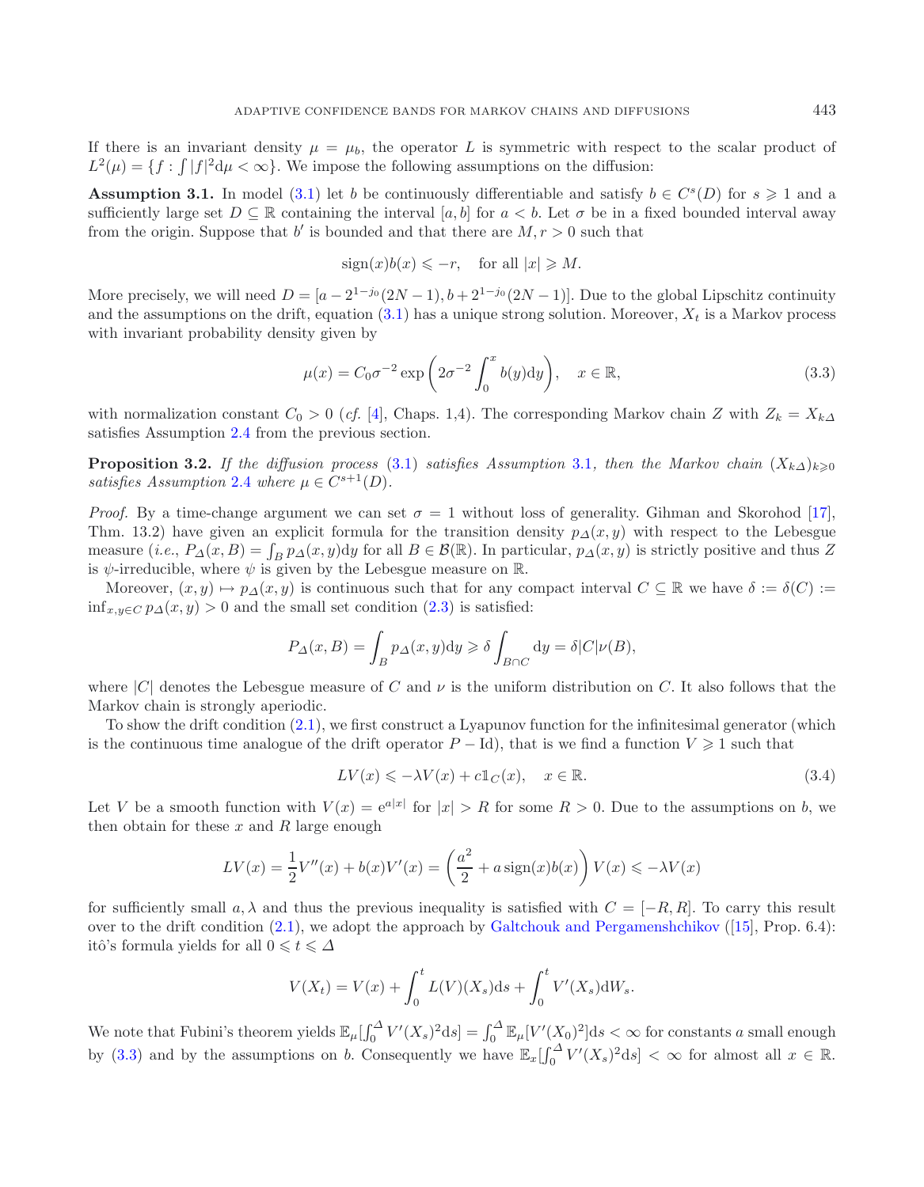If there is an invariant density $\mu = \mu_b$, the operator $L$ is symmetric with respect to the scalar product of $L^2(\mu) = \{f : \int |f|^2 \mathrm{d}\mu < \infty\}$. We impose the following assumptions on the diffusion:

**Assumption 3.1.** In model (3.1) let $b$ be continuously differentiable and satisfy $b \in C^s(D)$ for $s \geqslant 1$ and a sufficiently large set $D \subseteq \mathbb{R}$ containing the interval $[a, b]$ for $a < b$. Let $\sigma$ be in a fixed bounded interval away from the origin. Suppose that $b'$ is bounded and that there are $M, r > 0$ such that

$$\operatorname{sign}(x) b(x) \leqslant -r, \quad \text{for all } |x| \geqslant M.$$

More precisely, we will need $D = [a - 2^{1-j_0}(2N-1), b + 2^{1-j_0}(2N-1)]$. Due to the global Lipschitz continuity and the assumptions on the drift, equation (3.1) has a unique strong solution. Moreover, $X_t$ is a Markov process with invariant probability density given by

$$\mu(x) = C_0 \sigma^{-2} \exp\left( 2\sigma^{-2} \int_0^x b(y) \mathrm{d}y \right), \quad x \in \mathbb{R}, \tag{3.3}$$

with normalization constant $C_0 > 0$ (*cf.* [4], Chaps. 1,4). The corresponding Markov chain $Z$ with $Z_k = X_{k\Delta}$ satisfies Assumption 2.4 from the previous section.

**Proposition 3.2.** *If the diffusion process* (3.1) *satisfies Assumption* 3.1*, then the Markov chain* $(X_{k\Delta})_{k \geqslant 0}$ *satisfies Assumption* 2.4 *where* $\mu \in C^{s+1}(D)$.

*Proof.* By a time-change argument we can set $\sigma = 1$ without loss of generality. Gihman and Skorohod [17], Thm. 13.2) have given an explicit formula for the transition density $p_\Delta(x, y)$ with respect to the Lebesgue measure (*i.e.*, $P_\Delta(x, B) = \int_B p_\Delta(x, y) \mathrm{d}y$ for all $B \in \mathcal{B}(\mathbb{R})$. In particular, $p_\Delta(x, y)$ is strictly positive and thus $Z$ is $\psi$-irreducible, where $\psi$ is given by the Lebesgue measure on $\mathbb{R}$.

Moreover, $(x, y) \mapsto p_\Delta(x, y)$ is continuous such that for any compact interval $C \subseteq \mathbb{R}$ we have $\delta := \delta(C) := \inf_{x,y \in C} p_\Delta(x, y) > 0$ and the small set condition (2.3) is satisfied:

$$P_\Delta(x, B) = \int_B p_\Delta(x, y) \mathrm{d}y \geqslant \delta \int_{B \cap C} \mathrm{d}y = \delta |C| \nu(B),$$

where $|C|$ denotes the Lebesgue measure of $C$ and $\nu$ is the uniform distribution on $C$. It also follows that the Markov chain is strongly aperiodic.

To show the drift condition (2.1), we first construct a Lyapunov function for the infinitesimal generator (which is the continuous time analogue of the drift operator $P - \mathrm{Id}$), that is we find a function $V \geqslant 1$ such that

$$LV(x) \leqslant -\lambda V(x) + c \mathbb{1}_C(x), \quad x \in \mathbb{R}. \tag{3.4}$$

Let $V$ be a smooth function with $V(x) = \mathrm{e}^{a|x|}$ for $|x| > R$ for some $R > 0$. Due to the assumptions on $b$, we then obtain for these $x$ and $R$ large enough

$$LV(x) = \frac{1}{2} V''(x) + b(x) V'(x) = \left( \frac{a^2}{2} + a \operatorname{sign}(x) b(x) \right) V(x) \leqslant -\lambda V(x)$$

for sufficiently small $a, \lambda$ and thus the previous inequality is satisfied with $C = [-R, R]$. To carry this result over to the drift condition (2.1), we adopt the approach by Galtchouk and Pergamenshchikov ([15], Prop. 6.4): itô's formula yields for all $0 \leqslant t \leqslant \Delta$

$$V(X_t) = V(x) + \int_0^t L(V)(X_s) \mathrm{d}s + \int_0^t V'(X_s) \mathrm{d}W_s.$$

We note that Fubini's theorem yields $\mathbb{E}_\mu[\int_0^\Delta V'(X_s)^2 \mathrm{d}s] = \int_0^\Delta \mathbb{E}_\mu[V'(X_0)^2] \mathrm{d}s < \infty$ for constants $a$ small enough by (3.3) and by the assumptions on $b$. Consequently we have $\mathbb{E}_x[\int_0^\Delta V'(X_s)^2 \mathrm{d}s] < \infty$ for almost all $x \in \mathbb{R}$.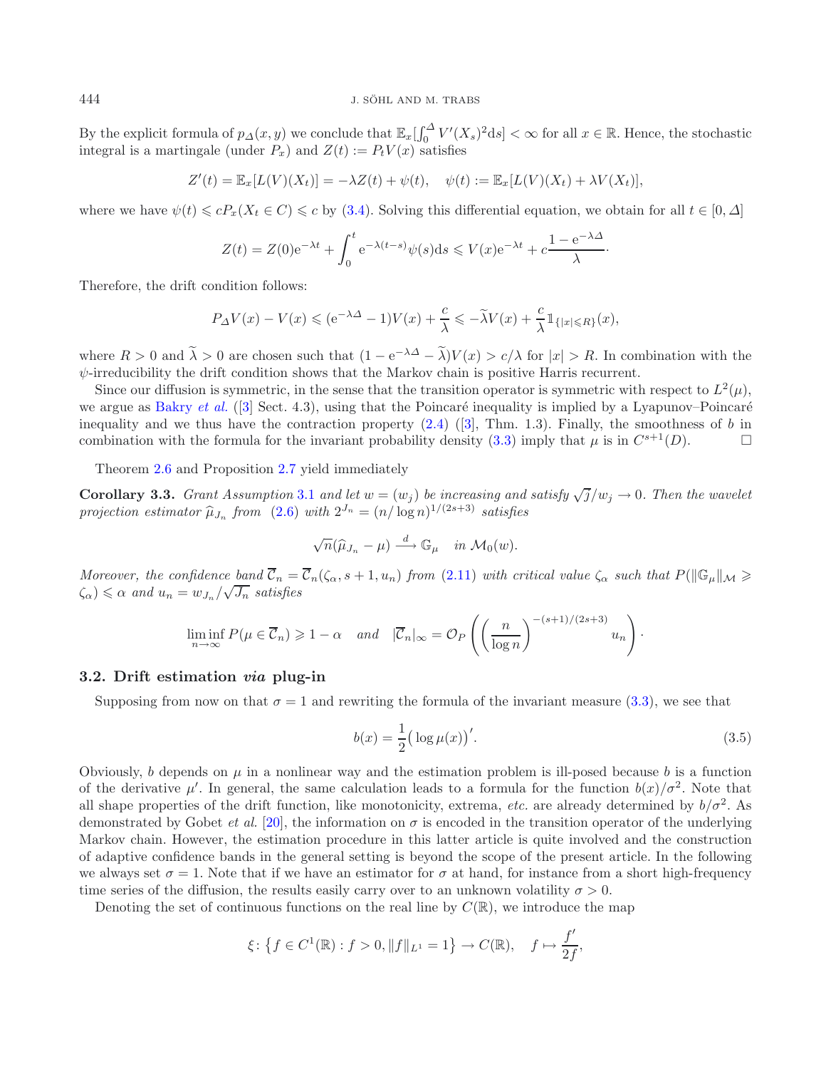By the explicit formula of $p_\Delta(x,y)$ we conclude that $\mathbb{E}_x[\int_0^\Delta V'(X_s)^2 \mathrm{d}s] < \infty$ for all $x \in \mathbb{R}$. Hence, the stochastic integral is a martingale (under $P_x$) and $Z(t) := P_t V(x)$ satisfies

$$Z'(t) = \mathbb{E}_x[L(V)(X_t)] = -\lambda Z(t) + \psi(t), \quad \psi(t) := \mathbb{E}_x[L(V)(X_t) + \lambda V(X_t)],$$

where we have $\psi(t) \leqslant c P_x(X_t \in C) \leqslant c$ by (3.4). Solving this differential equation, we obtain for all $t \in [0, \Delta]$

$$Z(t) = Z(0)\mathrm{e}^{-\lambda t} + \int_0^t \mathrm{e}^{-\lambda(t-s)}\psi(s)\mathrm{d}s \leqslant V(x)\mathrm{e}^{-\lambda t} + c\frac{1-\mathrm{e}^{-\lambda \Delta}}{\lambda}\cdot$$

Therefore, the drift condition follows:

$$P_\Delta V(x) - V(x) \leqslant (\mathrm{e}^{-\lambda\Delta} - 1)V(x) + \frac{c}{\lambda} \leqslant -\widetilde{\lambda} V(x) + \frac{c}{\lambda}\mathbb{1}_{\{|x| \leqslant R\}}(x),$$

where $R > 0$ and $\widetilde{\lambda} > 0$ are chosen such that $(1 - \mathrm{e}^{-\lambda\Delta} - \widetilde{\lambda})V(x) > c/\lambda$ for $|x| > R$. In combination with the $\psi$-irreducibility the drift condition shows that the Markov chain is positive Harris recurrent.

Since our diffusion is symmetric, in the sense that the transition operator is symmetric with respect to $L^2(\mu)$, we argue as Bakry *et al.* ([3] Sect. 4.3), using that the Poincaré inequality is implied by a Lyapunov–Poincaré inequality and we thus have the contraction property (2.4) ([3], Thm. 1.3). Finally, the smoothness of $b$ in combination with the formula for the invariant probability density (3.3) imply that $\mu$ is in $C^{s+1}(D)$. □

Theorem 2.6 and Proposition 2.7 yield immediately

**Corollary 3.3.** *Grant Assumption 3.1 and let $w = (w_j)$ be increasing and satisfy $\sqrt{j}/w_j \to 0$. Then the wavelet projection estimator $\widehat{\mu}_{J_n}$ from (2.6) with $2^{J_n} = (n/\log n)^{1/(2s+3)}$ satisfies*

$$\sqrt{n}(\widehat{\mu}_{J_n} - \mu) \xrightarrow{d} \mathbb{G}_\mu \quad \text{in } \mathcal{M}_0(w).$$

*Moreover, the confidence band $\overline{\mathcal{C}}_n = \overline{\mathcal{C}}_n(\zeta_\alpha, s+1, u_n)$ from (2.11) with critical value $\zeta_\alpha$ such that $P(\|\mathbb{G}_\mu\|_{\mathcal{M}} \geqslant \zeta_\alpha) \leqslant \alpha$ and $u_n = w_{J_n}/\sqrt{J_n}$ satisfies*

$$\liminf_{n\to\infty} P(\mu \in \overline{\mathcal{C}}_n) \geqslant 1-\alpha \quad \text{and} \quad |\overline{\mathcal{C}}_n|_\infty = \mathcal{O}_P\left(\left(\frac{n}{\log n}\right)^{-(s+1)/(2s+3)} u_n\right)\cdot$$

### 3.2. Drift estimation *via* plug-in

Supposing from now on that $\sigma = 1$ and rewriting the formula of the invariant measure (3.3), we see that

$$b(x) = \frac{1}{2}\big(\log \mu(x)\big)'. \tag{3.5}$$

Obviously, $b$ depends on $\mu$ in a nonlinear way and the estimation problem is ill-posed because $b$ is a function of the derivative $\mu'$. In general, the same calculation leads to a formula for the function $b(x)/\sigma^2$. Note that all shape properties of the drift function, like monotonicity, extrema, *etc.* are already determined by $b/\sigma^2$. As demonstrated by Gobet *et al.* [20], the information on $\sigma$ is encoded in the transition operator of the underlying Markov chain. However, the estimation procedure in this latter article is quite involved and the construction of adaptive confidence bands in the general setting is beyond the scope of the present article. In the following we always set $\sigma = 1$. Note that if we have an estimator for $\sigma$ at hand, for instance from a short high-frequency time series of the diffusion, the results easily carry over to an unknown volatility $\sigma > 0$.

Denoting the set of continuous functions on the real line by $C(\mathbb{R})$, we introduce the map

$$\xi\colon \big\{f \in C^1(\mathbb{R}) : f > 0, \|f\|_{L^1} = 1\big\} \to C(\mathbb{R}), \quad f \mapsto \frac{f'}{2f},$$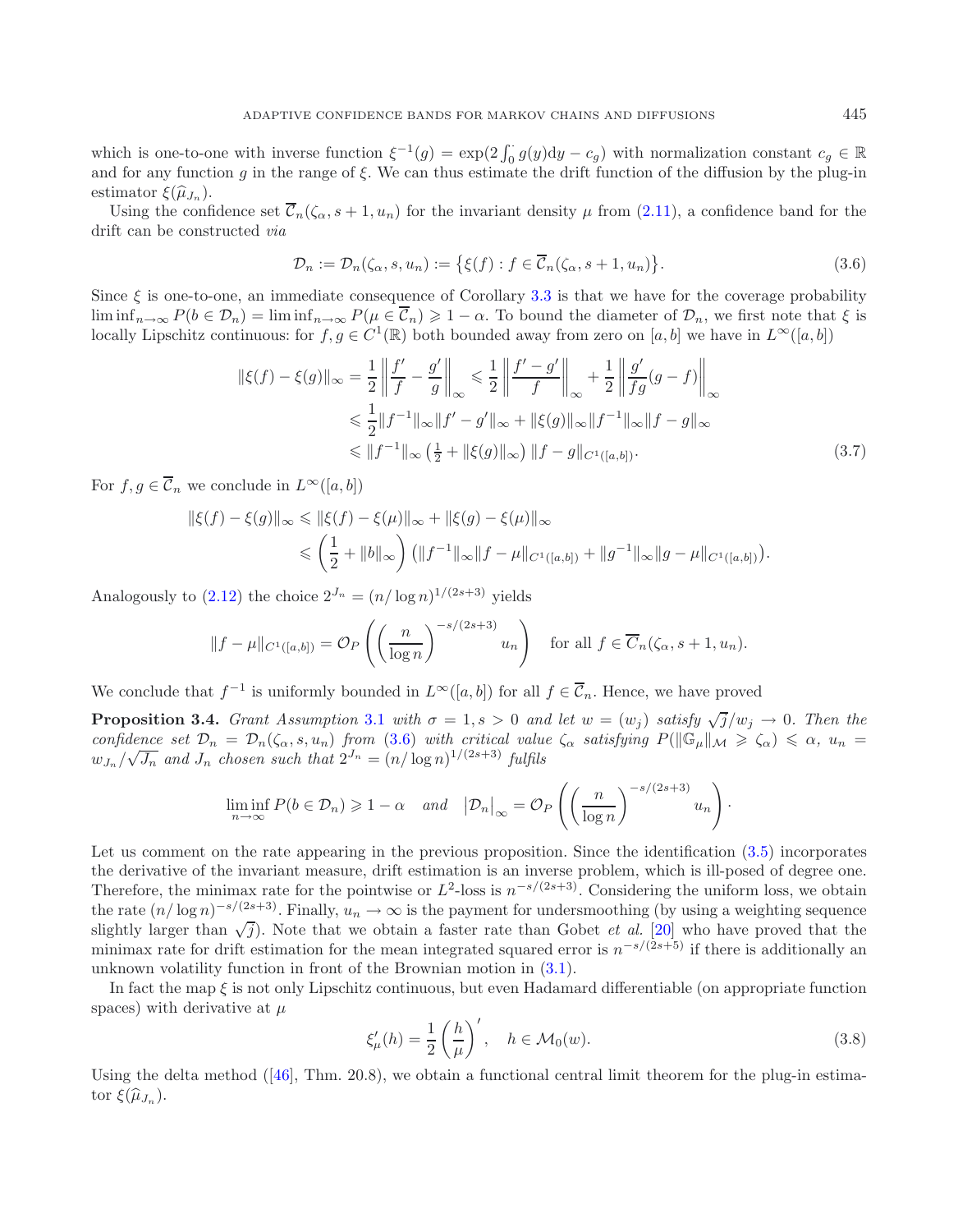which is one-to-one with inverse function $\xi^{-1}(g) = \exp(2\int_0^{\cdot} g(y)\mathrm{d}y - c_g)$ with normalization constant $c_g \in \mathbb{R}$ and for any function $g$ in the range of $\xi$. We can thus estimate the drift function of the diffusion by the plug-in estimator $\xi(\widehat{\mu}_{J_n})$.

Using the confidence set $\overline{\mathcal{C}}_n(\zeta_\alpha, s+1, u_n)$ for the invariant density $\mu$ from (2.11), a confidence band for the drift can be constructed *via*

$$\mathcal{D}_n := \mathcal{D}_n(\zeta_\alpha, s, u_n) := \{\xi(f) : f \in \overline{\mathcal{C}}_n(\zeta_\alpha, s+1, u_n)\}. \tag{3.6}$$

Since $\xi$ is one-to-one, an immediate consequence of Corollary 3.3 is that we have for the coverage probability $\liminf_{n\to\infty} P(b \in \mathcal{D}_n) = \liminf_{n\to\infty} P(\mu \in \overline{\mathcal{C}}_n) \geqslant 1-\alpha$. To bound the diameter of $\mathcal{D}_n$, we first note that $\xi$ is locally Lipschitz continuous: for $f, g \in C^1(\mathbb{R})$ both bounded away from zero on $[a,b]$ we have in $L^\infty([a,b])$

$$\begin{aligned}
\|\xi(f) - \xi(g)\|_\infty &= \frac{1}{2}\left\|\frac{f'}{f} - \frac{g'}{g}\right\|_\infty \leqslant \frac{1}{2}\left\|\frac{f'-g'}{f}\right\|_\infty + \frac{1}{2}\left\|\frac{g'}{fg}(g-f)\right\|_\infty \\
&\leqslant \frac{1}{2}\|f^{-1}\|_\infty \|f'-g'\|_\infty + \|\xi(g)\|_\infty \|f^{-1}\|_\infty \|f-g\|_\infty \\
&\leqslant \|f^{-1}\|_\infty \left(\tfrac{1}{2} + \|\xi(g)\|_\infty\right)\|f-g\|_{C^1([a,b])}.
\end{aligned} \tag{3.7}$$

For $f, g \in \overline{\mathcal{C}}_n$ we conclude in $L^\infty([a,b])$

$$\begin{aligned}
\|\xi(f) - \xi(g)\|_\infty &\leqslant \|\xi(f) - \xi(\mu)\|_\infty + \|\xi(g) - \xi(\mu)\|_\infty \\
&\leqslant \left(\frac{1}{2} + \|b\|_\infty\right)\left(\|f^{-1}\|_\infty \|f-\mu\|_{C^1([a,b])} + \|g^{-1}\|_\infty \|g-\mu\|_{C^1([a,b])}\right).
\end{aligned}$$

Analogously to (2.12) the choice $2^{J_n} = (n/\log n)^{1/(2s+3)}$ yields

$$\|f-\mu\|_{C^1([a,b])} = \mathcal{O}_P\left(\left(\frac{n}{\log n}\right)^{-s/(2s+3)} u_n\right) \quad \text{for all } f \in \overline{\mathcal{C}}_n(\zeta_\alpha, s+1, u_n).$$

We conclude that $f^{-1}$ is uniformly bounded in $L^\infty([a,b])$ for all $f \in \overline{\mathcal{C}}_n$. Hence, we have proved

**Proposition 3.4.** *Grant Assumption 3.1 with $\sigma = 1, s > 0$ and let $w = (w_j)$ satisfy $\sqrt{j}/w_j \to 0$. Then the confidence set $\mathcal{D}_n = \mathcal{D}_n(\zeta_\alpha, s, u_n)$ from (3.6) with critical value $\zeta_\alpha$ satisfying $P(\|\mathbb{G}_\mu\|_{\mathcal{M}} \geqslant \zeta_\alpha) \leqslant \alpha$, $u_n = w_{J_n}/\sqrt{J_n}$ and $J_n$ chosen such that $2^{J_n} = (n/\log n)^{1/(2s+3)}$ fulfils*

$$\liminf_{n\to\infty} P(b \in \mathcal{D}_n) \geqslant 1-\alpha \quad \text{and} \quad |\mathcal{D}_n|_\infty = \mathcal{O}_P\left(\left(\frac{n}{\log n}\right)^{-s/(2s+3)} u_n\right).$$

Let us comment on the rate appearing in the previous proposition. Since the identification (3.5) incorporates the derivative of the invariant measure, drift estimation is an inverse problem, which is ill-posed of degree one. Therefore, the minimax rate for the pointwise or $L^2$-loss is $n^{-s/(2s+3)}$. Considering the uniform loss, we obtain the rate $(n/\log n)^{-s/(2s+3)}$. Finally, $u_n \to \infty$ is the payment for undersmoothing (by using a weighting sequence slightly larger than $\sqrt{j}$). Note that we obtain a faster rate than Gobet *et al.* [20] who have proved that the minimax rate for drift estimation for the mean integrated squared error is $n^{-s/(2s+5)}$ if there is additionally an unknown volatility function in front of the Brownian motion in (3.1).

In fact the map $\xi$ is not only Lipschitz continuous, but even Hadamard differentiable (on appropriate function spaces) with derivative at $\mu$

$$\xi'_\mu(h) = \frac{1}{2}\left(\frac{h}{\mu}\right)', \quad h \in \mathcal{M}_0(w). \tag{3.8}$$

Using the delta method ([46], Thm. 20.8), we obtain a functional central limit theorem for the plug-in estimator $\xi(\widehat{\mu}_{J_n})$.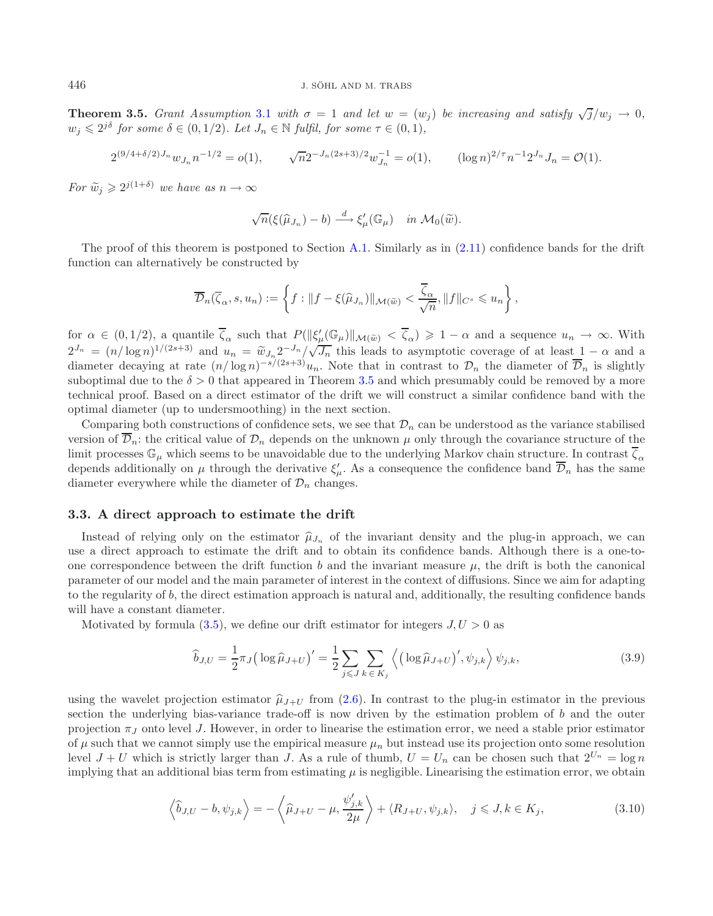**Theorem 3.5.** *Grant Assumption 3.1 with $\sigma = 1$ and let $w = (w_j)$ be increasing and satisfy $\sqrt{j}/w_j \to 0$, $w_j \leqslant 2^{j\delta}$ for some $\delta \in (0, 1/2)$. Let $J_n \in \mathbb{N}$ fulfil, for some $\tau \in (0,1)$,*

$$2^{(9/4+\delta/2)J_n} w_{J_n} n^{-1/2} = o(1), \qquad \sqrt{n} 2^{-J_n(2s+3)/2} w_{J_n}^{-1} = o(1), \qquad (\log n)^{2/\tau} n^{-1} 2^{J_n} J_n = \mathcal{O}(1).$$

*For $\widetilde{w}_j \geqslant 2^{j(1+\delta)}$ we have as $n \to \infty$*

$$\sqrt{n}(\xi(\widehat{\mu}_{J_n}) - b) \xrightarrow{d} \xi'_\mu(\mathbb{G}_\mu) \quad \text{in } \mathcal{M}_0(\widetilde{w}).$$

The proof of this theorem is postponed to Section A.1. Similarly as in (2.11) confidence bands for the drift function can alternatively be constructed by

$$\overline{\mathcal{D}}_n(\overline{\zeta}_\alpha, s, u_n) := \left\{ f : \|f - \xi(\widehat{\mu}_{J_n})\|_{\mathcal{M}(\widetilde{w})} < \frac{\overline{\zeta}_\alpha}{\sqrt{n}}, \|f\|_{C^s} \leqslant u_n \right\},$$

for $\alpha \in (0, 1/2)$, a quantile $\overline{\zeta}_\alpha$ such that $P(\|\xi'_\mu(\mathbb{G}_\mu)\|_{\mathcal{M}(\widetilde{w})} < \overline{\zeta}_\alpha) \geqslant 1 - \alpha$ and a sequence $u_n \to \infty$. With $2^{J_n} = (n/\log n)^{1/(2s+3)}$ and $u_n = \widetilde{w}_{J_n} 2^{-J_n}/\sqrt{J_n}$ this leads to asymptotic coverage of at least $1 - \alpha$ and a diameter decaying at rate $(n/\log n)^{-s/(2s+3)} u_n$. Note that in contrast to $\mathcal{D}_n$ the diameter of $\overline{\mathcal{D}}_n$ is slightly suboptimal due to the $\delta > 0$ that appeared in Theorem 3.5 and which presumably could be removed by a more technical proof. Based on a direct estimator of the drift we will construct a similar confidence band with the optimal diameter (up to undersmoothing) in the next section.

Comparing both constructions of confidence sets, we see that $\mathcal{D}_n$ can be understood as the variance stabilised version of $\overline{\mathcal{D}}_n$: the critical value of $\mathcal{D}_n$ depends on the unknown $\mu$ only through the covariance structure of the limit processes $\mathbb{G}_\mu$ which seems to be unavoidable due to the underlying Markov chain structure. In contrast $\overline{\zeta}_\alpha$ depends additionally on $\mu$ through the derivative $\xi'_\mu$. As a consequence the confidence band $\overline{\mathcal{D}}_n$ has the same diameter everywhere while the diameter of $\mathcal{D}_n$ changes.

### 3.3. A direct approach to estimate the drift

Instead of relying only on the estimator $\widehat{\mu}_{J_n}$ of the invariant density and the plug-in approach, we can use a direct approach to estimate the drift and to obtain its confidence bands. Although there is a one-to-one correspondence between the drift function $b$ and the invariant measure $\mu$, the drift is both the canonical parameter of our model and the main parameter of interest in the context of diffusions. Since we aim for adapting to the regularity of $b$, the direct estimation approach is natural and, additionally, the resulting confidence bands will have a constant diameter.

Motivated by formula (3.5), we define our drift estimator for integers $J, U > 0$ as

$$\widehat{b}_{J,U} = \frac{1}{2}\pi_J\big(\log \widehat{\mu}_{J+U}\big)' = \frac{1}{2}\sum_{j \leqslant J}\sum_{k \in K_j} \Big\langle \big(\log \widehat{\mu}_{J+U}\big)', \psi_{j,k} \Big\rangle \psi_{j,k}, \tag{3.9}$$

using the wavelet projection estimator $\widehat{\mu}_{J+U}$ from (2.6). In contrast to the plug-in estimator in the previous section the underlying bias-variance trade-off is now driven by the estimation problem of $b$ and the outer projection $\pi_J$ onto level $J$. However, in order to linearise the estimation error, we need a stable prior estimator of $\mu$ such that we cannot simply use the empirical measure $\mu_n$ but instead use its projection onto some resolution level $J + U$ which is strictly larger than $J$. As a rule of thumb, $U = U_n$ can be chosen such that $2^{U_n} = \log n$ implying that an additional bias term from estimating $\mu$ is negligible. Linearising the estimation error, we obtain

$$\Big\langle \widehat{b}_{J,U} - b, \psi_{j,k} \Big\rangle = -\Big\langle \widehat{\mu}_{J+U} - \mu, \frac{\psi'_{j,k}}{2\mu} \Big\rangle + \langle R_{J+U}, \psi_{j,k} \rangle, \quad j \leqslant J, k \in K_j, \tag{3.10}$$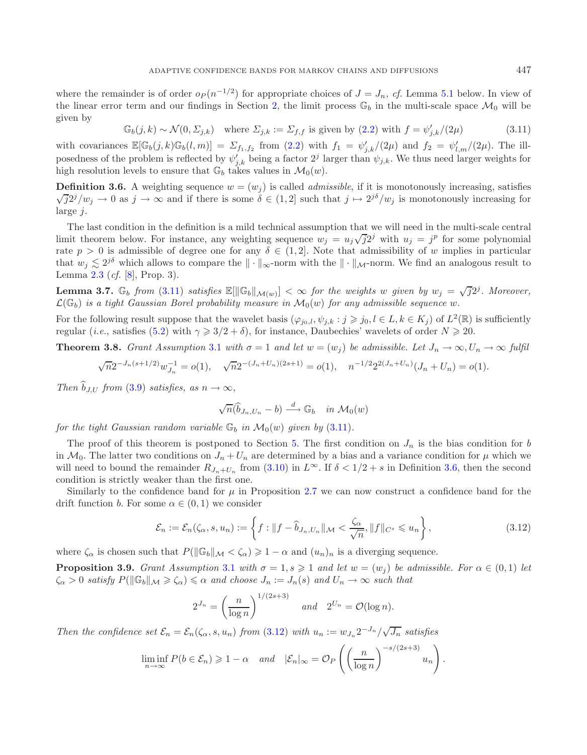where the remainder is of order $o_P(n^{-1/2})$ for appropriate choices of $J = J_n$, *cf.* Lemma 5.1 below. In view of the linear error term and our findings in Section 2, the limit process $\mathbb{G}_b$ in the multi-scale space $\mathcal{M}_0$ will be given by

$$\mathbb{G}_b(j,k) \sim \mathcal{N}(0, \Sigma_{j,k}) \quad \text{where } \Sigma_{j,k} := \Sigma_{f,f} \text{ is given by (2.2) with } f = \psi'_{j,k}/(2\mu) \tag{3.11}$$

with covariances $\mathbb{E}[\mathbb{G}_b(j,k)\mathbb{G}_b(l,m)] = \Sigma_{f_1,f_2}$ from (2.2) with $f_1 = \psi'_{j,k}/(2\mu)$ and $f_2 = \psi'_{l,m}/(2\mu)$. The ill-posedness of the problem is reflected by $\psi'_{j,k}$ being a factor $2^j$ larger than $\psi_{j,k}$. We thus need larger weights for high resolution levels to ensure that $\mathbb{G}_b$ takes values in $\mathcal{M}_0(w)$.

**Definition 3.6.** A weighting sequence $w = (w_j)$ is called *admissible*, if it is monotonously increasing, satisfies $\sqrt{j}2^j/w_j \to 0$ as $j \to \infty$ and if there is some $\delta \in (1,2]$ such that $j \mapsto 2^{j\delta}/w_j$ is monotonously increasing for large $j$.

The last condition in the definition is a mild technical assumption that we will need in the multi-scale central limit theorem below. For instance, any weighting sequence $w_j = u_j\sqrt{j}2^j$ with $u_j = j^p$ for some polynomial rate $p > 0$ is admissible of degree one for any $\delta \in (1,2]$. Note that admissibility of $w$ implies in particular that $w_j \lesssim 2^{j\delta}$ which allows to compare the $\|\cdot\|_\infty$-norm with the $\|\cdot\|_{\mathcal{M}}$-norm. We find an analogous result to Lemma 2.3 (*cf.* [8], Prop. 3).

**Lemma 3.7.** *$\mathbb{G}_b$ from (3.11) satisfies $\mathbb{E}[\|\mathbb{G}_b\|_{\mathcal{M}(w)}] < \infty$ for the weights $w$ given by $w_j = \sqrt{j}2^j$. Moreover, $\mathcal{L}(\mathbb{G}_b)$ is a tight Gaussian Borel probability measure in $\mathcal{M}_0(w)$ for any admissible sequence $w$.*

For the following result suppose that the wavelet basis $(\varphi_{j_0,l}, \psi_{j,k} : j \geqslant j_0, l \in L, k \in K_j)$ of $L^2(\mathbb{R})$ is sufficiently regular (*i.e.*, satisfies (5.2) with $\gamma \geqslant 3/2 + \delta$), for instance, Daubechies' wavelets of order $N \geqslant 20$.

**Theorem 3.8.** *Grant Assumption 3.1 with $\sigma = 1$ and let $w = (w_j)$ be admissible. Let $J_n \to \infty, U_n \to \infty$ fulfil*

$$\sqrt{n}2^{-J_n(s+1/2)}w_{J_n}^{-1} = o(1), \quad \sqrt{n}2^{-(J_n+U_n)(2s+1)} = o(1), \quad n^{-1/2}2^{2(J_n+U_n)}(J_n+U_n) = o(1).$$

*Then $\widehat{b}_{J,U}$ from (3.9) satisfies, as $n \to \infty$,*

$$\sqrt{n}(\widehat{b}_{J_n,U_n} - b) \xrightarrow{d} \mathbb{G}_b \quad \text{in } \mathcal{M}_0(w)$$

*for the tight Gaussian random variable $\mathbb{G}_b$ in $\mathcal{M}_0(w)$ given by (3.11).*

The proof of this theorem is postponed to Section 5. The first condition on $J_n$ is the bias condition for $b$ in $\mathcal{M}_0$. The latter two conditions on $J_n + U_n$ are determined by a bias and a variance condition for $\mu$ which we will need to bound the remainder $R_{J_n+U_n}$ from (3.10) in $L^\infty$. If $\delta < 1/2 + s$ in Definition 3.6, then the second condition is strictly weaker than the first one.

Similarly to the confidence band for $\mu$ in Proposition 2.7 we can now construct a confidence band for the drift function $b$. For some $\alpha \in (0,1)$ we consider

$$\mathcal{E}_n := \mathcal{E}_n(\zeta_\alpha, s, u_n) := \left\{ f : \|f - \widehat{b}_{J_n,U_n}\|_{\mathcal{M}} < \frac{\zeta_\alpha}{\sqrt{n}}, \|f\|_{C^s} \leqslant u_n \right\}, \tag{3.12}$$

where $\zeta_\alpha$ is chosen such that $P(\|\mathbb{G}_b\|_{\mathcal{M}} < \zeta_\alpha) \geqslant 1 - \alpha$ and $(u_n)_n$ is a diverging sequence.

**Proposition 3.9.** *Grant Assumption 3.1 with $\sigma = 1, s \geqslant 1$ and let $w = (w_j)$ be admissible. For $\alpha \in (0,1)$ let $\zeta_\alpha > 0$ satisfy $P(\|\mathbb{G}_b\|_{\mathcal{M}} \geqslant \zeta_\alpha) \leqslant \alpha$ and choose $J_n := J_n(s)$ and $U_n \to \infty$ such that*

$$2^{J_n} = \left(\frac{n}{\log n}\right)^{1/(2s+3)} \quad \text{and} \quad 2^{U_n} = \mathcal{O}(\log n).$$

*Then the confidence set $\mathcal{E}_n = \mathcal{E}_n(\zeta_\alpha, s, u_n)$ from (3.12) with $u_n := w_{J_n}2^{-J_n}/\sqrt{J_n}$ satisfies*

$$\liminf_{n\to\infty} P(b \in \mathcal{E}_n) \geqslant 1 - \alpha \quad \text{and} \quad |\mathcal{E}_n|_\infty = \mathcal{O}_P\left(\left(\frac{n}{\log n}\right)^{-s/(2s+3)} u_n\right).$$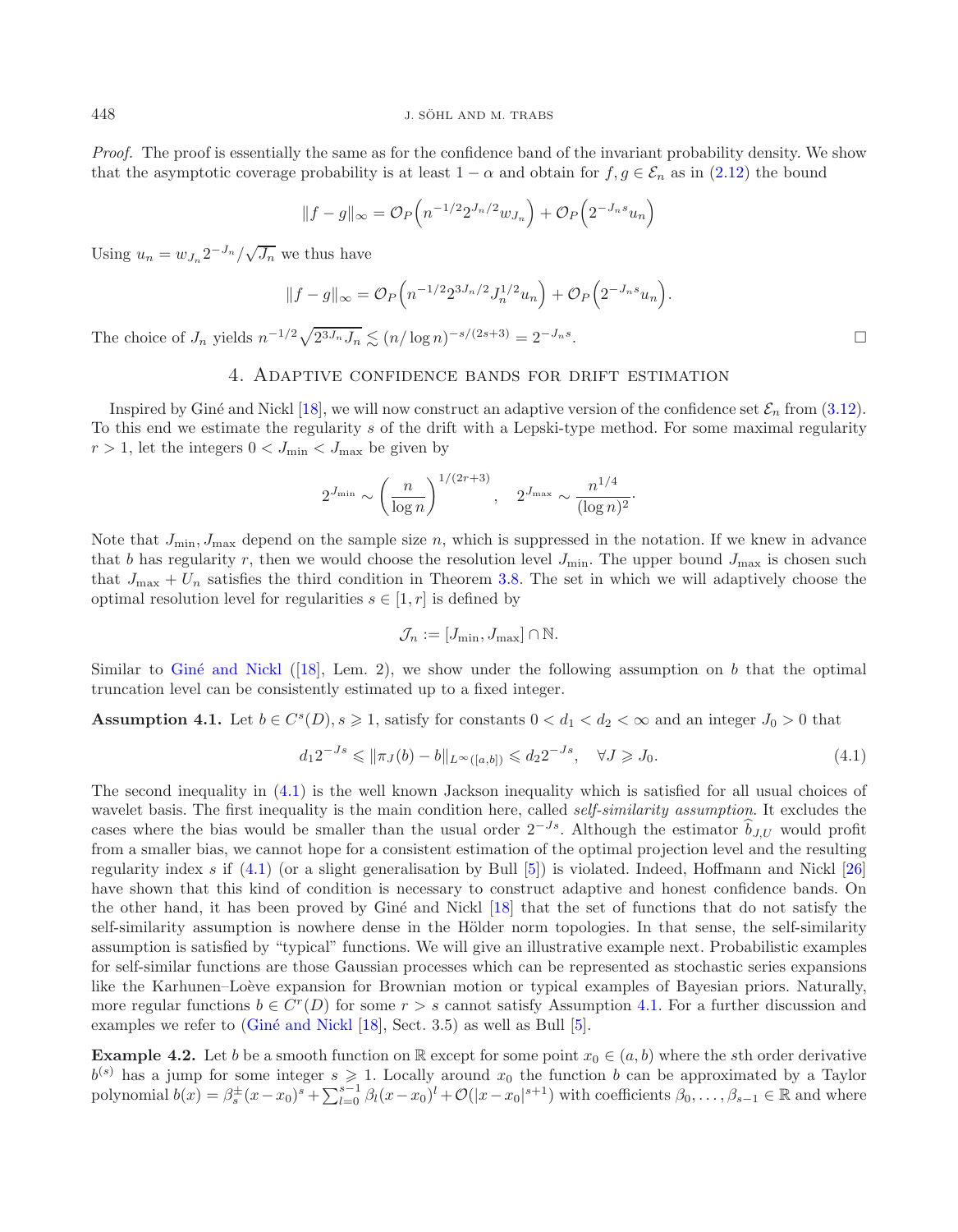*Proof.* The proof is essentially the same as for the confidence band of the invariant probability density. We show that the asymptotic coverage probability is at least $1-\alpha$ and obtain for $f, g \in \mathcal{E}_n$ as in (2.12) the bound

$$\|f-g\|_\infty = \mathcal{O}_P\Big(n^{-1/2}2^{J_n/2}w_{J_n}\Big) + \mathcal{O}_P\Big(2^{-J_n s}u_n\Big)$$

Using $u_n = w_{J_n}2^{-J_n}/\sqrt{J_n}$ we thus have

$$\|f-g\|_\infty = \mathcal{O}_P\Big(n^{-1/2}2^{3J_n/2}J_n^{1/2}u_n\Big) + \mathcal{O}_P\Big(2^{-J_n s}u_n\Big).$$

The choice of $J_n$ yields $n^{-1/2}\sqrt{2^{3J_n}J_n} \lesssim (n/\log n)^{-s/(2s+3)} = 2^{-J_n s}$. □

## 4. Adaptive confidence bands for drift estimation

Inspired by Giné and Nickl [18], we will now construct an adaptive version of the confidence set $\mathcal{E}_n$ from (3.12). To this end we estimate the regularity $s$ of the drift with a Lepski-type method. For some maximal regularity $r > 1$, let the integers $0 < J_{\min} < J_{\max}$ be given by

$$2^{J_{\min}} \sim \left(\frac{n}{\log n}\right)^{1/(2r+3)}, \quad 2^{J_{\max}} \sim \frac{n^{1/4}}{(\log n)^2}.$$

Note that $J_{\min}, J_{\max}$ depend on the sample size $n$, which is suppressed in the notation. If we knew in advance that $b$ has regularity $r$, then we would choose the resolution level $J_{\min}$. The upper bound $J_{\max}$ is chosen such that $J_{\max} + U_n$ satisfies the third condition in Theorem 3.8. The set in which we will adaptively choose the optimal resolution level for regularities $s \in [1, r]$ is defined by

$$\mathcal{J}_n := [J_{\min}, J_{\max}] \cap \mathbb{N}.$$

Similar to Giné and Nickl ([18], Lem. 2), we show under the following assumption on $b$ that the optimal truncation level can be consistently estimated up to a fixed integer.

**Assumption 4.1.** Let $b \in C^s(D), s \geqslant 1$, satisfy for constants $0 < d_1 < d_2 < \infty$ and an integer $J_0 > 0$ that

$$d_1 2^{-Js} \leqslant \|\pi_J(b) - b\|_{L^\infty([a,b])} \leqslant d_2 2^{-Js}, \quad \forall J \geqslant J_0. \tag{4.1}$$

The second inequality in (4.1) is the well known Jackson inequality which is satisfied for all usual choices of wavelet basis. The first inequality is the main condition here, called *self-similarity assumption*. It excludes the cases where the bias would be smaller than the usual order $2^{-Js}$. Although the estimator $\widehat{b}_{J,U}$ would profit from a smaller bias, we cannot hope for a consistent estimation of the optimal projection level and the resulting regularity index $s$ if (4.1) (or a slight generalisation by Bull [5]) is violated. Indeed, Hoffmann and Nickl [26] have shown that this kind of condition is necessary to construct adaptive and honest confidence bands. On the other hand, it has been proved by Giné and Nickl [18] that the set of functions that do not satisfy the self-similarity assumption is nowhere dense in the Hölder norm topologies. In that sense, the self-similarity assumption is satisfied by "typical" functions. We will give an illustrative example next. Probabilistic examples for self-similar functions are those Gaussian processes which can be represented as stochastic series expansions like the Karhunen–Loève expansion for Brownian motion or typical examples of Bayesian priors. Naturally, more regular functions $b \in C^r(D)$ for some $r > s$ cannot satisfy Assumption 4.1. For a further discussion and examples we refer to (Giné and Nickl [18], Sect. 3.5) as well as Bull [5].

**Example 4.2.** Let $b$ be a smooth function on $\mathbb{R}$ except for some point $x_0 \in (a, b)$ where the $s$th order derivative $b^{(s)}$ has a jump for some integer $s \geqslant 1$. Locally around $x_0$ the function $b$ can be approximated by a Taylor polynomial $b(x) = \beta_s^{\pm}(x-x_0)^s + \sum_{l=0}^{s-1}\beta_l(x-x_0)^l + \mathcal{O}(|x-x_0|^{s+1})$ with coefficients $\beta_0, \ldots, \beta_{s-1} \in \mathbb{R}$ and where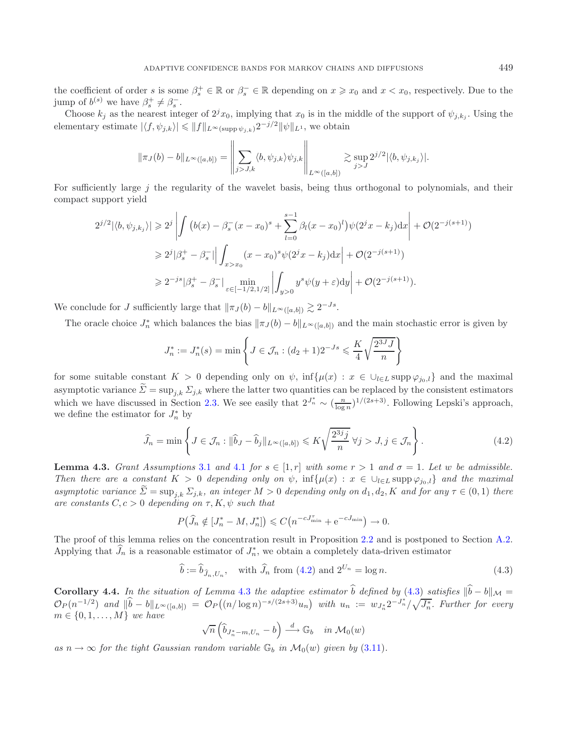the coefficient of order $s$ is some $\beta_s^+ \in \mathbb{R}$ or $\beta_s^- \in \mathbb{R}$ depending on $x \geqslant x_0$ and $x < x_0$, respectively. Due to the jump of $b^{(s)}$ we have $\beta_s^+ \neq \beta_s^-$.

Choose $k_j$ as the nearest integer of $2^j x_0$, implying that $x_0$ is in the middle of the support of $\psi_{j,k_j}$. Using the elementary estimate $|\langle f, \psi_{j,k}\rangle| \leqslant \|f\|_{L^\infty(\operatorname{supp}\psi_{j,k})} 2^{-j/2}\|\psi\|_{L^1}$, we obtain

$$\|\pi_J(b) - b\|_{L^\infty([a,b])} = \Big\| \sum_{j>J,k} \langle b, \psi_{j,k}\rangle \psi_{j,k} \Big\|_{L^\infty([a,b])} \gtrsim \sup_{j>J} 2^{j/2} |\langle b, \psi_{j,k_j}\rangle|.$$

For sufficiently large $j$ the regularity of the wavelet basis, being thus orthogonal to polynomials, and their compact support yield

$$\begin{aligned}
2^{j/2}|\langle b, \psi_{j,k_j}\rangle| &\geqslant 2^j \left| \int \big(b(x) - \beta_s^-(x-x_0)^s + \sum_{l=0}^{s-1} \beta_l (x-x_0)^l\big)\psi(2^j x - k_j)\mathrm{d}x \right| + \mathcal{O}(2^{-j(s+1)}) \\
&\geqslant 2^j |\beta_s^+ - \beta_s^-| \left| \int_{x>x_0} (x-x_0)^s \psi(2^j x - k_j)\mathrm{d}x \right| + \mathcal{O}(2^{-j(s+1)}) \\
&\geqslant 2^{-js} |\beta_s^+ - \beta_s^-| \min_{\varepsilon\in[-1/2,1/2]} \left| \int_{y>0} y^s \psi(y+\varepsilon)\mathrm{d}y \right| + \mathcal{O}(2^{-j(s+1)}).
\end{aligned}$$

We conclude for $J$ sufficiently large that $\|\pi_J(b) - b\|_{L^\infty([a,b])} \gtrsim 2^{-Js}$.

The oracle choice $J_n^*$ which balances the bias $\|\pi_J(b) - b\|_{L^\infty([a,b])}$ and the main stochastic error is given by

$$J_n^* := J_n^*(s) = \min\left\{ J \in \mathcal{J}_n : (d_2+1)2^{-Js} \leqslant \frac{K}{4}\sqrt{\frac{2^{3J}J}{n}} \right\}$$

for some suitable constant $K > 0$ depending only on $\psi$, $\inf\{\mu(x) : x \in \cup_{l\in L} \operatorname{supp}\varphi_{j_0,l}\}$ and the maximal asymptotic variance $\widetilde{\Sigma} = \sup_{j,k} \Sigma_{j,k}$ where the latter two quantities can be replaced by the consistent estimators which we have discussed in Section 2.3. We see easily that $2^{J_n^*} \sim (\frac{n}{\log n})^{1/(2s+3)}$. Following Lepski's approach, we define the estimator for $J_n^*$ by

$$\widehat{J}_n = \min\left\{ J \in \mathcal{J}_n : \|\widehat{b}_J - \widehat{b}_j\|_{L^\infty([a,b])} \leqslant K\sqrt{\frac{2^{3j}j}{n}}\ \forall j > J, j \in \mathcal{J}_n \right\}. \tag{4.2}$$

**Lemma 4.3.** *Grant Assumptions 3.1 and 4.1 for $s \in [1, r]$ with some $r > 1$ and $\sigma = 1$. Let $w$ be admissible. Then there are a constant $K > 0$ depending only on $\psi$, $\inf\{\mu(x) : x \in \cup_{l\in L} \operatorname{supp}\varphi_{j_0,l}\}$ and the maximal asymptotic variance $\widetilde{\Sigma} = \sup_{j,k}\Sigma_{j,k}$, an integer $M > 0$ depending only on $d_1, d_2, K$ and for any $\tau \in (0,1)$ there are constants $C, c > 0$ depending on $\tau, K, \psi$ such that*

$$P\big(\widehat{J}_n \notin [J_n^* - M, J_n^*]\big) \leqslant C\big(n^{-cJ_{\min}^\tau} + \mathrm{e}^{-cJ_{\min}}\big) \to 0.$$

The proof of this lemma relies on the concentration result in Proposition 2.2 and is postponed to Section A.2. Applying that $\widehat{J}_n$ is a reasonable estimator of $J_n^*$, we obtain a completely data-driven estimator

$$\widehat{b} := \widehat{b}_{\widehat{J}_n, U_n}, \quad \text{with } \widehat{J}_n \text{ from (4.2) and } 2^{U_n} = \log n. \tag{4.3}$$

**Corollary 4.4.** *In the situation of Lemma 4.3 the adaptive estimator $\widehat{b}$ defined by (4.3) satisfies $\|\widehat{b} - b\|_{\mathcal{M}} = \mathcal{O}_P(n^{-1/2})$ and $\|\widehat{b} - b\|_{L^\infty([a,b])} = \mathcal{O}_P\big((n/\log n)^{-s/(2s+3)} u_n\big)$ with $u_n := w_{J_n^*} 2^{-J_n^*}/\sqrt{J_n^*}$. Further for every $m \in \{0, 1, \ldots, M\}$ we have*

$$\sqrt{n}\left(\widehat{b}_{J_n^* - m, U_n} - b\right) \xrightarrow{d} \mathbb{G}_b \quad \text{in } \mathcal{M}_0(w)$$

*as $n \to \infty$ for the tight Gaussian random variable $\mathbb{G}_b$ in $\mathcal{M}_0(w)$ given by (3.11).*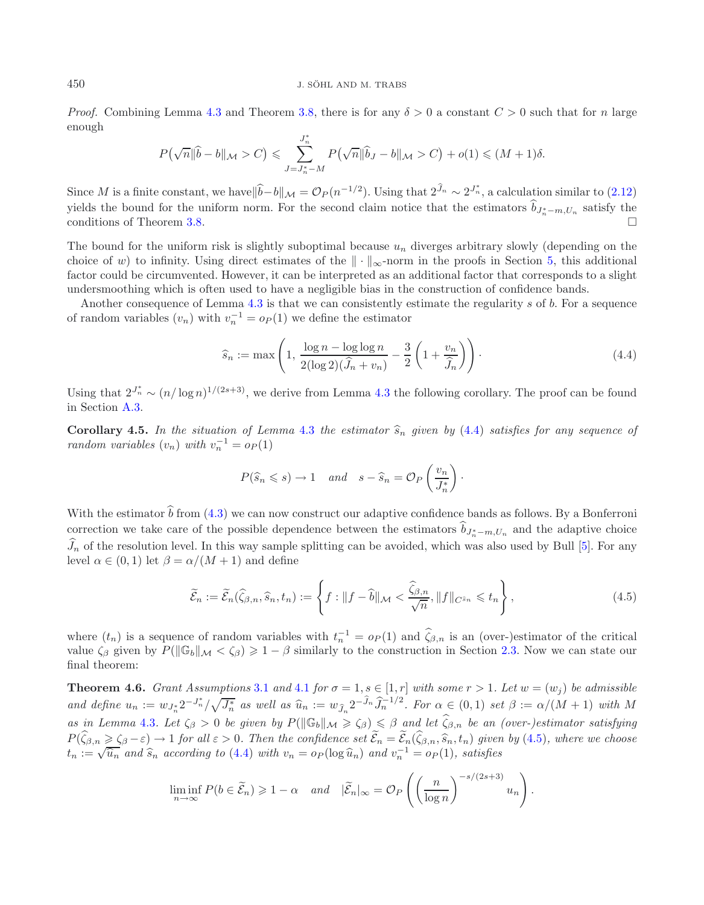*Proof.* Combining Lemma 4.3 and Theorem 3.8, there is for any $\delta > 0$ a constant $C > 0$ such that for $n$ large enough

$$P\big(\sqrt{n}\|\widehat{b} - b\|_{\mathcal{M}} > C\big) \leqslant \sum_{J=J_n^*-M}^{J_n^*} P\big(\sqrt{n}\|\widehat{b}_J - b\|_{\mathcal{M}} > C\big) + o(1) \leqslant (M+1)\delta.$$

Since $M$ is a finite constant, we have $\|\widehat{b} - b\|_{\mathcal{M}} = \mathcal{O}_P(n^{-1/2})$. Using that $2^{\widehat{J}_n} \sim 2^{J_n^*}$, a calculation similar to (2.12) yields the bound for the uniform norm. For the second claim notice that the estimators $\widehat{b}_{J_n^*-m,U_n}$ satisfy the conditions of Theorem 3.8. $\square$

The bound for the uniform risk is slightly suboptimal because $u_n$ diverges arbitrary slowly (depending on the choice of $w$) to infinity. Using direct estimates of the $\|\cdot\|_\infty$-norm in the proofs in Section 5, this additional factor could be circumvented. However, it can be interpreted as an additional factor that corresponds to a slight undersmoothing which is often used to have a negligible bias in the construction of confidence bands.

Another consequence of Lemma 4.3 is that we can consistently estimate the regularity $s$ of $b$. For a sequence of random variables $(v_n)$ with $v_n^{-1} = o_P(1)$ we define the estimator

$$\widehat{s}_n := \max\left(1, \frac{\log n - \log\log n}{2(\log 2)(\widehat{J}_n + v_n)} - \frac{3}{2}\left(1 + \frac{v_n}{\widehat{J}_n}\right)\right)\cdot \tag{4.4}$$

Using that $2^{J_n^*} \sim (n/\log n)^{1/(2s+3)}$, we derive from Lemma 4.3 the following corollary. The proof can be found in Section A.3.

**Corollary 4.5.** *In the situation of Lemma 4.3 the estimator $\widehat{s}_n$ given by (4.4) satisfies for any sequence of random variables $(v_n)$ with $v_n^{-1} = o_P(1)$*

$$P(\widehat{s}_n \leqslant s) \to 1 \quad \textit{and} \quad s - \widehat{s}_n = \mathcal{O}_P\left(\frac{v_n}{J_n^*}\right)\cdot$$

With the estimator $\widehat{b}$ from (4.3) we can now construct our adaptive confidence bands as follows. By a Bonferroni correction we take care of the possible dependence between the estimators $\widehat{b}_{J_n^*-m,U_n}$ and the adaptive choice $\widehat{J}_n$ of the resolution level. In this way sample splitting can be avoided, which was also used by Bull [5]. For any level $\alpha \in (0,1)$ let $\beta = \alpha/(M+1)$ and define

$$\widetilde{\mathcal{E}}_n := \widetilde{\mathcal{E}}_n(\widehat{\zeta}_{\beta,n}, \widehat{s}_n, t_n) := \left\{f : \|f - \widehat{b}\|_{\mathcal{M}} < \frac{\widehat{\zeta}_{\beta,n}}{\sqrt{n}}, \|f\|_{C^{\widehat{s}_n}} \leqslant t_n\right\}, \tag{4.5}$$

where $(t_n)$ is a sequence of random variables with $t_n^{-1} = o_P(1)$ and $\widehat{\zeta}_{\beta,n}$ is an (over-)estimator of the critical value $\zeta_\beta$ given by $P(\|\mathbb{G}_b\|_{\mathcal{M}} < \zeta_\beta) \geqslant 1 - \beta$ similarly to the construction in Section 2.3. Now we can state our final theorem:

**Theorem 4.6.** *Grant Assumptions 3.1 and 4.1 for $\sigma = 1, s \in [1, r]$ with some $r > 1$. Let $w = (w_j)$ be admissible and define $u_n := w_{J_n^*}2^{-J_n^*}/\sqrt{J_n^*}$ as well as $\widehat{u}_n := w_{\widehat{J}_n}2^{-\widehat{J}_n}\widehat{J}_n^{-1/2}$. For $\alpha \in (0,1)$ set $\beta := \alpha/(M+1)$ with $M$ as in Lemma 4.3. Let $\zeta_\beta > 0$ be given by $P(\|\mathbb{G}_b\|_{\mathcal{M}} \geqslant \zeta_\beta) \leqslant \beta$ and let $\widehat{\zeta}_{\beta,n}$ be an (over-)estimator satisfying $P(\widehat{\zeta}_{\beta,n} \geqslant \zeta_\beta - \varepsilon) \to 1$ for all $\varepsilon > 0$. Then the confidence set $\widetilde{\mathcal{E}}_n = \widetilde{\mathcal{E}}_n(\widehat{\zeta}_{\beta,n}, \widehat{s}_n, t_n)$ given by (4.5), where we choose $t_n := \sqrt{\widehat{u}_n}$ and $\widehat{s}_n$ according to (4.4) with $v_n = o_P(\log \widehat{u}_n)$ and $v_n^{-1} = o_P(1)$, satisfies*

$$\liminf_{n\to\infty} P(b \in \widetilde{\mathcal{E}}_n) \geqslant 1 - \alpha \quad \textit{and} \quad |\widetilde{\mathcal{E}}_n|_\infty = \mathcal{O}_P\left(\left(\frac{n}{\log n}\right)^{-s/(2s+3)} u_n\right).$$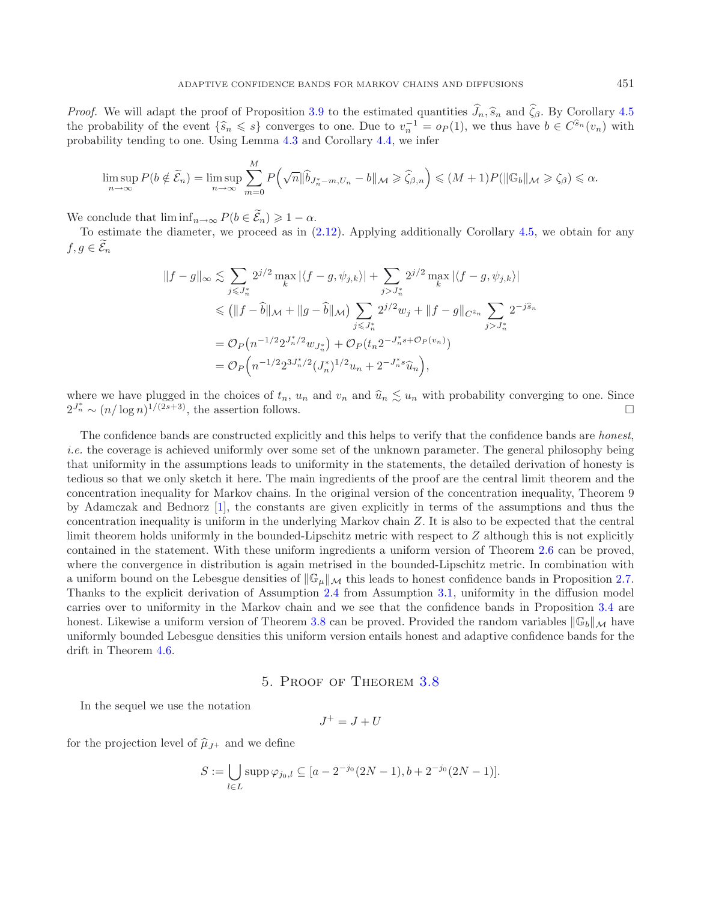*Proof.* We will adapt the proof of Proposition 3.9 to the estimated quantities $\widehat{J}_n, \widehat{s}_n$ and $\widehat{\zeta}_\beta$. By Corollary 4.5 the probability of the event $\{\widehat{s}_n \leqslant s\}$ converges to one. Due to $v_n^{-1} = o_P(1)$, we thus have $b \in C^{\widehat{s}_n}(v_n)$ with probability tending to one. Using Lemma 4.3 and Corollary 4.4, we infer

$$\limsup_{n\to\infty} P(b \notin \widetilde{\mathcal{E}}_n) = \limsup_{n\to\infty} \sum_{m=0}^{M} P\Big(\sqrt{n}\|\widehat{b}_{J_n^*-m,U_n} - b\|_{\mathcal{M}} \geqslant \widehat{\zeta}_{\beta,n}\Big) \leqslant (M+1)P(\|\mathbb{G}_b\|_{\mathcal{M}} \geqslant \zeta_\beta) \leqslant \alpha.$$

We conclude that $\liminf_{n\to\infty} P(b \in \widetilde{\mathcal{E}}_n) \geqslant 1-\alpha$.

To estimate the diameter, we proceed as in (2.12). Applying additionally Corollary 4.5, we obtain for any $f, g \in \widetilde{\mathcal{E}}_n$

$$\begin{aligned}
\|f-g\|_\infty &\lesssim \sum_{j\leqslant J_n^*} 2^{j/2} \max_k |\langle f-g, \psi_{j,k}\rangle| + \sum_{j> J_n^*} 2^{j/2} \max_k |\langle f-g, \psi_{j,k}\rangle| \\
&\leqslant \big(\|f-\widehat{b}\|_{\mathcal{M}} + \|g-\widehat{b}\|_{\mathcal{M}}\big) \sum_{j\leqslant J_n^*} 2^{j/2} w_j + \|f-g\|_{C^{\widehat{s}_n}} \sum_{j>J_n^*} 2^{-j\widehat{s}_n} \\
&= \mathcal{O}_P\big(n^{-1/2} 2^{J_n^*/2} w_{J_n^*}\big) + \mathcal{O}_P\big(t_n 2^{-J_n^* s + \mathcal{O}_P(v_n)}\big) \\
&= \mathcal{O}_P\Big(n^{-1/2} 2^{3J_n^*/2} (J_n^*)^{1/2} u_n + 2^{-J_n^* s}\widehat{u}_n\Big),
\end{aligned}$$

where we have plugged in the choices of $t_n$, $u_n$ and $v_n$ and $\widehat{u}_n \lesssim u_n$ with probability converging to one. Since $2^{J_n^*} \sim (n/\log n)^{1/(2s+3)}$, the assertion follows. □

The confidence bands are constructed explicitly and this helps to verify that the confidence bands are *honest*, *i.e.* the coverage is achieved uniformly over some set of the unknown parameter. The general philosophy being that uniformity in the assumptions leads to uniformity in the statements, the detailed derivation of honesty is tedious so that we only sketch it here. The main ingredients of the proof are the central limit theorem and the concentration inequality for Markov chains. In the original version of the concentration inequality, Theorem 9 by Adamczak and Bednorz [1], the constants are given explicitly in terms of the assumptions and thus the concentration inequality is uniform in the underlying Markov chain $Z$. It is also to be expected that the central limit theorem holds uniformly in the bounded-Lipschitz metric with respect to $Z$ although this is not explicitly contained in the statement. With these uniform ingredients a uniform version of Theorem 2.6 can be proved, where the convergence in distribution is again metrised in the bounded-Lipschitz metric. In combination with a uniform bound on the Lebesgue densities of $\|\mathbb{G}_\mu\|_{\mathcal{M}}$ this leads to honest confidence bands in Proposition 2.7. Thanks to the explicit derivation of Assumption 2.4 from Assumption 3.1, uniformity in the diffusion model carries over to uniformity in the Markov chain and we see that the confidence bands in Proposition 3.4 are honest. Likewise a uniform version of Theorem 3.8 can be proved. Provided the random variables $\|\mathbb{G}_b\|_{\mathcal{M}}$ have uniformly bounded Lebesgue densities this uniform version entails honest and adaptive confidence bands for the drift in Theorem 4.6.

## 5. Proof of Theorem 3.8

In the sequel we use the notation

$$J^+ = J + U$$

for the projection level of $\widehat{\mu}_{J^+}$ and we define

$$S := \bigcup_{l\in L} \operatorname{supp} \varphi_{j_0,l} \subseteq [a - 2^{-j_0}(2N-1), b + 2^{-j_0}(2N-1)].$$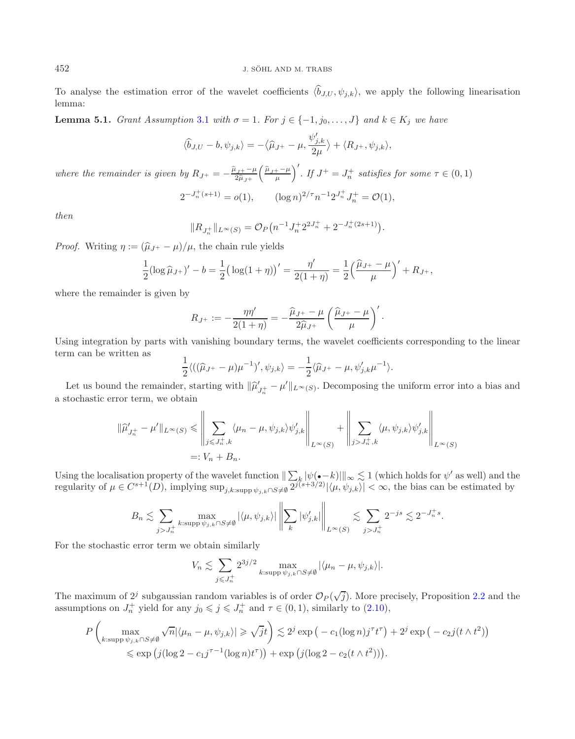To analyse the estimation error of the wavelet coefficients $\langle \widehat{b}_{J,U}, \psi_{j,k}\rangle$, we apply the following linearisation lemma:

**Lemma 5.1.** *Grant Assumption 3.1 with $\sigma = 1$. For $j \in \{-1, j_0, \dots, J\}$ and $k \in K_j$ we have*

$$\langle \widehat{b}_{J,U} - b, \psi_{j,k}\rangle = -\Big\langle \widehat{\mu}_{J^+} - \mu, \frac{\psi'_{j,k}}{2\mu}\Big\rangle + \langle R_{J^+}, \psi_{j,k}\rangle,$$

*where the remainder is given by $R_{J^+} = -\frac{\widehat{\mu}_{J^+} - \mu}{2\widehat{\mu}_{J^+}}\Big(\frac{\widehat{\mu}_{J^+} - \mu}{\mu}\Big)'$. If $J^+ = J_n^+$ satisfies for some $\tau \in (0,1)$*

$$2^{-J_n^+(s+1)} = o(1), \qquad (\log n)^{2/\tau} n^{-1} 2^{J_n^+} J_n^+ = \mathcal{O}(1),$$

*then*

$$\|R_{J_n^+}\|_{L^\infty(S)} = \mathcal{O}_P\big(n^{-1} J_n^+ 2^{2J_n^+} + 2^{-J_n^+(2s+1)}\big).$$

*Proof.* Writing $\eta := (\widehat{\mu}_{J^+} - \mu)/\mu$, the chain rule yields

$$\frac{1}{2}(\log \widehat{\mu}_{J^+})' - b = \frac{1}{2}\big(\log(1+\eta)\big)' = \frac{\eta'}{2(1+\eta)} = \frac{1}{2}\Big(\frac{\widehat{\mu}_{J^+} - \mu}{\mu}\Big)' + R_{J^+},$$

where the remainder is given by

$$R_{J^+} := -\frac{\eta\eta'}{2(1+\eta)} = -\frac{\widehat{\mu}_{J^+} - \mu}{2\widehat{\mu}_{J^+}}\left(\frac{\widehat{\mu}_{J^+} - \mu}{\mu}\right)'.$$

Using integration by parts with vanishing boundary terms, the wavelet coefficients corresponding to the linear term can be written as

$$\frac{1}{2}\langle ((\widehat{\mu}_{J^+} - \mu)\mu^{-1})', \psi_{j,k}\rangle = -\frac{1}{2}\langle \widehat{\mu}_{J^+} - \mu, \psi'_{j,k}\mu^{-1}\rangle.$$

Let us bound the remainder, starting with $\|\widehat{\mu}'_{J_n^+} - \mu'\|_{L^\infty(S)}$. Decomposing the uniform error into a bias and a stochastic error term, we obtain

$$\begin{aligned}\|\widehat{\mu}'_{J_n^+} - \mu'\|_{L^\infty(S)} &\leqslant \Bigg\|\sum_{j \leqslant J_n^+, k} \langle \mu_n - \mu, \psi_{j,k}\rangle \psi'_{j,k}\Bigg\|_{L^\infty(S)} + \Bigg\|\sum_{j > J_n^+, k} \langle \mu, \psi_{j,k}\rangle \psi'_{j,k}\Bigg\|_{L^\infty(S)} \\ &=: V_n + B_n.\end{aligned}$$

Using the localisation property of the wavelet function $\|\sum_k |\psi(\bullet - k)|\|_\infty \lesssim 1$ (which holds for $\psi'$ as well) and the regularity of $\mu \in C^{s+1}(D)$, implying $\sup_{j,k:\operatorname{supp}\psi_{j,k}\cap S \neq \emptyset} 2^{j(s+3/2)}|\langle \mu, \psi_{j,k}\rangle| < \infty$, the bias can be estimated by

$$B_n \lesssim \sum_{j > J_n^+} \max_{k:\operatorname{supp}\psi_{j,k}\cap S \neq \emptyset} |\langle \mu, \psi_{j,k}\rangle| \left\|\sum_k |\psi'_{j,k}|\right\|_{L^\infty(S)} \lesssim \sum_{j > J_n^+} 2^{-js} \lesssim 2^{-J_n^+ s}.$$

For the stochastic error term we obtain similarly

$$V_n \lesssim \sum_{j \leqslant J_n^+} 2^{3j/2} \max_{k:\operatorname{supp}\psi_{j,k}\cap S \neq \emptyset} |\langle \mu_n - \mu, \psi_{j,k}\rangle|.$$

The maximum of $2^j$ subgaussian random variables is of order $\mathcal{O}_P(\sqrt{j})$. More precisely, Proposition 2.2 and the assumptions on $J_n^+$ yield for any $j_0 \leqslant j \leqslant J_n^+$ and $\tau \in (0,1)$, similarly to (2.10),

$$\begin{aligned}P\left(\max_{k:\operatorname{supp}\psi_{j,k}\cap S \neq \emptyset} \sqrt{n}|\langle \mu_n - \mu, \psi_{j,k}\rangle| \geqslant \sqrt{j}t\right) &\lesssim 2^j \exp\big(-c_1(\log n) j^\tau t^\tau\big) + 2^j \exp\big(-c_2 j(t \wedge t^2)\big) \\ &\leqslant \exp\big(j(\log 2 - c_1 j^{\tau-1}(\log n)t^\tau)\big) + \exp\big(j(\log 2 - c_2(t \wedge t^2))\big).\end{aligned}$$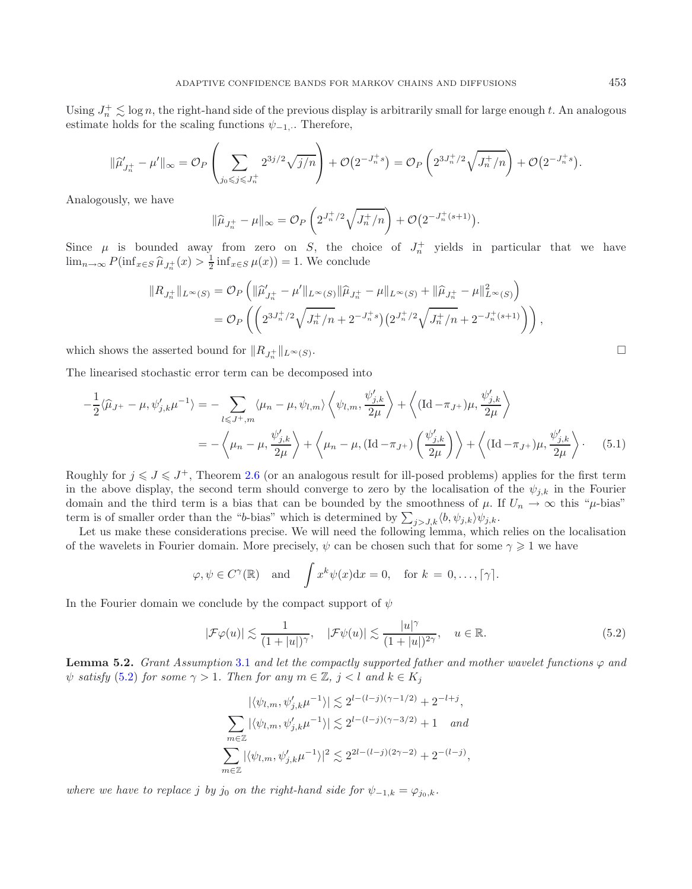Using $J_n^+ \lesssim \log n$, the right-hand side of the previous display is arbitrarily small for large enough $t$. An analogous estimate holds for the scaling functions $\psi_{-1,\cdot}$. Therefore,

$$\|\widehat{\mu}'_{J_n^+} - \mu'\|_\infty = \mathcal{O}_P\left(\sum_{j_0 \leqslant j \leqslant J_n^+} 2^{3j/2}\sqrt{j/n}\right) + \mathcal{O}\big(2^{-J_n^+ s}\big) = \mathcal{O}_P\left(2^{3J_n^+/2}\sqrt{J_n^+/n}\right) + \mathcal{O}\big(2^{-J_n^+ s}\big).$$

Analogously, we have

$$\|\widehat{\mu}_{J_n^+} - \mu\|_\infty = \mathcal{O}_P\left(2^{J_n^+/2}\sqrt{J_n^+/n}\right) + \mathcal{O}\big(2^{-J_n^+(s+1)}\big).$$

Since $\mu$ is bounded away from zero on $S$, the choice of $J_n^+$ yields in particular that we have $\lim_{n\to\infty} P(\inf_{x\in S}\widehat{\mu}_{J_n^+}(x) > \frac{1}{2}\inf_{x\in S}\mu(x)) = 1$. We conclude

$$\begin{aligned}
\|R_{J_n^+}\|_{L^\infty(S)} &= \mathcal{O}_P\left(\|\widehat{\mu}'_{J_n^+} - \mu'\|_{L^\infty(S)}\|\widehat{\mu}_{J_n^+} - \mu\|_{L^\infty(S)} + \|\widehat{\mu}_{J_n^+} - \mu\|^2_{L^\infty(S)}\right) \\
&= \mathcal{O}_P\left(\left(2^{3J_n^+/2}\sqrt{J_n^+/n} + 2^{-J_n^+ s}\right)\left(2^{J_n^+/2}\sqrt{J_n^+/n} + 2^{-J_n^+(s+1)}\right)\right),
\end{aligned}$$

which shows the asserted bound for $\|R_{J_n^+}\|_{L^\infty(S)}$. □

The linearised stochastic error term can be decomposed into

$$\begin{aligned}
-\frac{1}{2}\langle \widehat{\mu}_{J^+} - \mu, \psi'_{j,k}\mu^{-1}\rangle &= -\sum_{l\leqslant J^+, m}\langle \mu_n - \mu, \psi_{l,m}\rangle\left\langle \psi_{l,m}, \frac{\psi'_{j,k}}{2\mu}\right\rangle + \left\langle (\mathrm{Id} - \pi_{J^+})\mu, \frac{\psi'_{j,k}}{2\mu}\right\rangle \\
&= -\left\langle \mu_n - \mu, \frac{\psi'_{j,k}}{2\mu}\right\rangle + \left\langle \mu_n - \mu, (\mathrm{Id} - \pi_{J^+})\left(\frac{\psi'_{j,k}}{2\mu}\right)\right\rangle + \left\langle (\mathrm{Id} - \pi_{J^+})\mu, \frac{\psi'_{j,k}}{2\mu}\right\rangle \cdot
\end{aligned} \tag{5.1}$$

Roughly for $j \leqslant J \leqslant J^+$, Theorem 2.6 (or an analogous result for ill-posed problems) applies for the first term in the above display, the second term should converge to zero by the localisation of the $\psi_{j,k}$ in the Fourier domain and the third term is a bias that can be bounded by the smoothness of $\mu$. If $U_n \to \infty$ this "$\mu$-bias" term is of smaller order than the "$b$-bias" which is determined by $\sum_{j>J,k}\langle b, \psi_{j,k}\rangle\psi_{j,k}$.

Let us make these considerations precise. We will need the following lemma, which relies on the localisation of the wavelets in Fourier domain. More precisely, $\psi$ can be chosen such that for some $\gamma \geqslant 1$ we have

$$\varphi, \psi \in C^\gamma(\mathbb{R}) \quad \text{and} \quad \int x^k\psi(x)\mathrm{d}x = 0, \quad \text{for } k = 0, \ldots, \lceil\gamma\rceil.$$

In the Fourier domain we conclude by the compact support of $\psi$

$$|\mathcal{F}\varphi(u)| \lesssim \frac{1}{(1+|u|)^\gamma}, \quad |\mathcal{F}\psi(u)| \lesssim \frac{|u|^\gamma}{(1+|u|)^{2\gamma}}, \quad u \in \mathbb{R}. \tag{5.2}$$

**Lemma 5.2.** *Grant Assumption 3.1 and let the compactly supported father and mother wavelet functions $\varphi$ and $\psi$ satisfy (5.2) for some $\gamma > 1$. Then for any $m \in \mathbb{Z}$, $j < l$ and $k \in K_j$*

$$\begin{aligned}
|\langle \psi_{l,m}, \psi'_{j,k}\mu^{-1}\rangle| &\lesssim 2^{l-(l-j)(\gamma-1/2)} + 2^{-l+j}, \\
\sum_{m\in\mathbb{Z}}|\langle \psi_{l,m}, \psi'_{j,k}\mu^{-1}\rangle| &\lesssim 2^{l-(l-j)(\gamma-3/2)} + 1 \quad \textit{and} \\
\sum_{m\in\mathbb{Z}}|\langle \psi_{l,m}, \psi'_{j,k}\mu^{-1}\rangle|^2 &\lesssim 2^{2l-(l-j)(2\gamma-2)} + 2^{-(l-j)},
\end{aligned}$$

*where we have to replace $j$ by $j_0$ on the right-hand side for $\psi_{-1,k} = \varphi_{j_0,k}$.*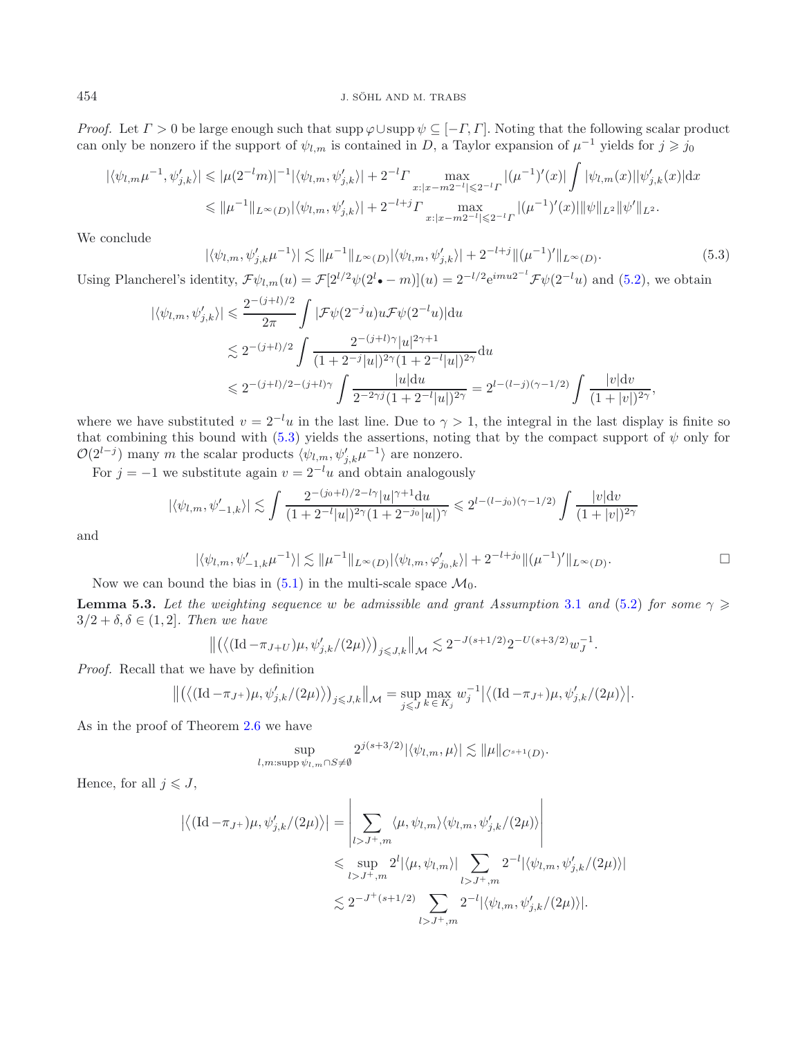*Proof.* Let $\Gamma > 0$ be large enough such that $\operatorname{supp}\varphi \cup \operatorname{supp}\psi \subseteq [-\Gamma, \Gamma]$. Noting that the following scalar product can only be nonzero if the support of $\psi_{l,m}$ is contained in $D$, a Taylor expansion of $\mu^{-1}$ yields for $j \geqslant j_0$

$$
\begin{aligned}
|\langle \psi_{l,m}\mu^{-1}, \psi'_{j,k}\rangle| &\leqslant |\mu(2^{-l}m)|^{-1}|\langle \psi_{l,m}, \psi'_{j,k}\rangle| + 2^{-l}\Gamma \max_{x:|x-m2^{-l}|\leqslant 2^{-l}\Gamma} |(\mu^{-1})'(x)| \int |\psi_{l,m}(x)||\psi'_{j,k}(x)|\mathrm{d}x \\
&\leqslant \|\mu^{-1}\|_{L^\infty(D)}|\langle \psi_{l,m}, \psi'_{j,k}\rangle| + 2^{-l+j}\Gamma \max_{x:|x-m2^{-l}|\leqslant 2^{-l}\Gamma} |(\mu^{-1})'(x)| \|\psi\|_{L^2}\|\psi'\|_{L^2}.
\end{aligned}
$$

We conclude

$$
|\langle \psi_{l,m}, \psi'_{j,k}\mu^{-1}\rangle| \lesssim \|\mu^{-1}\|_{L^\infty(D)}|\langle \psi_{l,m}, \psi'_{j,k}\rangle| + 2^{-l+j}\|(\mu^{-1})'\|_{L^\infty(D)}. \tag{5.3}
$$

Using Plancherel's identity, $\mathcal{F}\psi_{l,m}(u) = \mathcal{F}[2^{l/2}\psi(2^l \bullet - m)](u) = 2^{-l/2}\mathrm{e}^{imu2^{-l}}\mathcal{F}\psi(2^{-l}u)$ and (5.2), we obtain

$$
\begin{aligned}
|\langle \psi_{l,m}, \psi'_{j,k}\rangle| &\leqslant \frac{2^{-(j+l)/2}}{2\pi}\int |\mathcal{F}\psi(2^{-j}u)u\mathcal{F}\psi(2^{-l}u)|\mathrm{d}u \\
&\lesssim 2^{-(j+l)/2}\int \frac{2^{-(j+l)\gamma}|u|^{2\gamma+1}}{(1+2^{-j}|u|)^{2\gamma}(1+2^{-l}|u|)^{2\gamma}}\mathrm{d}u \\
&\leqslant 2^{-(j+l)/2-(j+l)\gamma}\int \frac{|u|\mathrm{d}u}{2^{-2\gamma j}(1+2^{-l}|u|)^{2\gamma}} = 2^{l-(l-j)(\gamma-1/2)}\int \frac{|v|\mathrm{d}v}{(1+|v|)^{2\gamma}},
\end{aligned}
$$

where we have substituted $v = 2^{-l}u$ in the last line. Due to $\gamma > 1$, the integral in the last display is finite so that combining this bound with (5.3) yields the assertions, noting that by the compact support of $\psi$ only for $\mathcal{O}(2^{l-j})$ many $m$ the scalar products $\langle \psi_{l,m}, \psi'_{j,k}\mu^{-1}\rangle$ are nonzero.

For $j = -1$ we substitute again $v = 2^{-l}u$ and obtain analogously

$$
|\langle \psi_{l,m}, \psi'_{-1,k}\rangle| \lesssim \int \frac{2^{-(j_0+l)/2-l\gamma}|u|^{\gamma+1}\mathrm{d}u}{(1+2^{-l}|u|)^{2\gamma}(1+2^{-j_0}|u|)^{\gamma}} \leqslant 2^{l-(l-j_0)(\gamma-1/2)}\int \frac{|v|\mathrm{d}v}{(1+|v|)^{2\gamma}}
$$

and

$$
|\langle \psi_{l,m}, \psi'_{-1,k}\mu^{-1}\rangle| \lesssim \|\mu^{-1}\|_{L^\infty(D)}|\langle \psi_{l,m}, \varphi'_{j_0,k}\rangle| + 2^{-l+j_0}\|(\mu^{-1})'\|_{L^\infty(D)}.
$$

□

Now we can bound the bias in (5.1) in the multi-scale space $\mathcal{M}_0$.

**Lemma 5.3.** *Let the weighting sequence $w$ be admissible and grant Assumption 3.1 and (5.2) for some $\gamma \geqslant 3/2 + \delta, \delta \in (1, 2]$. Then we have*

$$
\big\|\big(\big\langle(\mathrm{Id} - \pi_{J+U})\mu, \psi'_{j,k}/(2\mu)\big\rangle\big)_{j\leqslant J,k}\big\|_{\mathcal{M}} \lesssim 2^{-J(s+1/2)}2^{-U(s+3/2)}w_J^{-1}.
$$

*Proof.* Recall that we have by definition

$$
\big\|\big(\big\langle(\mathrm{Id} - \pi_{J^+})\mu, \psi'_{j,k}/(2\mu)\big\rangle\big)_{j\leqslant J,k}\big\|_{\mathcal{M}} = \sup_{j\leqslant J}\max_{k\in K_j} w_j^{-1}\big|\big\langle(\mathrm{Id} - \pi_{J^+})\mu, \psi'_{j,k}/(2\mu)\big\rangle\big|.
$$

As in the proof of Theorem 2.6 we have

$$
\sup_{l,m:\operatorname{supp}\psi_{l,m}\cap S\neq\emptyset} 2^{j(s+3/2)}|\langle \psi_{l,m}, \mu\rangle| \lesssim \|\mu\|_{C^{s+1}(D)}.
$$

Hence, for all $j \leqslant J$,

$$
\begin{aligned}
\big|\big\langle(\mathrm{Id} - \pi_{J^+})\mu, \psi'_{j,k}/(2\mu)\big\rangle\big| &= \left|\sum_{l>J^+,m}\langle \mu, \psi_{l,m}\rangle\langle \psi_{l,m}, \psi'_{j,k}/(2\mu)\rangle\right| \\
&\leqslant \sup_{l>J^+,m} 2^l|\langle \mu, \psi_{l,m}\rangle| \sum_{l>J^+,m} 2^{-l}|\langle \psi_{l,m}, \psi'_{j,k}/(2\mu)\rangle| \\
&\lesssim 2^{-J^+(s+1/2)}\sum_{l>J^+,m} 2^{-l}|\langle \psi_{l,m}, \psi'_{j,k}/(2\mu)\rangle|.
\end{aligned}
$$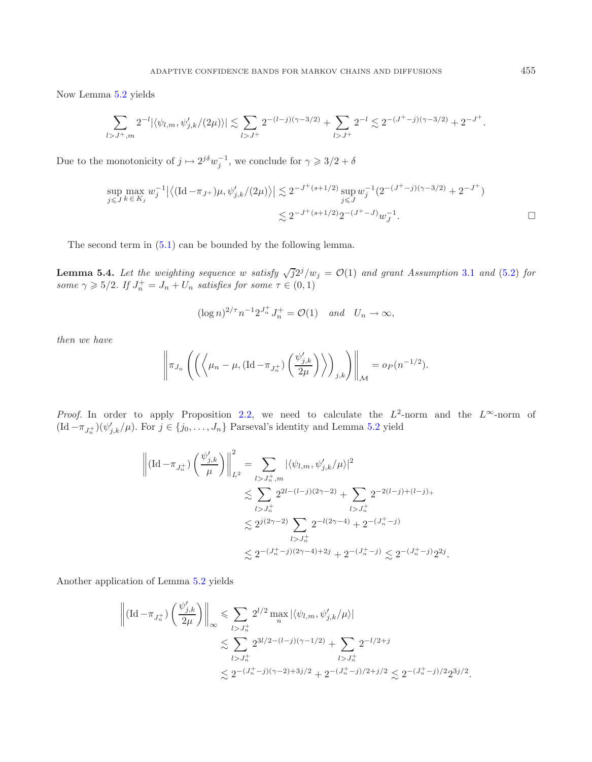Now Lemma 5.2 yields

$$\sum_{l>J^+,m} 2^{-l}|\langle \psi_{l,m}, \psi'_{j,k}/(2\mu)\rangle| \lesssim \sum_{l>J^+} 2^{-(l-j)(\gamma-3/2)} + \sum_{l>J^+} 2^{-l} \lesssim 2^{-(J^+-j)(\gamma-3/2)} + 2^{-J^+}.$$

Due to the monotonicity of $j \mapsto 2^{j\delta} w_j^{-1}$, we conclude for $\gamma \geqslant 3/2 + \delta$

$$\begin{aligned}
\sup_{j\leqslant J} \max_{k\in K_j} w_j^{-1} \big|\big\langle (\mathrm{Id} - \pi_{J^+})\mu, \psi'_{j,k}/(2\mu)\big\rangle\big| &\lesssim 2^{-J^+(s+1/2)} \sup_{j\leqslant J} w_j^{-1} (2^{-(J^+-j)(\gamma-3/2)} + 2^{-J^+}) \\
&\lesssim 2^{-J^+(s+1/2)} 2^{-(J^+-J)} w_J^{-1}.
\end{aligned}$$

□

The second term in (5.1) can be bounded by the following lemma.

**Lemma 5.4.** *Let the weighting sequence $w$ satisfy $\sqrt{j}2^j/w_j = \mathcal{O}(1)$ and grant Assumption 3.1 and (5.2) for some $\gamma \geqslant 5/2$. If $J_n^+ = J_n + U_n$ satisfies for some $\tau \in (0,1)$*

$$(\log n)^{2/\tau} n^{-1} 2^{J_n^+} J_n^+ = \mathcal{O}(1) \quad \text{and} \quad U_n \to \infty,$$

*then we have*

$$\left\| \pi_{J_n} \left( \left( \left\langle \mu_n - \mu, (\mathrm{Id} - \pi_{J_n^+}) \left( \frac{\psi'_{j,k}}{2\mu} \right) \right\rangle \right)_{j,k} \right) \right\|_{\mathcal{M}} = o_P(n^{-1/2}).$$

*Proof.* In order to apply Proposition 2.2, we need to calculate the $L^2$-norm and the $L^\infty$-norm of $(\mathrm{Id} - \pi_{J_n^+})(\psi'_{j,k}/\mu)$. For $j \in \{j_0, \ldots, J_n\}$ Parseval's identity and Lemma 5.2 yield

$$\begin{aligned}
\left\| (\mathrm{Id} - \pi_{J_n^+}) \left( \frac{\psi'_{j,k}}{\mu} \right) \right\|_{L^2}^2 &= \sum_{l>J_n^+,m} |\langle \psi_{l,m}, \psi'_{j,k}/\mu\rangle|^2 \\
&\lesssim \sum_{l>J_n^+} 2^{2l-(l-j)(2\gamma-2)} + \sum_{l>J_n^+} 2^{-2(l-j)+(l-j)_+} \\
&\lesssim 2^{j(2\gamma-2)} \sum_{l>J_n^+} 2^{-l(2\gamma-4)} + 2^{-(J_n^+-j)} \\
&\lesssim 2^{-(J_n^+-j)(2\gamma-4)+2j} + 2^{-(J_n^+-j)} \lesssim 2^{-(J_n^+-j)} 2^{2j}.
\end{aligned}$$

Another application of Lemma 5.2 yields

$$\begin{aligned}
\left\| (\mathrm{Id} - \pi_{J_n^+}) \left( \frac{\psi'_{j,k}}{2\mu} \right) \right\|_\infty &\leqslant \sum_{l>J_n^+} 2^{l/2} \max_n |\langle \psi_{l,m}, \psi'_{j,k}/\mu\rangle| \\
&\lesssim \sum_{l>J_n^+} 2^{3l/2-(l-j)(\gamma-1/2)} + \sum_{l>J_n^+} 2^{-l/2+j} \\
&\lesssim 2^{-(J_n^+-j)(\gamma-2)+3j/2} + 2^{-(J_n^+-j)/2+j/2} \lesssim 2^{-(J_n^+-j)/2} 2^{3j/2}.
\end{aligned}$$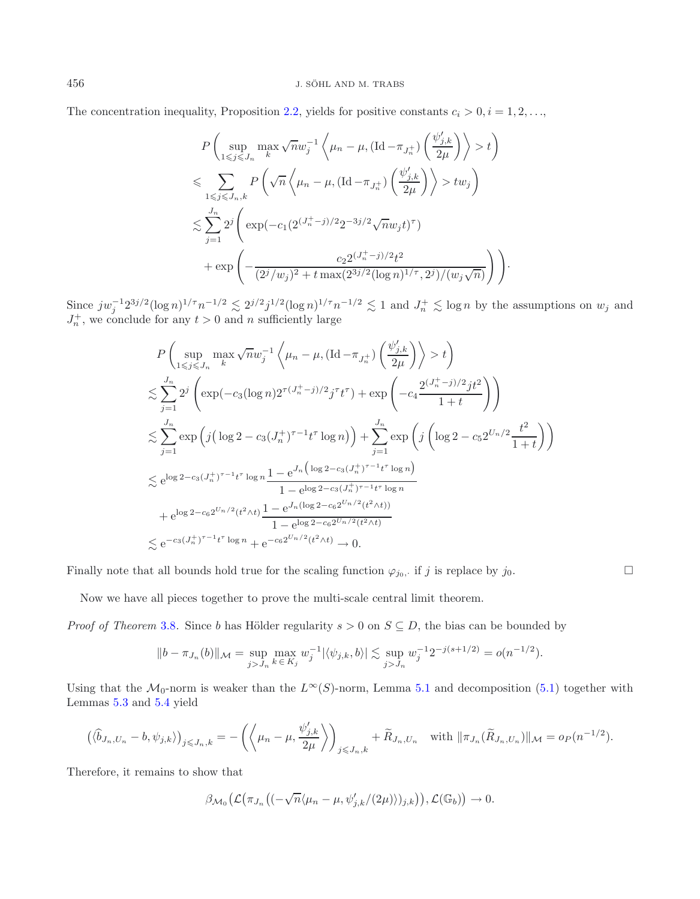The concentration inequality, Proposition 2.2, yields for positive constants $c_i > 0, i = 1, 2, \ldots,$

$$
\begin{aligned}
&P\left(\sup_{1\leqslant j\leqslant J_n}\max_k \sqrt{n}w_j^{-1}\left\langle \mu_n-\mu, (\mathrm{Id}-\pi_{J_n^+})\left(\frac{\psi'_{j,k}}{2\mu}\right)\right\rangle > t\right)\\
&\leqslant \sum_{1\leqslant j\leqslant J_n,k} P\left(\sqrt{n}\left\langle \mu_n-\mu, (\mathrm{Id}-\pi_{J_n^+})\left(\frac{\psi'_{j,k}}{2\mu}\right)\right\rangle > tw_j\right)\\
&\lesssim \sum_{j=1}^{J_n} 2^j\Bigg(\exp(-c_1(2^{(J_n^+-j)/2}2^{-3j/2}\sqrt{n}w_j t)^\tau)\\
&\qquad + \exp\left(-\frac{c_2 2^{(J_n^+-j)/2}t^2}{(2^j/w_j)^2 + t\max(2^{3j/2}(\log n)^{1/\tau}, 2^j)/(w_j\sqrt{n})}\right)\Bigg).
\end{aligned}
$$

Since $jw_j^{-1}2^{3j/2}(\log n)^{1/\tau}n^{-1/2} \lesssim 2^{j/2}j^{1/2}(\log n)^{1/\tau}n^{-1/2} \lesssim 1$ and $J_n^+ \lesssim \log n$ by the assumptions on $w_j$ and $J_n^+$, we conclude for any $t > 0$ and $n$ sufficiently large

$$
\begin{aligned}
&P\left(\sup_{1\leqslant j\leqslant J_n}\max_k \sqrt{n}w_j^{-1}\left\langle \mu_n-\mu, (\mathrm{Id}-\pi_{J_n^+})\left(\frac{\psi'_{j,k}}{2\mu}\right)\right\rangle > t\right)\\
&\lesssim \sum_{j=1}^{J_n} 2^j\left(\exp(-c_3(\log n)2^{\tau(J_n^+-j)/2}j^\tau t^\tau) + \exp\left(-c_4\frac{2^{(J_n^+-j)/2}jt^2}{1+t}\right)\right)\\
&\lesssim \sum_{j=1}^{J_n}\exp\Big(j\big(\log 2 - c_3(J_n^+)^{\tau-1}t^\tau\log n\big)\Big) + \sum_{j=1}^{J_n}\exp\left(j\left(\log 2 - c_5 2^{U_n/2}\frac{t^2}{1+t}\right)\right)\\
&\lesssim \mathrm{e}^{\log 2 - c_3(J_n^+)^{\tau-1}t^\tau\log n}\frac{1-\mathrm{e}^{J_n\left(\log 2 - c_3(J_n^+)^{\tau-1}t^\tau\log n\right)}}{1-\mathrm{e}^{\log 2 - c_3(J_n^+)^{\tau-1}t^\tau\log n}}\\
&\quad + \mathrm{e}^{\log 2 - c_6 2^{U_n/2}(t^2\wedge t)}\frac{1-\mathrm{e}^{J_n(\log 2 - c_6 2^{U_n/2}(t^2\wedge t))}}{1-\mathrm{e}^{\log 2 - c_6 2^{U_n/2}(t^2\wedge t)}}\\
&\lesssim \mathrm{e}^{-c_3(J_n^+)^{\tau-1}t^\tau\log n} + \mathrm{e}^{-c_6 2^{U_n/2}(t^2\wedge t)} \to 0.
\end{aligned}
$$

Finally note that all bounds hold true for the scaling function $\varphi_{j_0,\cdot}$ if $j$ is replace by $j_0$. □

Now we have all pieces together to prove the multi-scale central limit theorem.

*Proof of Theorem* 3.8. Since $b$ has Hölder regularity $s > 0$ on $S \subseteq D$, the bias can be bounded by

$$
\|b - \pi_{J_n}(b)\|_{\mathcal{M}} = \sup_{j > J_n}\max_{k\in K_j} w_j^{-1}|\langle\psi_{j,k}, b\rangle| \lesssim \sup_{j>J_n} w_j^{-1}2^{-j(s+1/2)} = o(n^{-1/2}).
$$

Using that the $\mathcal{M}_0$-norm is weaker than the $L^\infty(S)$-norm, Lemma 5.1 and decomposition (5.1) together with Lemmas 5.3 and 5.4 yield

$$
\big(\langle\widehat{b}_{J_n,U_n} - b, \psi_{j,k}\rangle\big)_{j\leqslant J_n,k} = -\left(\left\langle\mu_n-\mu, \frac{\psi'_{j,k}}{2\mu}\right\rangle\right)_{j\leqslant J_n,k} + \widetilde{R}_{J_n,U_n} \quad \text{with } \|\pi_{J_n}(\widetilde{R}_{J_n,U_n})\|_{\mathcal{M}} = o_P(n^{-1/2}).
$$

Therefore, it remains to show that

$$
\beta_{\mathcal{M}_0}\big(\mathcal{L}\big(\pi_{J_n}\big((-\sqrt{n}\langle\mu_n-\mu, \psi'_{j,k}/(2\mu)\rangle)_{j,k}\big)\big), \mathcal{L}(\mathbb{G}_b)\big) \to 0.
$$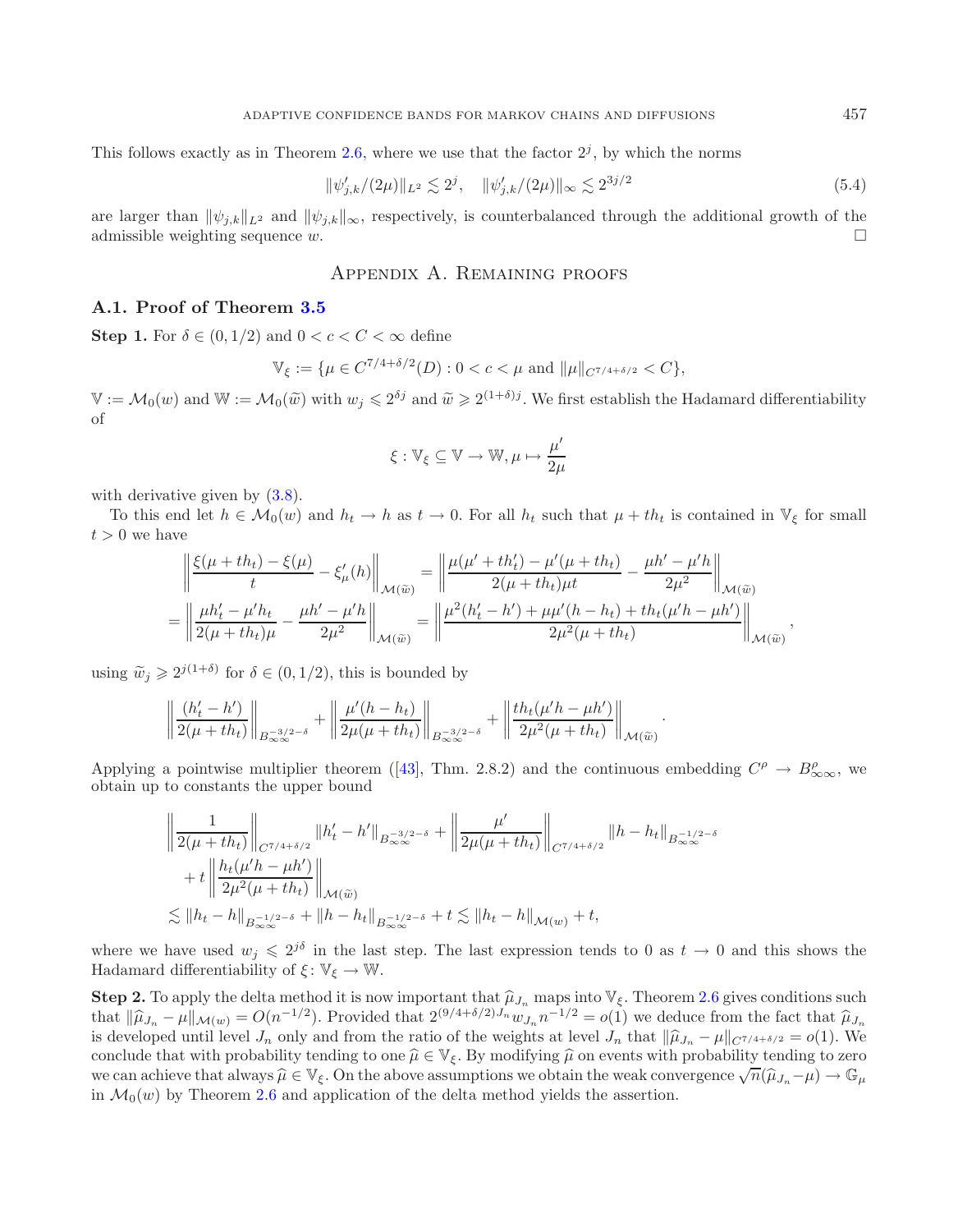This follows exactly as in Theorem 2.6, where we use that the factor $2^j$, by which the norms

$$\|\psi'_{j,k}/(2\mu)\|_{L^2} \lesssim 2^j, \quad \|\psi'_{j,k}/(2\mu)\|_\infty \lesssim 2^{3j/2} \tag{5.4}$$

are larger than $\|\psi_{j,k}\|_{L^2}$ and $\|\psi_{j,k}\|_\infty$, respectively, is counterbalanced through the additional growth of the admissible weighting sequence $w$. □

# Appendix A. Remaining proofs

## A.1. Proof of Theorem 3.5

**Step 1.** For $\delta \in (0, 1/2)$ and $0 < c < C < \infty$ define

$$\mathbb{V}_\xi := \{\mu \in C^{7/4+\delta/2}(D) : 0 < c < \mu \text{ and } \|\mu\|_{C^{7/4+\delta/2}} < C\},$$

$\mathbb{V} := \mathcal{M}_0(w)$ and $\mathbb{W} := \mathcal{M}_0(\widetilde{w})$ with $w_j \leqslant 2^{\delta j}$ and $\widetilde{w} \geqslant 2^{(1+\delta)j}$. We first establish the Hadamard differentiability of

$$\xi : \mathbb{V}_\xi \subseteq \mathbb{V} \to \mathbb{W}, \mu \mapsto \frac{\mu'}{2\mu}$$

with derivative given by (3.8).

To this end let $h \in \mathcal{M}_0(w)$ and $h_t \to h$ as $t \to 0$. For all $h_t$ such that $\mu + th_t$ is contained in $\mathbb{V}_\xi$ for small $t > 0$ we have

$$\left\| \frac{\xi(\mu + th_t) - \xi(\mu)}{t} - \xi'_\mu(h) \right\|_{\mathcal{M}(\widetilde{w})} = \left\| \frac{\mu(\mu' + th'_t) - \mu'(\mu + th_t)}{2(\mu + th_t)\mu t} - \frac{\mu h' - \mu' h}{2\mu^2} \right\|_{\mathcal{M}(\widetilde{w})}$$
$$= \left\| \frac{\mu h'_t - \mu' h_t}{2(\mu + th_t)\mu} - \frac{\mu h' - \mu' h}{2\mu^2} \right\|_{\mathcal{M}(\widetilde{w})} = \left\| \frac{\mu^2(h'_t - h') + \mu\mu'(h - h_t) + th_t(\mu' h - \mu h')}{2\mu^2(\mu + th_t)} \right\|_{\mathcal{M}(\widetilde{w})},$$

using $\widetilde{w}_j \geqslant 2^{j(1+\delta)}$ for $\delta \in (0, 1/2)$, this is bounded by

$$\left\| \frac{(h'_t - h')}{2(\mu + th_t)} \right\|_{B^{-3/2-\delta}_{\infty\infty}} + \left\| \frac{\mu'(h - h_t)}{2\mu(\mu + th_t)} \right\|_{B^{-3/2-\delta}_{\infty\infty}} + \left\| \frac{th_t(\mu' h - \mu h')}{2\mu^2(\mu + th_t)} \right\|_{\mathcal{M}(\widetilde{w})}.$$

Applying a pointwise multiplier theorem ([43], Thm. 2.8.2) and the continuous embedding $C^\rho \to B^\rho_{\infty\infty}$, we obtain up to constants the upper bound

$$\left\| \frac{1}{2(\mu + th_t)} \right\|_{C^{7/4+\delta/2}} \|h'_t - h'\|_{B^{-3/2-\delta}_{\infty\infty}} + \left\| \frac{\mu'}{2\mu(\mu + th_t)} \right\|_{C^{7/4+\delta/2}} \|h - h_t\|_{B^{-1/2-\delta}_{\infty\infty}}$$
$$+ t \left\| \frac{h_t(\mu' h - \mu h')}{2\mu^2(\mu + th_t)} \right\|_{\mathcal{M}(\widetilde{w})}$$
$$\lesssim \|h_t - h\|_{B^{-1/2-\delta}_{\infty\infty}} + \|h - h_t\|_{B^{-1/2-\delta}_{\infty\infty}} + t \lesssim \|h_t - h\|_{\mathcal{M}(w)} + t,$$

where we have used $w_j \leqslant 2^{j\delta}$ in the last step. The last expression tends to 0 as $t \to 0$ and this shows the Hadamard differentiability of $\xi \colon \mathbb{V}_\xi \to \mathbb{W}$.

**Step 2.** To apply the delta method it is now important that $\widehat{\mu}_{J_n}$ maps into $\mathbb{V}_\xi$. Theorem 2.6 gives conditions such that $\|\widehat{\mu}_{J_n} - \mu\|_{\mathcal{M}(w)} = O(n^{-1/2})$. Provided that $2^{(9/4+\delta/2)J_n} w_{J_n} n^{-1/2} = o(1)$ we deduce from the fact that $\widehat{\mu}_{J_n}$ is developed until level $J_n$ only and from the ratio of the weights at level $J_n$ that $\|\widehat{\mu}_{J_n} - \mu\|_{C^{7/4+\delta/2}} = o(1)$. We conclude that with probability tending to one $\widehat{\mu} \in \mathbb{V}_\xi$. By modifying $\widehat{\mu}$ on events with probability tending to zero we can achieve that always $\widehat{\mu} \in \mathbb{V}_\xi$. On the above assumptions we obtain the weak convergence $\sqrt{n}(\widehat{\mu}_{J_n} - \mu) \to \mathbb{G}_\mu$ in $\mathcal{M}_0(w)$ by Theorem 2.6 and application of the delta method yields the assertion.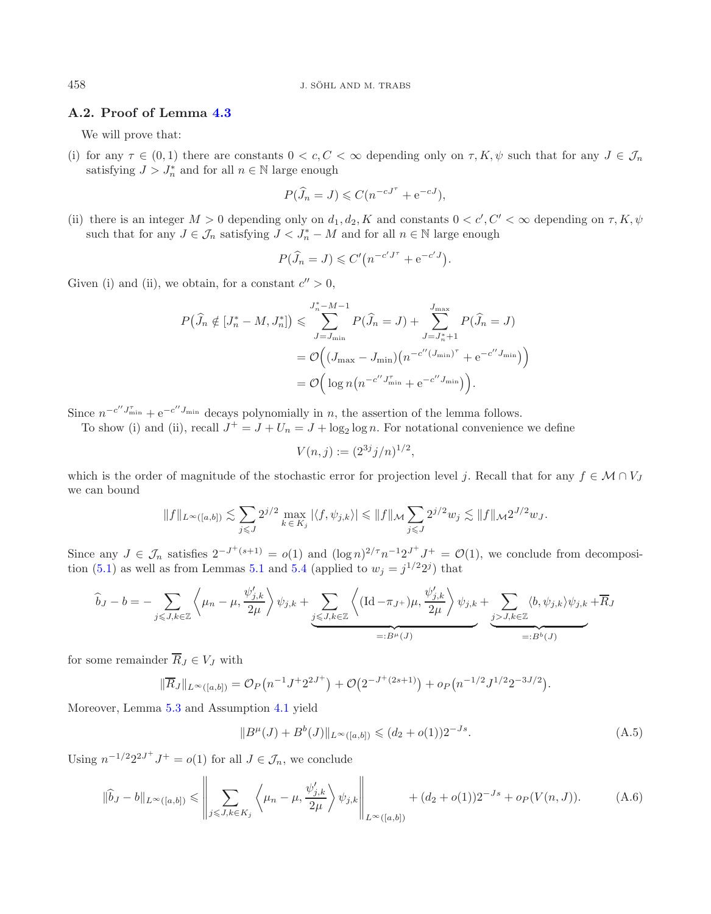### A.2. Proof of Lemma 4.3

We will prove that:

(i) for any $\tau \in (0,1)$ there are constants $0 < c, C < \infty$ depending only on $\tau, K, \psi$ such that for any $J \in \mathcal{J}_n$ satisfying $J > J_n^*$ and for all $n \in \mathbb{N}$ large enough

$$P(\widehat{J}_n = J) \leqslant C(n^{-cJ^\tau} + \mathrm{e}^{-cJ}),$$

(ii) there is an integer $M > 0$ depending only on $d_1, d_2, K$ and constants $0 < c', C' < \infty$ depending on $\tau, K, \psi$ such that for any $J \in \mathcal{J}_n$ satisfying $J < J_n^* - M$ and for all $n \in \mathbb{N}$ large enough

$$P(\widehat{J}_n = J) \leqslant C'\big(n^{-c'J^\tau} + \mathrm{e}^{-c'J}\big).$$

Given (i) and (ii), we obtain, for a constant $c'' > 0$,

$$\begin{aligned}
P\big(\widehat{J}_n \notin [J_n^* - M, J_n^*]\big) &\leqslant \sum_{J=J_{\min}}^{J_n^*-M-1} P(\widehat{J}_n = J) + \sum_{J=J_n^*+1}^{J_{\max}} P(\widehat{J}_n = J) \\
&= \mathcal{O}\Big((J_{\max} - J_{\min})\big(n^{-c''(J_{\min})^\tau} + \mathrm{e}^{-c''J_{\min}}\big)\Big) \\
&= \mathcal{O}\Big(\log n\big(n^{-c''J_{\min}^\tau} + \mathrm{e}^{-c''J_{\min}}\big)\Big).
\end{aligned}$$

Since $n^{-c''J_{\min}^\tau} + \mathrm{e}^{-c''J_{\min}}$ decays polynomially in $n$, the assertion of the lemma follows.

To show (i) and (ii), recall $J^+ = J + U_n = J + \log_2 \log n$. For notational convenience we define

$$V(n,j) := (2^{3j} j/n)^{1/2},$$

which is the order of magnitude of the stochastic error for projection level $j$. Recall that for any $f \in \mathcal{M} \cap V_J$ we can bound

$$\|f\|_{L^\infty([a,b])} \lesssim \sum_{j \leqslant J} 2^{j/2} \max_{k \in K_j} |\langle f, \psi_{j,k}\rangle| \leqslant \|f\|_{\mathcal{M}} \sum_{j \leqslant J} 2^{j/2} w_j \lesssim \|f\|_{\mathcal{M}} 2^{J/2} w_J.$$

Since any $J \in \mathcal{J}_n$ satisfies $2^{-J^+(s+1)} = o(1)$ and $(\log n)^{2/\tau} n^{-1} 2^{J^+} J^+ = \mathcal{O}(1)$, we conclude from decomposition (5.1) as well as from Lemmas 5.1 and 5.4 (applied to $w_j = j^{1/2}2^j$) that

$$\widehat{b}_J - b = -\sum_{j \leqslant J, k \in \mathbb{Z}} \left\langle \mu_n - \mu, \frac{\psi'_{j,k}}{2\mu} \right\rangle \psi_{j,k} + \underbrace{\sum_{j \leqslant J, k \in \mathbb{Z}} \left\langle (\mathrm{Id} - \pi_{J^+})\mu, \frac{\psi'_{j,k}}{2\mu} \right\rangle \psi_{j,k}}_{=: B^\mu(J)} + \underbrace{\sum_{j > J, k \in \mathbb{Z}} \langle b, \psi_{j,k}\rangle \psi_{j,k}}_{=: B^b(J)} + \overline{R}_J$$

for some remainder $\overline{R}_J \in V_J$ with

$$\|\overline{R}_J\|_{L^\infty([a,b])} = \mathcal{O}_P\big(n^{-1} J^+ 2^{2J^+}\big) + \mathcal{O}\big(2^{-J^+(2s+1)}\big) + o_P\big(n^{-1/2} J^{1/2} 2^{-3J/2}\big).$$

Moreover, Lemma 5.3 and Assumption 4.1 yield

$$\|B^\mu(J) + B^b(J)\|_{L^\infty([a,b])} \leqslant (d_2 + o(1)) 2^{-Js}. \tag{A.5}$$

Using $n^{-1/2} 2^{2J^+} J^+ = o(1)$ for all $J \in \mathcal{J}_n$, we conclude

$$\|\widehat{b}_J - b\|_{L^\infty([a,b])} \leqslant \left\| \sum_{j \leqslant J, k \in K_j} \left\langle \mu_n - \mu, \frac{\psi'_{j,k}}{2\mu} \right\rangle \psi_{j,k} \right\|_{L^\infty([a,b])} + (d_2 + o(1)) 2^{-Js} + o_P(V(n,J)). \tag{A.6}$$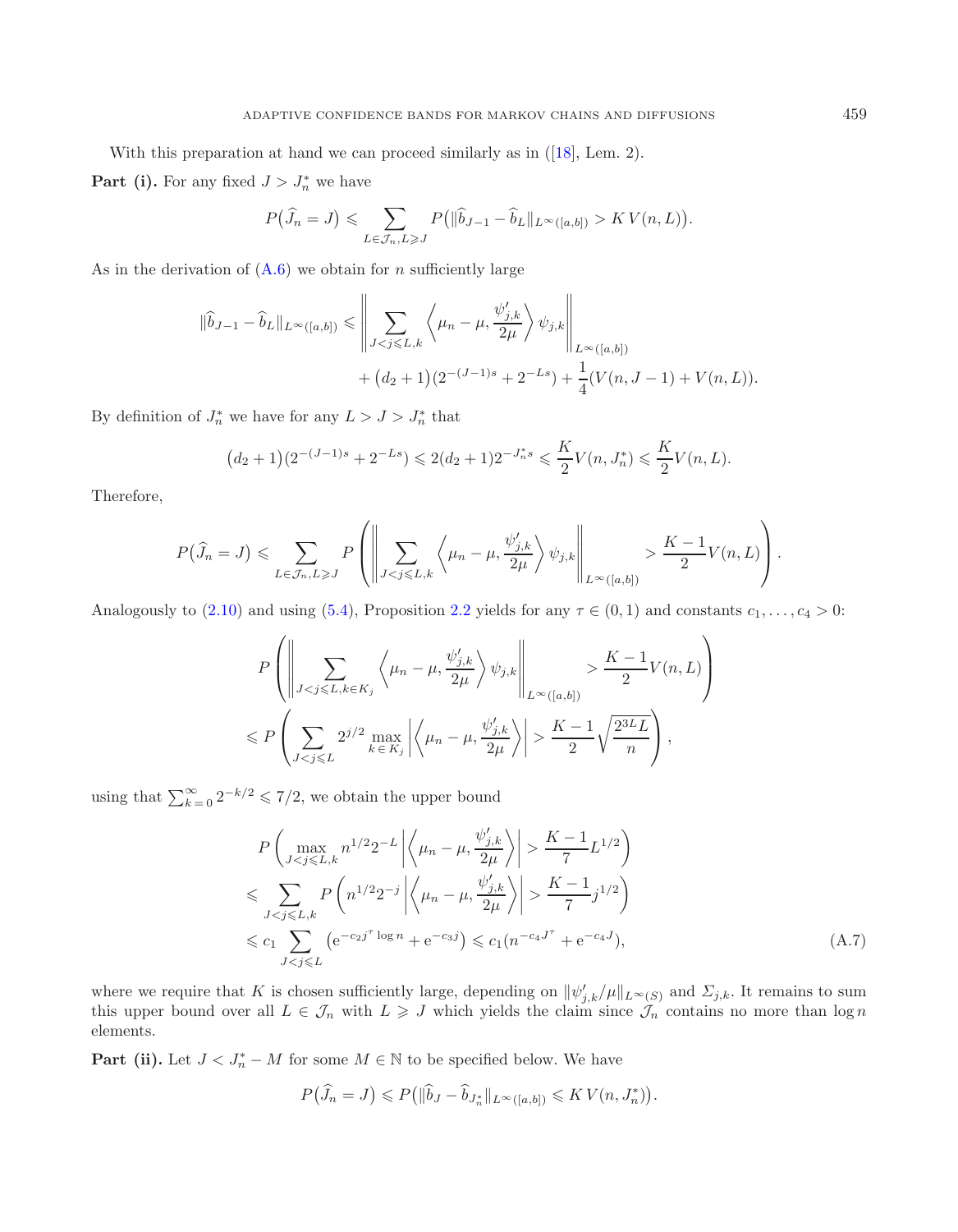With this preparation at hand we can proceed similarly as in ([18], Lem. 2).

**Part (i).** For any fixed $J > J_n^*$ we have

$$P\big(\widehat{J}_n = J\big) \leqslant \sum_{L\in\mathcal{J}_n, L\geqslant J} P\big(\|\widehat{b}_{J-1} - \widehat{b}_L\|_{L^\infty([a,b])} > K\,V(n,L)\big).$$

As in the derivation of (A.6) we obtain for $n$ sufficiently large

$$\|\widehat{b}_{J-1} - \widehat{b}_L\|_{L^\infty([a,b])} \leqslant \left\| \sum_{J<j\leqslant L,k} \left\langle \mu_n - \mu, \frac{\psi'_{j,k}}{2\mu}\right\rangle \psi_{j,k} \right\|_{L^\infty([a,b])} + \big(d_2+1\big)(2^{-(J-1)s} + 2^{-Ls}) + \frac{1}{4}(V(n,J-1) + V(n,L)).$$

By definition of $J_n^*$ we have for any $L > J > J_n^*$ that

$$\big(d_2+1\big)(2^{-(J-1)s} + 2^{-Ls}) \leqslant 2(d_2+1)2^{-J_n^* s} \leqslant \frac{K}{2}V(n,J_n^*) \leqslant \frac{K}{2}V(n,L).$$

Therefore,

$$P\big(\widehat{J}_n = J\big) \leqslant \sum_{L\in\mathcal{J}_n, L\geqslant J} P\left( \left\| \sum_{J<j\leqslant L,k} \left\langle \mu_n - \mu, \frac{\psi'_{j,k}}{2\mu}\right\rangle \psi_{j,k} \right\|_{L^\infty([a,b])} > \frac{K-1}{2}V(n,L)\right).$$

Analogously to (2.10) and using (5.4), Proposition 2.2 yields for any $\tau \in (0,1)$ and constants $c_1,\ldots,c_4 > 0$:

$$\begin{aligned} &P\left( \left\| \sum_{J<j\leqslant L,k\in K_j} \left\langle \mu_n - \mu, \frac{\psi'_{j,k}}{2\mu}\right\rangle \psi_{j,k} \right\|_{L^\infty([a,b])} > \frac{K-1}{2}V(n,L)\right) \\ &\leqslant P\left( \sum_{J<j\leqslant L} 2^{j/2} \max_{k\,\in\,K_j} \left| \left\langle \mu_n - \mu, \frac{\psi'_{j,k}}{2\mu}\right\rangle \right| > \frac{K-1}{2}\sqrt{\frac{2^{3L}L}{n}} \right), \end{aligned}$$

using that $\sum_{k=0}^\infty 2^{-k/2} \leqslant 7/2$, we obtain the upper bound

$$\begin{aligned} &P\left( \max_{J<j\leqslant L,k} n^{1/2}2^{-L} \left| \left\langle \mu_n - \mu, \frac{\psi'_{j,k}}{2\mu}\right\rangle \right| > \frac{K-1}{7}L^{1/2} \right) \\ &\leqslant \sum_{J<j\leqslant L,k} P\left( n^{1/2}2^{-j} \left| \left\langle \mu_n - \mu, \frac{\psi'_{j,k}}{2\mu}\right\rangle \right| > \frac{K-1}{7}j^{1/2} \right) \\ &\leqslant c_1 \sum_{J<j\leqslant L} \big( \mathrm{e}^{-c_2 j^\tau \log n} + \mathrm{e}^{-c_3 j} \big) \leqslant c_1 (n^{-c_4 J^\tau} + \mathrm{e}^{-c_4 J}), \end{aligned} \tag{A.7}$$

where we require that $K$ is chosen sufficiently large, depending on $\|\psi'_{j,k}/\mu\|_{L^\infty(S)}$ and $\Sigma_{j,k}$. It remains to sum this upper bound over all $L \in \mathcal{J}_n$ with $L \geqslant J$ which yields the claim since $\mathcal{J}_n$ contains no more than $\log n$ elements.

**Part (ii).** Let $J < J_n^* - M$ for some $M \in \mathbb{N}$ to be specified below. We have

$$P\big(\widehat{J}_n = J\big) \leqslant P\big(\|\widehat{b}_J - \widehat{b}_{J_n^*}\|_{L^\infty([a,b])} \leqslant K\,V(n,J_n^*)\big).$$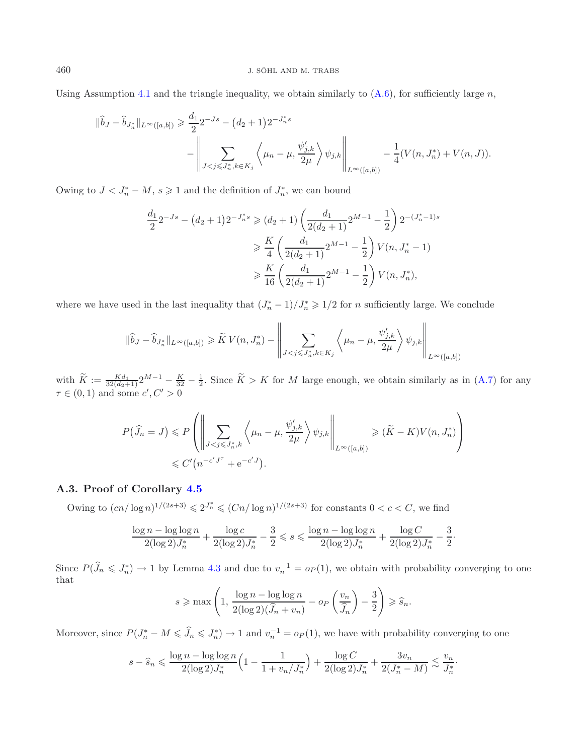Using Assumption 4.1 and the triangle inequality, we obtain similarly to (A.6), for sufficiently large $n$,

$$\|\widehat{b}_J - \widehat{b}_{J_n^*}\|_{L^\infty([a,b])} \geqslant \frac{d_1}{2} 2^{-Js} - (d_2+1)2^{-J_n^* s} - \left\| \sum_{J<j\leqslant J_n^*, k\in K_j} \left\langle \mu_n - \mu, \frac{\psi_{j,k}'}{2\mu} \right\rangle \psi_{j,k} \right\|_{L^\infty([a,b])} - \frac{1}{4}(V(n,J_n^*) + V(n,J)).$$

Owing to $J < J_n^* - M$, $s \geqslant 1$ and the definition of $J_n^*$, we can bound

$$\begin{aligned}
\frac{d_1}{2} 2^{-Js} - (d_2+1)2^{-J_n^* s} &\geqslant (d_2+1)\left(\frac{d_1}{2(d_2+1)} 2^{M-1} - \frac{1}{2}\right) 2^{-(J_n^*-1)s} \\
&\geqslant \frac{K}{4}\left(\frac{d_1}{2(d_2+1)} 2^{M-1} - \frac{1}{2}\right) V(n, J_n^* - 1) \\
&\geqslant \frac{K}{16}\left(\frac{d_1}{2(d_2+1)} 2^{M-1} - \frac{1}{2}\right) V(n, J_n^*),
\end{aligned}$$

where we have used in the last inequality that $(J_n^*-1)/J_n^* \geqslant 1/2$ for $n$ sufficiently large. We conclude

$$\|\widehat{b}_J - \widehat{b}_{J_n^*}\|_{L^\infty([a,b])} \geqslant \widetilde{K}\, V(n,J_n^*) - \left\| \sum_{J<j\leqslant J_n^*, k\in K_j} \left\langle \mu_n - \mu, \frac{\psi_{j,k}'}{2\mu} \right\rangle \psi_{j,k} \right\|_{L^\infty([a,b])}$$

with $\widetilde{K} := \frac{Kd_1}{32(d_2+1)} 2^{M-1} - \frac{K}{32} - \frac{1}{2}$. Since $\widetilde{K} > K$ for $M$ large enough, we obtain similarly as in (A.7) for any $\tau \in (0,1)$ and some $c', C' > 0$

$$\begin{aligned}
P\big(\widehat{J}_n = J\big) &\leqslant P\left( \left\| \sum_{J<j\leqslant J_n^*, k} \left\langle \mu_n - \mu, \frac{\psi_{j,k}'}{2\mu} \right\rangle \psi_{j,k} \right\|_{L^\infty([a,b])} \geqslant (\widetilde{K} - K) V(n, J_n^*) \right) \\
&\leqslant C'\big(n^{-c' J^\tau} + \mathrm{e}^{-c' J}\big).
\end{aligned}$$

### A.3. Proof of Corollary 4.5

Owing to $(cn/\log n)^{1/(2s+3)} \leqslant 2^{J_n^*} \leqslant (Cn/\log n)^{1/(2s+3)}$ for constants $0 < c < C$, we find

$$\frac{\log n - \log\log n}{2(\log 2) J_n^*} + \frac{\log c}{2(\log 2) J_n^*} - \frac{3}{2} \leqslant s \leqslant \frac{\log n - \log\log n}{2(\log 2) J_n^*} + \frac{\log C}{2(\log 2) J_n^*} - \frac{3}{2}.$$

Since $P(\widehat{J}_n \leqslant J_n^*) \to 1$ by Lemma 4.3 and due to $v_n^{-1} = o_P(1)$, we obtain with probability converging to one that

$$s \geqslant \max\left(1, \frac{\log n - \log\log n}{2(\log 2)(\widehat{J}_n + v_n)} - o_P\left(\frac{v_n}{\widehat{J}_n}\right) - \frac{3}{2}\right) \geqslant \widehat{s}_n.$$

Moreover, since $P(J_n^* - M \leqslant \widehat{J}_n \leqslant J_n^*) \to 1$ and $v_n^{-1} = o_P(1)$, we have with probability converging to one

$$s - \widehat{s}_n \leqslant \frac{\log n - \log\log n}{2(\log 2) J_n^*}\Big(1 - \frac{1}{1 + v_n/J_n^*}\Big) + \frac{\log C}{2(\log 2) J_n^*} + \frac{3 v_n}{2(J_n^* - M)} \lesssim \frac{v_n}{J_n^*}.$$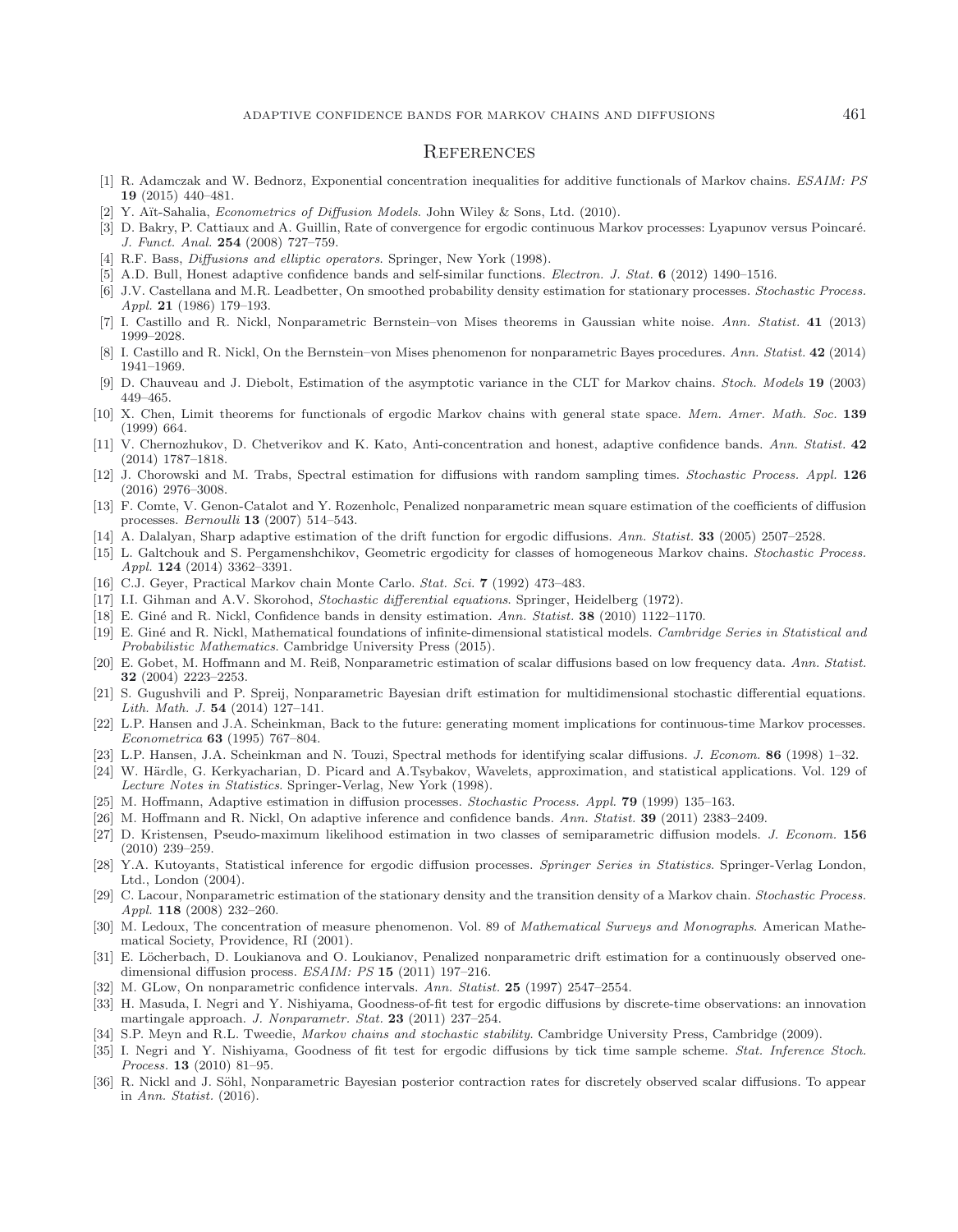## References

[1] R. Adamczak and W. Bednorz, Exponential concentration inequalities for additive functionals of Markov chains. *ESAIM: PS* **19** (2015) 440–481.

[2] Y. Aït-Sahalia, *Econometrics of Diffusion Models*. John Wiley & Sons, Ltd. (2010).

[3] D. Bakry, P. Cattiaux and A. Guillin, Rate of convergence for ergodic continuous Markov processes: Lyapunov versus Poincaré. *J. Funct. Anal.* **254** (2008) 727–759.

[4] R.F. Bass, *Diffusions and elliptic operators*. Springer, New York (1998).

[5] A.D. Bull, Honest adaptive confidence bands and self-similar functions. *Electron. J. Stat.* **6** (2012) 1490–1516.

[6] J.V. Castellana and M.R. Leadbetter, On smoothed probability density estimation for stationary processes. *Stochastic Process. Appl.* **21** (1986) 179–193.

[7] I. Castillo and R. Nickl, Nonparametric Bernstein–von Mises theorems in Gaussian white noise. *Ann. Statist.* **41** (2013) 1999–2028.

[8] I. Castillo and R. Nickl, On the Bernstein–von Mises phenomenon for nonparametric Bayes procedures. *Ann. Statist.* **42** (2014) 1941–1969.

[9] D. Chauveau and J. Diebolt, Estimation of the asymptotic variance in the CLT for Markov chains. *Stoch. Models* **19** (2003) 449–465.

[10] X. Chen, Limit theorems for functionals of ergodic Markov chains with general state space. *Mem. Amer. Math. Soc.* **139** (1999) 664.

[11] V. Chernozhukov, D. Chetverikov and K. Kato, Anti-concentration and honest, adaptive confidence bands. *Ann. Statist.* **42** (2014) 1787–1818.

[12] J. Chorowski and M. Trabs, Spectral estimation for diffusions with random sampling times. *Stochastic Process. Appl.* **126** (2016) 2976–3008.

[13] F. Comte, V. Genon-Catalot and Y. Rozenholc, Penalized nonparametric mean square estimation of the coefficients of diffusion processes. *Bernoulli* **13** (2007) 514–543.

[14] A. Dalalyan, Sharp adaptive estimation of the drift function for ergodic diffusions. *Ann. Statist.* **33** (2005) 2507–2528.

[15] L. Galtchouk and S. Pergamenshchikov, Geometric ergodicity for classes of homogeneous Markov chains. *Stochastic Process. Appl.* **124** (2014) 3362–3391.

[16] C.J. Geyer, Practical Markov chain Monte Carlo. *Stat. Sci.* **7** (1992) 473–483.

[17] I.I. Gihman and A.V. Skorohod, *Stochastic differential equations*. Springer, Heidelberg (1972).

[18] E. Giné and R. Nickl, Confidence bands in density estimation. *Ann. Statist.* **38** (2010) 1122–1170.

[19] E. Giné and R. Nickl, Mathematical foundations of infinite-dimensional statistical models. *Cambridge Series in Statistical and Probabilistic Mathematics*. Cambridge University Press (2015).

[20] E. Gobet, M. Hoffmann and M. Reiß, Nonparametric estimation of scalar diffusions based on low frequency data. *Ann. Statist.* **32** (2004) 2223–2253.

[21] S. Gugushvili and P. Spreij, Nonparametric Bayesian drift estimation for multidimensional stochastic differential equations. *Lith. Math. J.* **54** (2014) 127–141.

[22] L.P. Hansen and J.A. Scheinkman, Back to the future: generating moment implications for continuous-time Markov processes. *Econometrica* **63** (1995) 767–804.

[23] L.P. Hansen, J.A. Scheinkman and N. Touzi, Spectral methods for identifying scalar diffusions. *J. Econom.* **86** (1998) 1–32.

[24] W. Härdle, G. Kerkyacharian, D. Picard and A.Tsybakov, Wavelets, approximation, and statistical applications. Vol. 129 of *Lecture Notes in Statistics*. Springer-Verlag, New York (1998).

[25] M. Hoffmann, Adaptive estimation in diffusion processes. *Stochastic Process. Appl.* **79** (1999) 135–163.

[26] M. Hoffmann and R. Nickl, On adaptive inference and confidence bands. *Ann. Statist.* **39** (2011) 2383–2409.

[27] D. Kristensen, Pseudo-maximum likelihood estimation in two classes of semiparametric diffusion models. *J. Econom.* **156** (2010) 239–259.

[28] Y.A. Kutoyants, Statistical inference for ergodic diffusion processes. *Springer Series in Statistics*. Springer-Verlag London, Ltd., London (2004).

[29] C. Lacour, Nonparametric estimation of the stationary density and the transition density of a Markov chain. *Stochastic Process. Appl.* **118** (2008) 232–260.

[30] M. Ledoux, The concentration of measure phenomenon. Vol. 89 of *Mathematical Surveys and Monographs*. American Mathematical Society, Providence, RI (2001).

[31] E. Löcherbach, D. Loukianova and O. Loukianov, Penalized nonparametric drift estimation for a continuously observed one-dimensional diffusion process. *ESAIM: PS* **15** (2011) 197–216.

[32] M. GLow, On nonparametric confidence intervals. *Ann. Statist.* **25** (1997) 2547–2554.

[33] H. Masuda, I. Negri and Y. Nishiyama, Goodness-of-fit test for ergodic diffusions by discrete-time observations: an innovation martingale approach. *J. Nonparametr. Stat.* **23** (2011) 237–254.

[34] S.P. Meyn and R.L. Tweedie, *Markov chains and stochastic stability*. Cambridge University Press, Cambridge (2009).

[35] I. Negri and Y. Nishiyama, Goodness of fit test for ergodic diffusions by tick time sample scheme. *Stat. Inference Stoch. Process.* **13** (2010) 81–95.

[36] R. Nickl and J. Söhl, Nonparametric Bayesian posterior contraction rates for discretely observed scalar diffusions. To appear in *Ann. Statist.* (2016).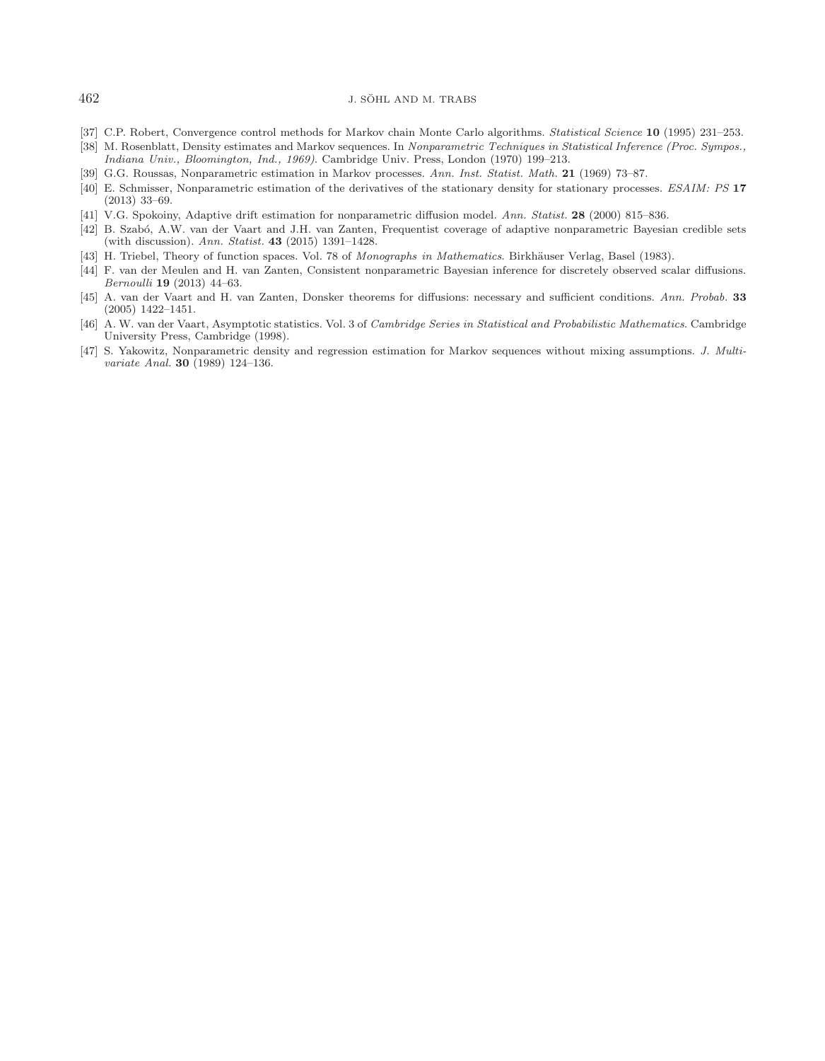[37] C.P. Robert, Convergence control methods for Markov chain Monte Carlo algorithms. *Statistical Science* **10** (1995) 231–253.

[38] M. Rosenblatt, Density estimates and Markov sequences. In *Nonparametric Techniques in Statistical Inference (Proc. Sympos., Indiana Univ., Bloomington, Ind., 1969).* Cambridge Univ. Press, London (1970) 199–213.

[39] G.G. Roussas, Nonparametric estimation in Markov processes. *Ann. Inst. Statist. Math.* **21** (1969) 73–87.

[40] E. Schmisser, Nonparametric estimation of the derivatives of the stationary density for stationary processes. *ESAIM: PS* **17** (2013) 33–69.

[41] V.G. Spokoiny, Adaptive drift estimation for nonparametric diffusion model. *Ann. Statist.* **28** (2000) 815–836.

[42] B. Szabó, A.W. van der Vaart and J.H. van Zanten, Frequentist coverage of adaptive nonparametric Bayesian credible sets (with discussion). *Ann. Statist.* **43** (2015) 1391–1428.

[43] H. Triebel, Theory of function spaces. Vol. 78 of *Monographs in Mathematics*. Birkhäuser Verlag, Basel (1983).

[44] F. van der Meulen and H. van Zanten, Consistent nonparametric Bayesian inference for discretely observed scalar diffusions. *Bernoulli* **19** (2013) 44–63.

[45] A. van der Vaart and H. van Zanten, Donsker theorems for diffusions: necessary and sufficient conditions. *Ann. Probab.* **33** (2005) 1422–1451.

[46] A. W. van der Vaart, Asymptotic statistics. Vol. 3 of *Cambridge Series in Statistical and Probabilistic Mathematics*. Cambridge University Press, Cambridge (1998).

[47] S. Yakowitz, Nonparametric density and regression estimation for Markov sequences without mixing assumptions. *J. Multivariate Anal.* **30** (1989) 124–136.